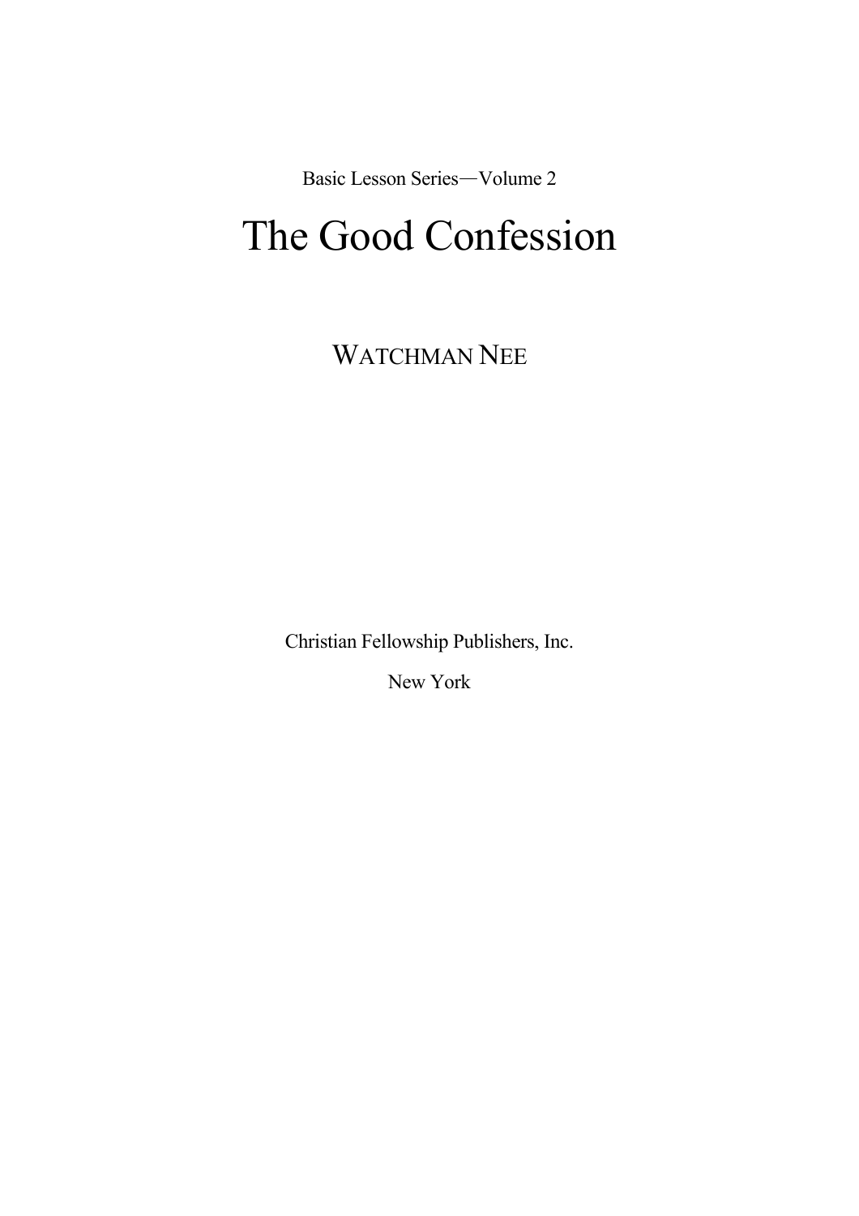Basic Lesson Series—Volume 2

# The Good Confession

WATCHMAN NEE

Christian Fellowship Publishers, Inc.

New York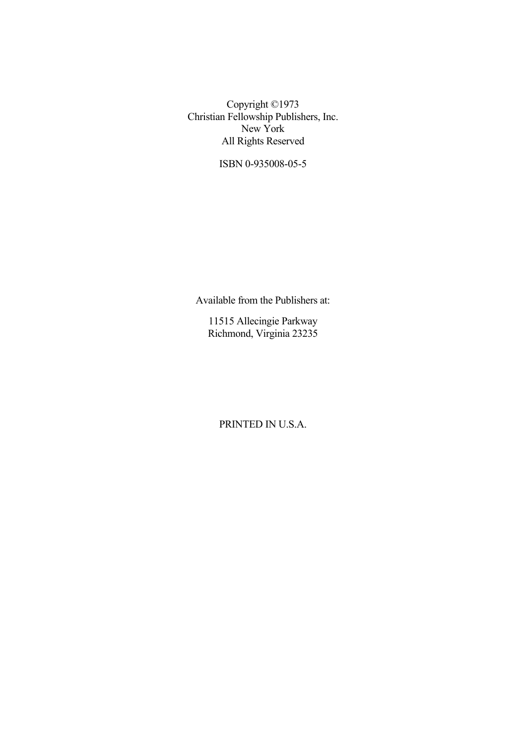Copyright ©1973
Christian Fellowship Publishers, Inc.
New York
All Rights Reserved

ISBN 0-935008-05-5

Available from the Publishers at:

11515 Allecingie Parkway
Richmond, Virginia 23235

PRINTED IN U.S.A.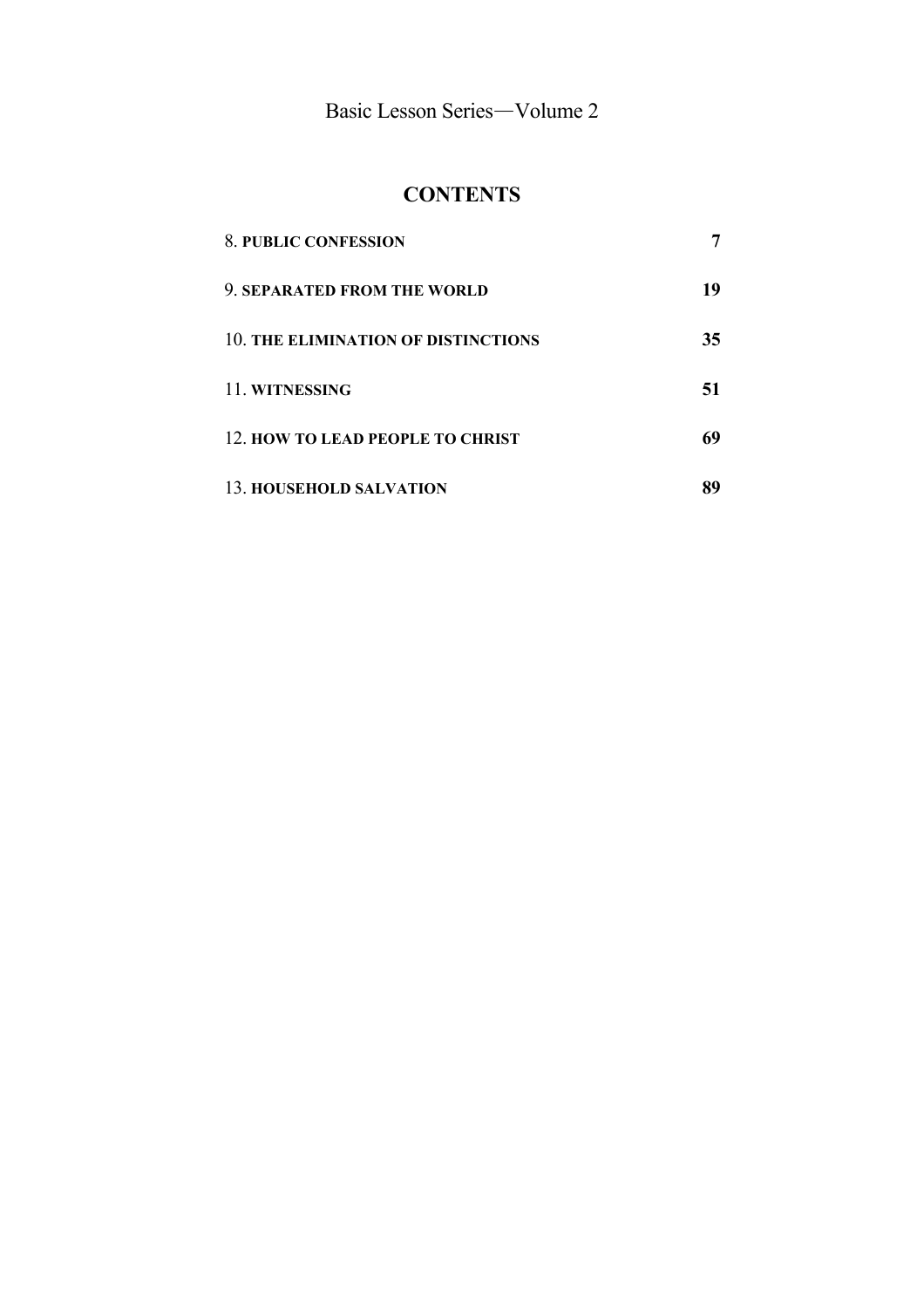Basic Lesson Series—Volume 2

# CONTENTS

| | |
|---|---|
| 8. **PUBLIC CONFESSION** | **7** |
| 9. **SEPARATED FROM THE WORLD** | **19** |
| 10. **THE ELIMINATION OF DISTINCTIONS** | **35** |
| 11. **WITNESSING** | **51** |
| 12. **HOW TO LEAD PEOPLE TO CHRIST** | **69** |
| 13. **HOUSEHOLD SALVATION** | **89** |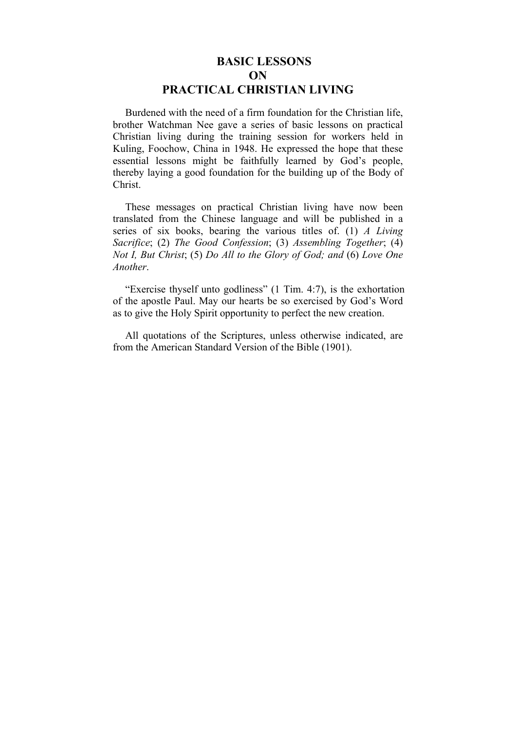# BASIC LESSONS ON PRACTICAL CHRISTIAN LIVING

Burdened with the need of a firm foundation for the Christian life, brother Watchman Nee gave a series of basic lessons on practical Christian living during the training session for workers held in Kuling, Foochow, China in 1948. He expressed the hope that these essential lessons might be faithfully learned by God's people, thereby laying a good foundation for the building up of the Body of Christ.

These messages on practical Christian living have now been translated from the Chinese language and will be published in a series of six books, bearing the various titles of. (1) *A Living Sacrifice*; (2) *The Good Confession*; (3) *Assembling Together*; (4) *Not I, But Christ*; (5) *Do All to the Glory of God; and* (6) *Love One Another*.

"Exercise thyself unto godliness" (1 Tim. 4:7), is the exhortation of the apostle Paul. May our hearts be so exercised by God's Word as to give the Holy Spirit opportunity to perfect the new creation.

All quotations of the Scriptures, unless otherwise indicated, are from the American Standard Version of the Bible (1901).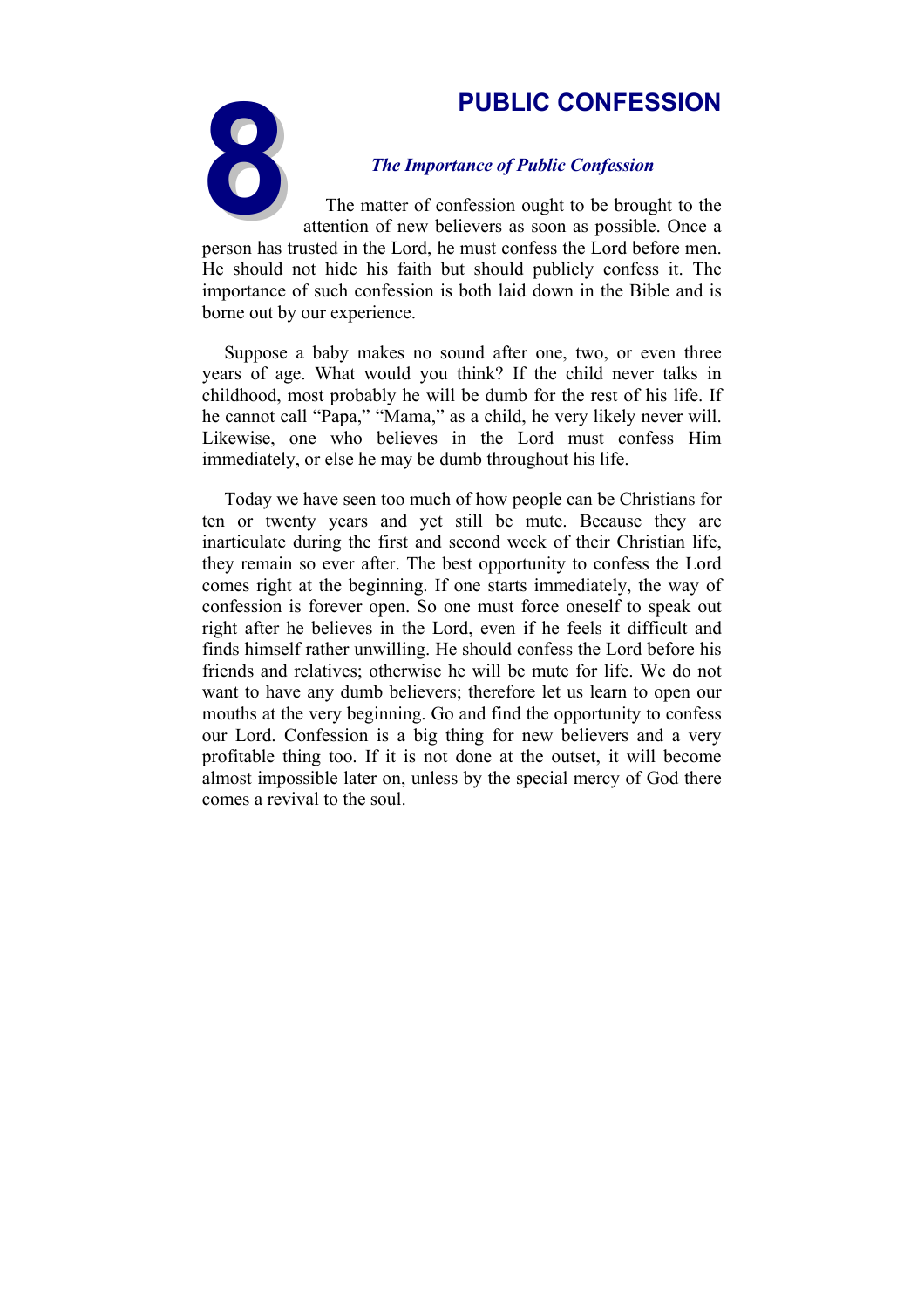# 8 PUBLIC CONFESSION

## *The Importance of Public Confession*

The matter of confession ought to be brought to the attention of new believers as soon as possible. Once a person has trusted in the Lord, he must confess the Lord before men. He should not hide his faith but should publicly confess it. The importance of such confession is both laid down in the Bible and is borne out by our experience.

Suppose a baby makes no sound after one, two, or even three years of age. What would you think? If the child never talks in childhood, most probably he will be dumb for the rest of his life. If he cannot call "Papa," "Mama," as a child, he very likely never will. Likewise, one who believes in the Lord must confess Him immediately, or else he may be dumb throughout his life.

Today we have seen too much of how people can be Christians for ten or twenty years and yet still be mute. Because they are inarticulate during the first and second week of their Christian life, they remain so ever after. The best opportunity to confess the Lord comes right at the beginning. If one starts immediately, the way of confession is forever open. So one must force oneself to speak out right after he believes in the Lord, even if he feels it difficult and finds himself rather unwilling. He should confess the Lord before his friends and relatives; otherwise he will be mute for life. We do not want to have any dumb believers; therefore let us learn to open our mouths at the very beginning. Go and find the opportunity to confess our Lord. Confession is a big thing for new believers and a very profitable thing too. If it is not done at the outset, it will become almost impossible later on, unless by the special mercy of God there comes a revival to the soul.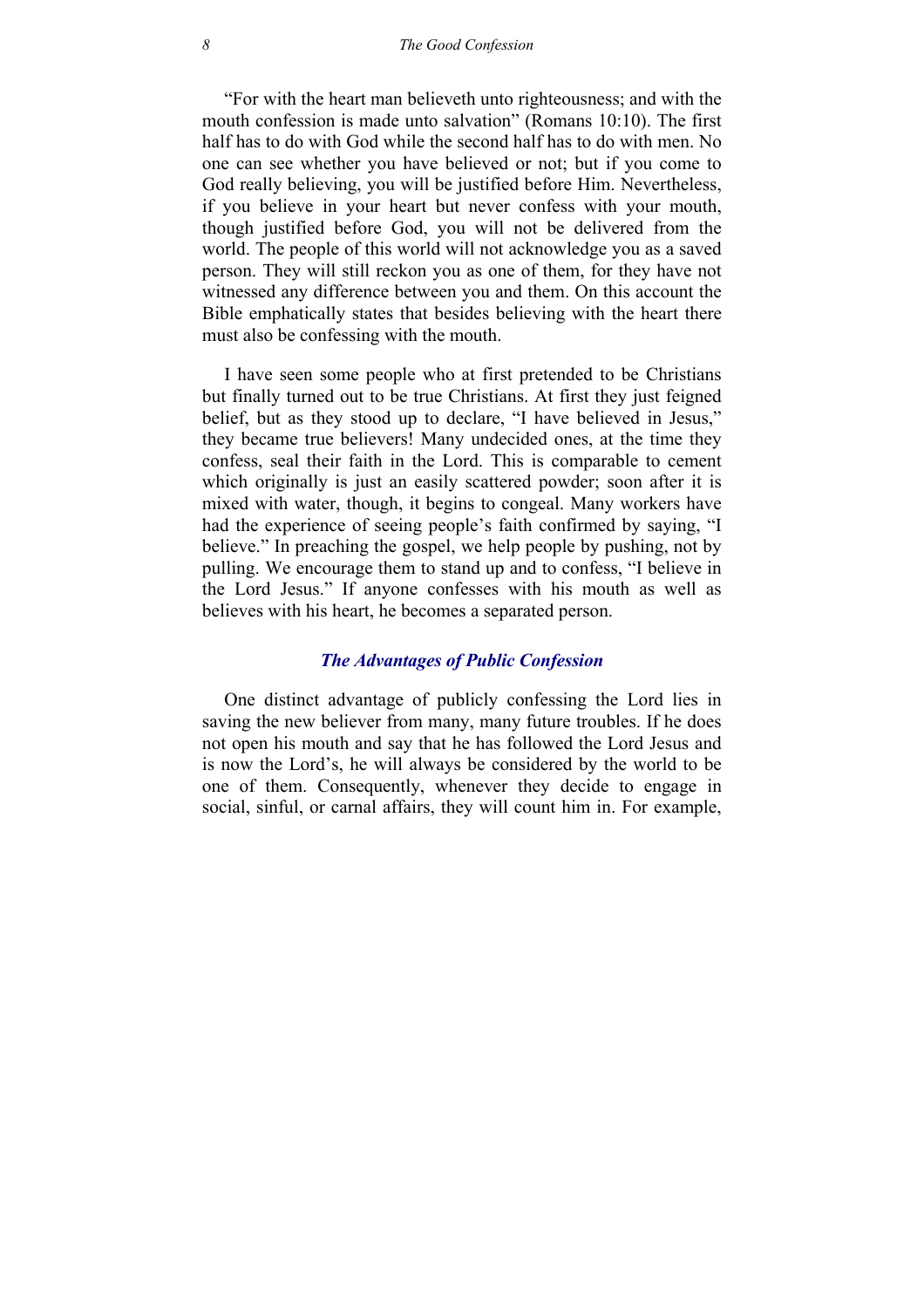"For with the heart man believeth unto righteousness; and with the mouth confession is made unto salvation" (Romans 10:10). The first half has to do with God while the second half has to do with men. No one can see whether you have believed or not; but if you come to God really believing, you will be justified before Him. Nevertheless, if you believe in your heart but never confess with your mouth, though justified before God, you will not be delivered from the world. The people of this world will not acknowledge you as a saved person. They will still reckon you as one of them, for they have not witnessed any difference between you and them. On this account the Bible emphatically states that besides believing with the heart there must also be confessing with the mouth.

I have seen some people who at first pretended to be Christians but finally turned out to be true Christians. At first they just feigned belief, but as they stood up to declare, "I have believed in Jesus," they became true believers! Many undecided ones, at the time they confess, seal their faith in the Lord. This is comparable to cement which originally is just an easily scattered powder; soon after it is mixed with water, though, it begins to congeal. Many workers have had the experience of seeing people's faith confirmed by saying, "I believe." In preaching the gospel, we help people by pushing, not by pulling. We encourage them to stand up and to confess, "I believe in the Lord Jesus." If anyone confesses with his mouth as well as believes with his heart, he becomes a separated person.

### *The Advantages of Public Confession*

One distinct advantage of publicly confessing the Lord lies in saving the new believer from many, many future troubles. If he does not open his mouth and say that he has followed the Lord Jesus and is now the Lord's, he will always be considered by the world to be one of them. Consequently, whenever they decide to engage in social, sinful, or carnal affairs, they will count him in. For example,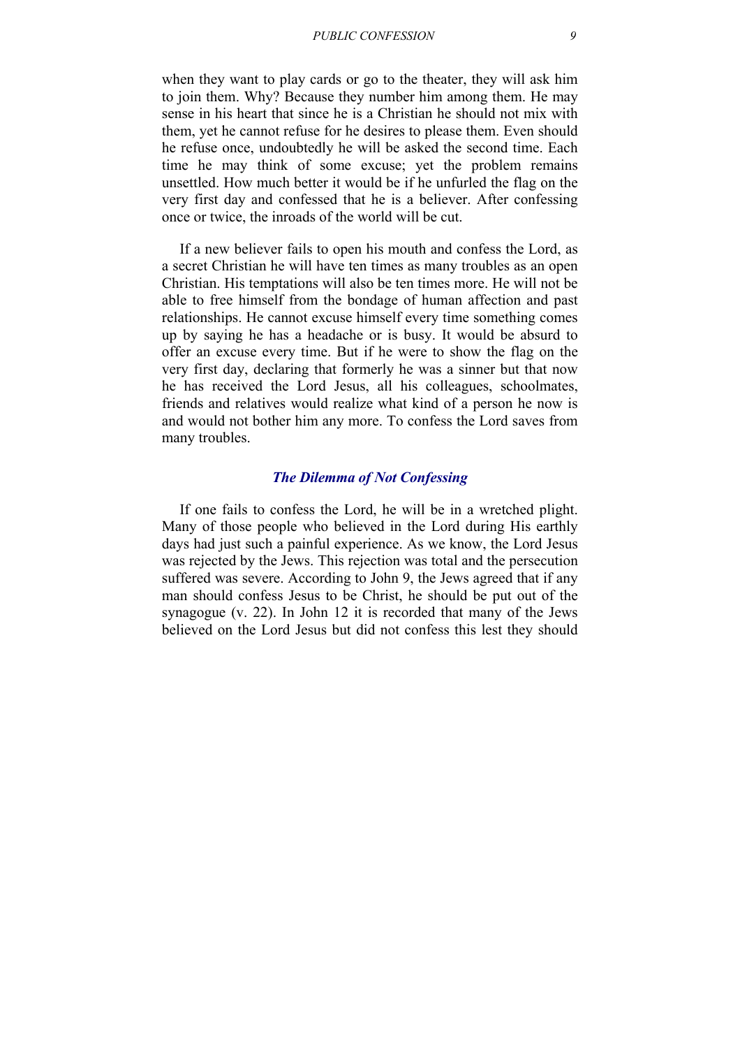when they want to play cards or go to the theater, they will ask him to join them. Why? Because they number him among them. He may sense in his heart that since he is a Christian he should not mix with them, yet he cannot refuse for he desires to please them. Even should he refuse once, undoubtedly he will be asked the second time. Each time he may think of some excuse; yet the problem remains unsettled. How much better it would be if he unfurled the flag on the very first day and confessed that he is a believer. After confessing once or twice, the inroads of the world will be cut.

If a new believer fails to open his mouth and confess the Lord, as a secret Christian he will have ten times as many troubles as an open Christian. His temptations will also be ten times more. He will not be able to free himself from the bondage of human affection and past relationships. He cannot excuse himself every time something comes up by saying he has a headache or is busy. It would be absurd to offer an excuse every time. But if he were to show the flag on the very first day, declaring that formerly he was a sinner but that now he has received the Lord Jesus, all his colleagues, schoolmates, friends and relatives would realize what kind of a person he now is and would not bother him any more. To confess the Lord saves from many troubles.

### *The Dilemma of Not Confessing*

If one fails to confess the Lord, he will be in a wretched plight. Many of those people who believed in the Lord during His earthly days had just such a painful experience. As we know, the Lord Jesus was rejected by the Jews. This rejection was total and the persecution suffered was severe. According to John 9, the Jews agreed that if any man should confess Jesus to be Christ, he should be put out of the synagogue (v. 22). In John 12 it is recorded that many of the Jews believed on the Lord Jesus but did not confess this lest they should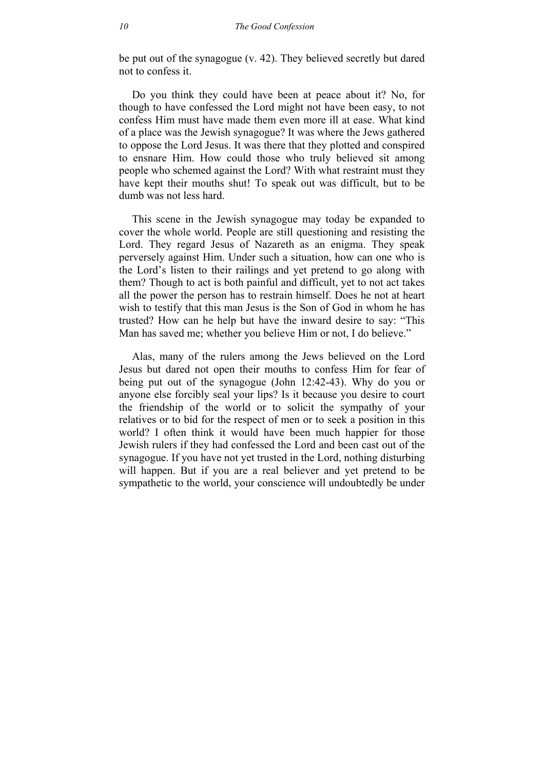be put out of the synagogue (v. 42). They believed secretly but dared not to confess it.

Do you think they could have been at peace about it? No, for though to have confessed the Lord might not have been easy, to not confess Him must have made them even more ill at ease. What kind of a place was the Jewish synagogue? It was where the Jews gathered to oppose the Lord Jesus. It was there that they plotted and conspired to ensnare Him. How could those who truly believed sit among people who schemed against the Lord? With what restraint must they have kept their mouths shut! To speak out was difficult, but to be dumb was not less hard.

This scene in the Jewish synagogue may today be expanded to cover the whole world. People are still questioning and resisting the Lord. They regard Jesus of Nazareth as an enigma. They speak perversely against Him. Under such a situation, how can one who is the Lord's listen to their railings and yet pretend to go along with them? Though to act is both painful and difficult, yet to not act takes all the power the person has to restrain himself. Does he not at heart wish to testify that this man Jesus is the Son of God in whom he has trusted? How can he help but have the inward desire to say: "This Man has saved me; whether you believe Him or not, I do believe."

Alas, many of the rulers among the Jews believed on the Lord Jesus but dared not open their mouths to confess Him for fear of being put out of the synagogue (John 12:42-43). Why do you or anyone else forcibly seal your lips? Is it because you desire to court the friendship of the world or to solicit the sympathy of your relatives or to bid for the respect of men or to seek a position in this world? I often think it would have been much happier for those Jewish rulers if they had confessed the Lord and been cast out of the synagogue. If you have not yet trusted in the Lord, nothing disturbing will happen. But if you are a real believer and yet pretend to be sympathetic to the world, your conscience will undoubtedly be under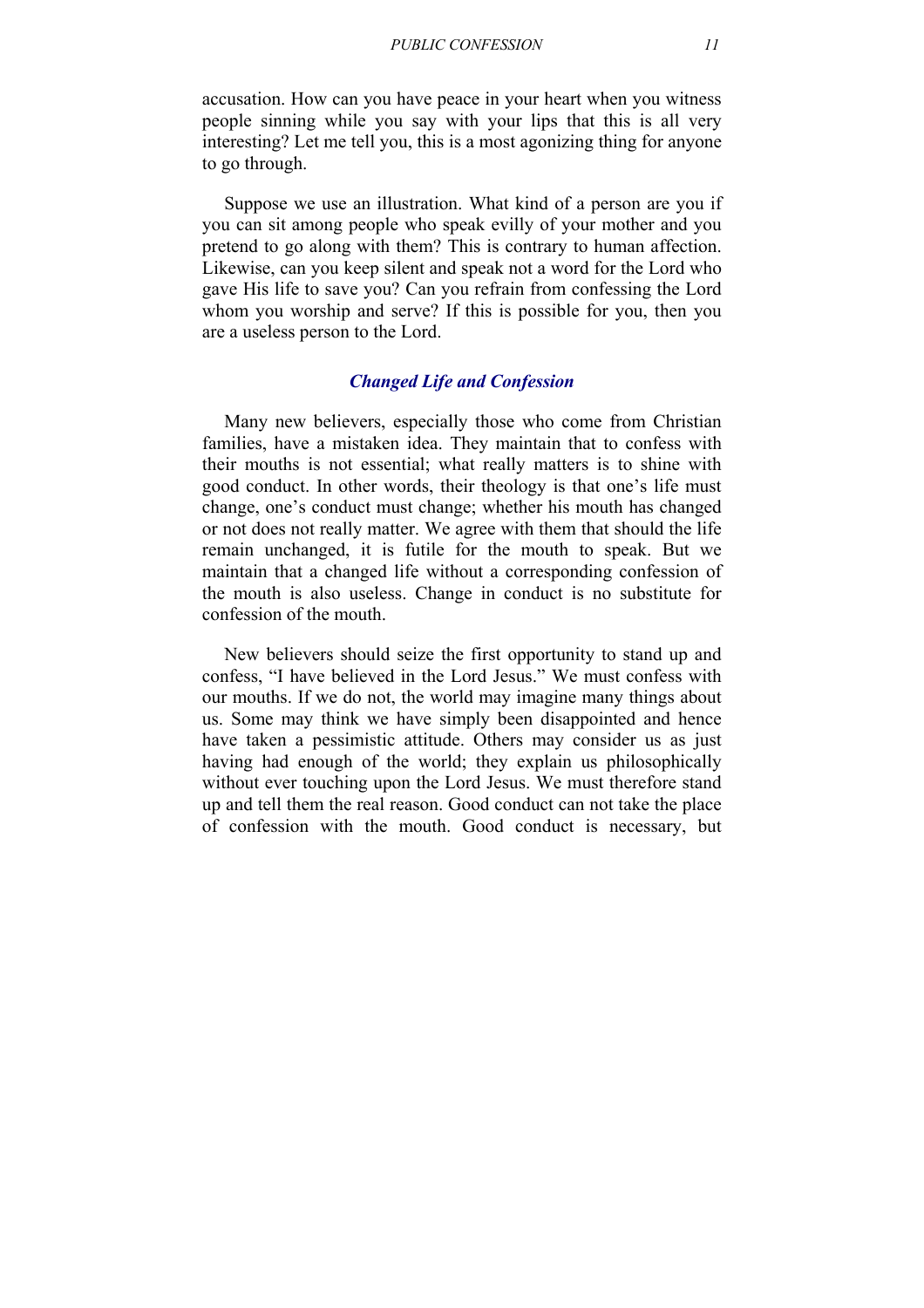accusation. How can you have peace in your heart when you witness people sinning while you say with your lips that this is all very interesting? Let me tell you, this is a most agonizing thing for anyone to go through.

Suppose we use an illustration. What kind of a person are you if you can sit among people who speak evilly of your mother and you pretend to go along with them? This is contrary to human affection. Likewise, can you keep silent and speak not a word for the Lord who gave His life to save you? Can you refrain from confessing the Lord whom you worship and serve? If this is possible for you, then you are a useless person to the Lord.

### *Changed Life and Confession*

Many new believers, especially those who come from Christian families, have a mistaken idea. They maintain that to confess with their mouths is not essential; what really matters is to shine with good conduct. In other words, their theology is that one's life must change, one's conduct must change; whether his mouth has changed or not does not really matter. We agree with them that should the life remain unchanged, it is futile for the mouth to speak. But we maintain that a changed life without a corresponding confession of the mouth is also useless. Change in conduct is no substitute for confession of the mouth.

New believers should seize the first opportunity to stand up and confess, "I have believed in the Lord Jesus." We must confess with our mouths. If we do not, the world may imagine many things about us. Some may think we have simply been disappointed and hence have taken a pessimistic attitude. Others may consider us as just having had enough of the world; they explain us philosophically without ever touching upon the Lord Jesus. We must therefore stand up and tell them the real reason. Good conduct can not take the place of confession with the mouth. Good conduct is necessary, but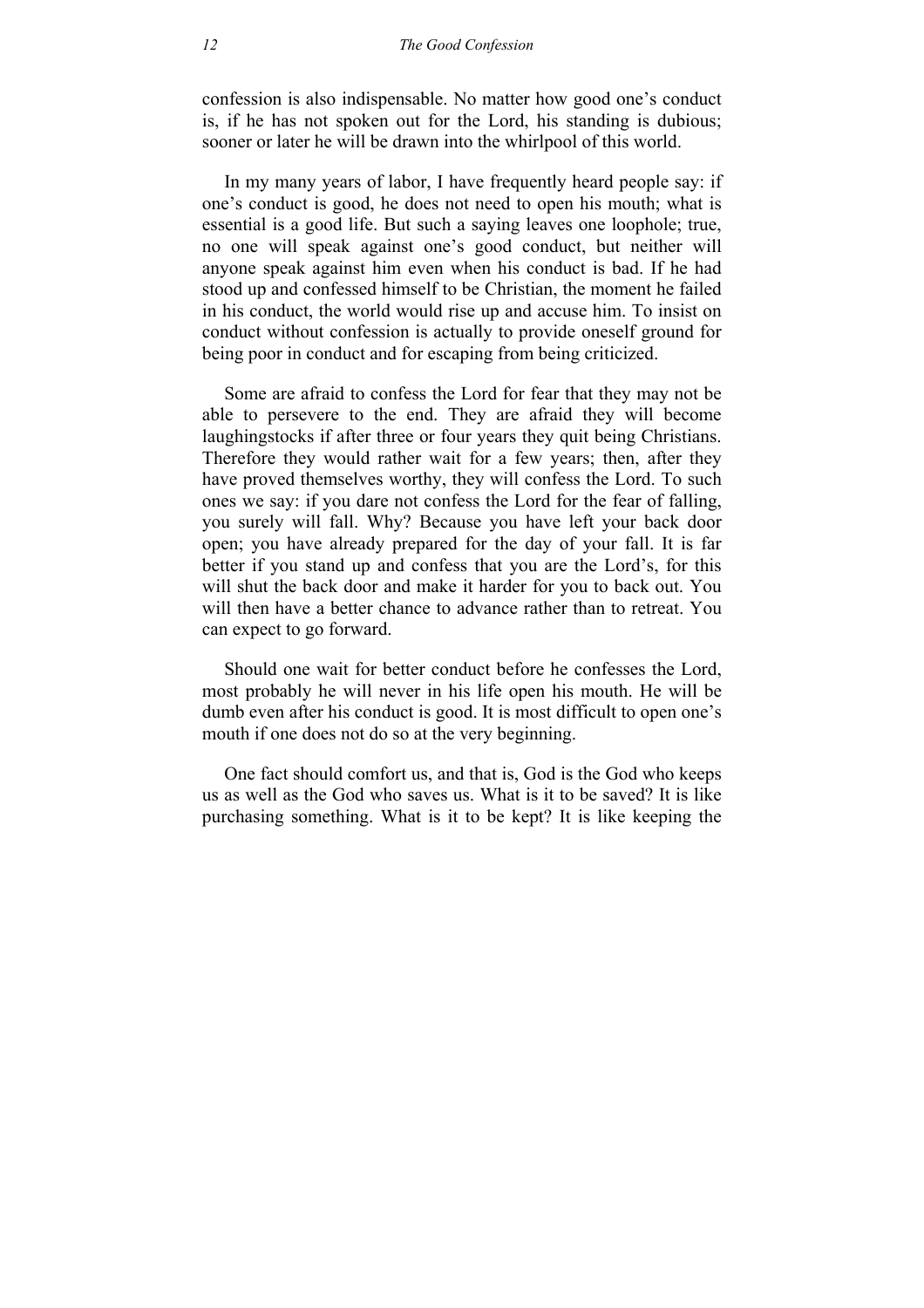confession is also indispensable. No matter how good one's conduct is, if he has not spoken out for the Lord, his standing is dubious; sooner or later he will be drawn into the whirlpool of this world.

In my many years of labor, I have frequently heard people say: if one's conduct is good, he does not need to open his mouth; what is essential is a good life. But such a saying leaves one loophole; true, no one will speak against one's good conduct, but neither will anyone speak against him even when his conduct is bad. If he had stood up and confessed himself to be Christian, the moment he failed in his conduct, the world would rise up and accuse him. To insist on conduct without confession is actually to provide oneself ground for being poor in conduct and for escaping from being criticized.

Some are afraid to confess the Lord for fear that they may not be able to persevere to the end. They are afraid they will become laughingstocks if after three or four years they quit being Christians. Therefore they would rather wait for a few years; then, after they have proved themselves worthy, they will confess the Lord. To such ones we say: if you dare not confess the Lord for the fear of falling, you surely will fall. Why? Because you have left your back door open; you have already prepared for the day of your fall. It is far better if you stand up and confess that you are the Lord's, for this will shut the back door and make it harder for you to back out. You will then have a better chance to advance rather than to retreat. You can expect to go forward.

Should one wait for better conduct before he confesses the Lord, most probably he will never in his life open his mouth. He will be dumb even after his conduct is good. It is most difficult to open one's mouth if one does not do so at the very beginning.

One fact should comfort us, and that is, God is the God who keeps us as well as the God who saves us. What is it to be saved? It is like purchasing something. What is it to be kept? It is like keeping the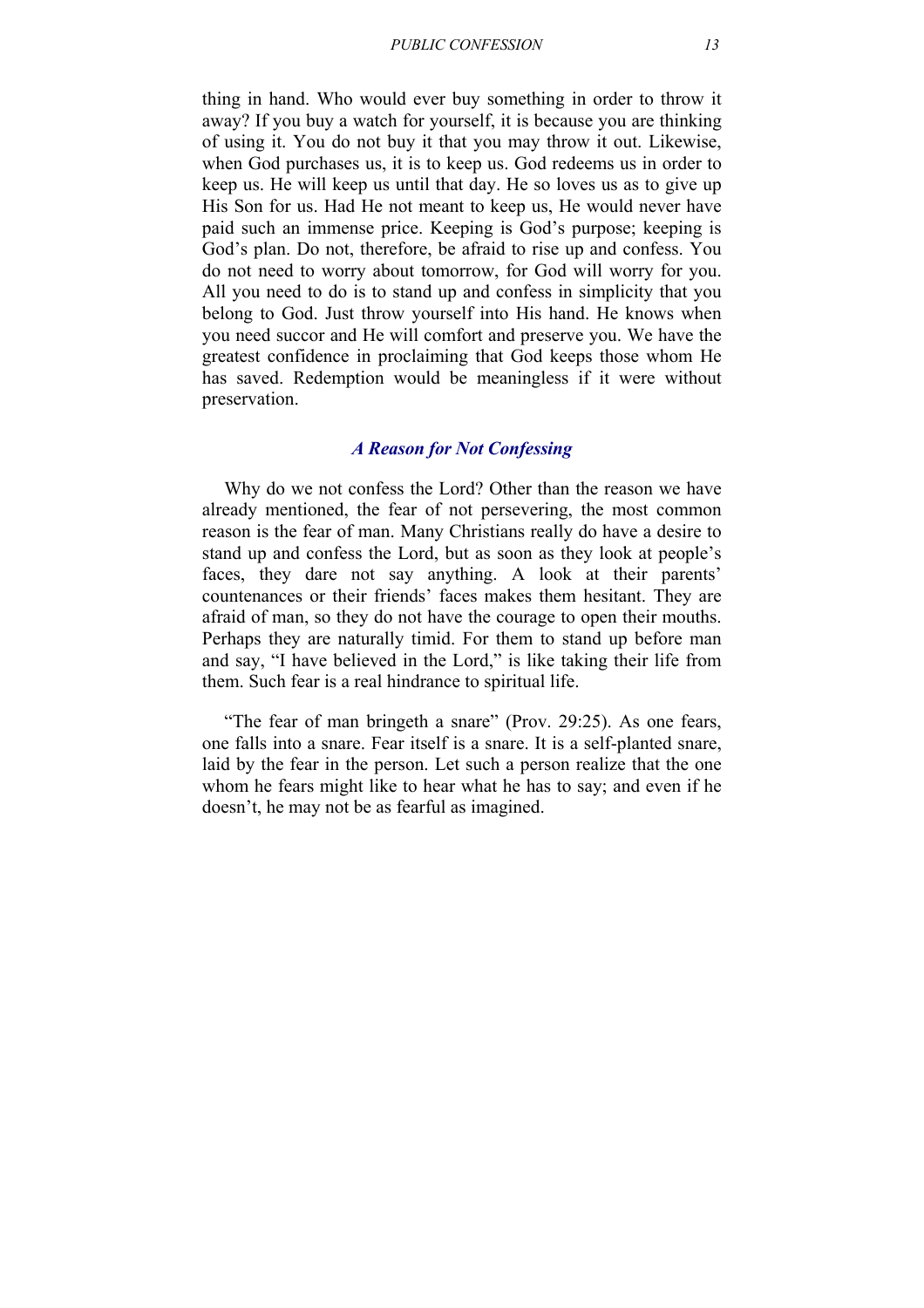thing in hand. Who would ever buy something in order to throw it away? If you buy a watch for yourself, it is because you are thinking of using it. You do not buy it that you may throw it out. Likewise, when God purchases us, it is to keep us. God redeems us in order to keep us. He will keep us until that day. He so loves us as to give up His Son for us. Had He not meant to keep us, He would never have paid such an immense price. Keeping is God's purpose; keeping is God's plan. Do not, therefore, be afraid to rise up and confess. You do not need to worry about tomorrow, for God will worry for you. All you need to do is to stand up and confess in simplicity that you belong to God. Just throw yourself into His hand. He knows when you need succor and He will comfort and preserve you. We have the greatest confidence in proclaiming that God keeps those whom He has saved. Redemption would be meaningless if it were without preservation.

### *A Reason for Not Confessing*

Why do we not confess the Lord? Other than the reason we have already mentioned, the fear of not persevering, the most common reason is the fear of man. Many Christians really do have a desire to stand up and confess the Lord, but as soon as they look at people's faces, they dare not say anything. A look at their parents' countenances or their friends' faces makes them hesitant. They are afraid of man, so they do not have the courage to open their mouths. Perhaps they are naturally timid. For them to stand up before man and say, "I have believed in the Lord," is like taking their life from them. Such fear is a real hindrance to spiritual life.

"The fear of man bringeth a snare" (Prov. 29:25). As one fears, one falls into a snare. Fear itself is a snare. It is a self-planted snare, laid by the fear in the person. Let such a person realize that the one whom he fears might like to hear what he has to say; and even if he doesn't, he may not be as fearful as imagined.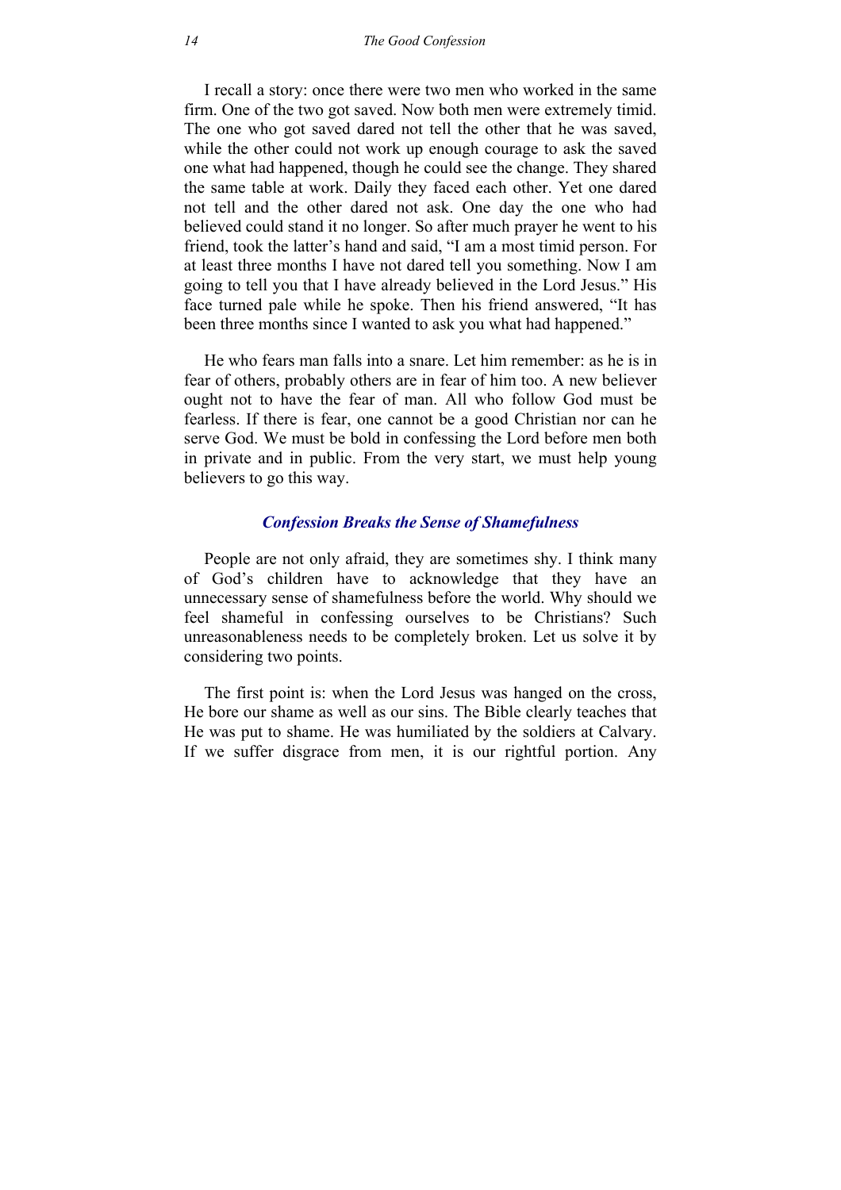I recall a story: once there were two men who worked in the same firm. One of the two got saved. Now both men were extremely timid. The one who got saved dared not tell the other that he was saved, while the other could not work up enough courage to ask the saved one what had happened, though he could see the change. They shared the same table at work. Daily they faced each other. Yet one dared not tell and the other dared not ask. One day the one who had believed could stand it no longer. So after much prayer he went to his friend, took the latter's hand and said, "I am a most timid person. For at least three months I have not dared tell you something. Now I am going to tell you that I have already believed in the Lord Jesus." His face turned pale while he spoke. Then his friend answered, "It has been three months since I wanted to ask you what had happened."

He who fears man falls into a snare. Let him remember: as he is in fear of others, probably others are in fear of him too. A new believer ought not to have the fear of man. All who follow God must be fearless. If there is fear, one cannot be a good Christian nor can he serve God. We must be bold in confessing the Lord before men both in private and in public. From the very start, we must help young believers to go this way.

### *Confession Breaks the Sense of Shamefulness*

People are not only afraid, they are sometimes shy. I think many of God's children have to acknowledge that they have an unnecessary sense of shamefulness before the world. Why should we feel shameful in confessing ourselves to be Christians? Such unreasonableness needs to be completely broken. Let us solve it by considering two points.

The first point is: when the Lord Jesus was hanged on the cross, He bore our shame as well as our sins. The Bible clearly teaches that He was put to shame. He was humiliated by the soldiers at Calvary. If we suffer disgrace from men, it is our rightful portion. Any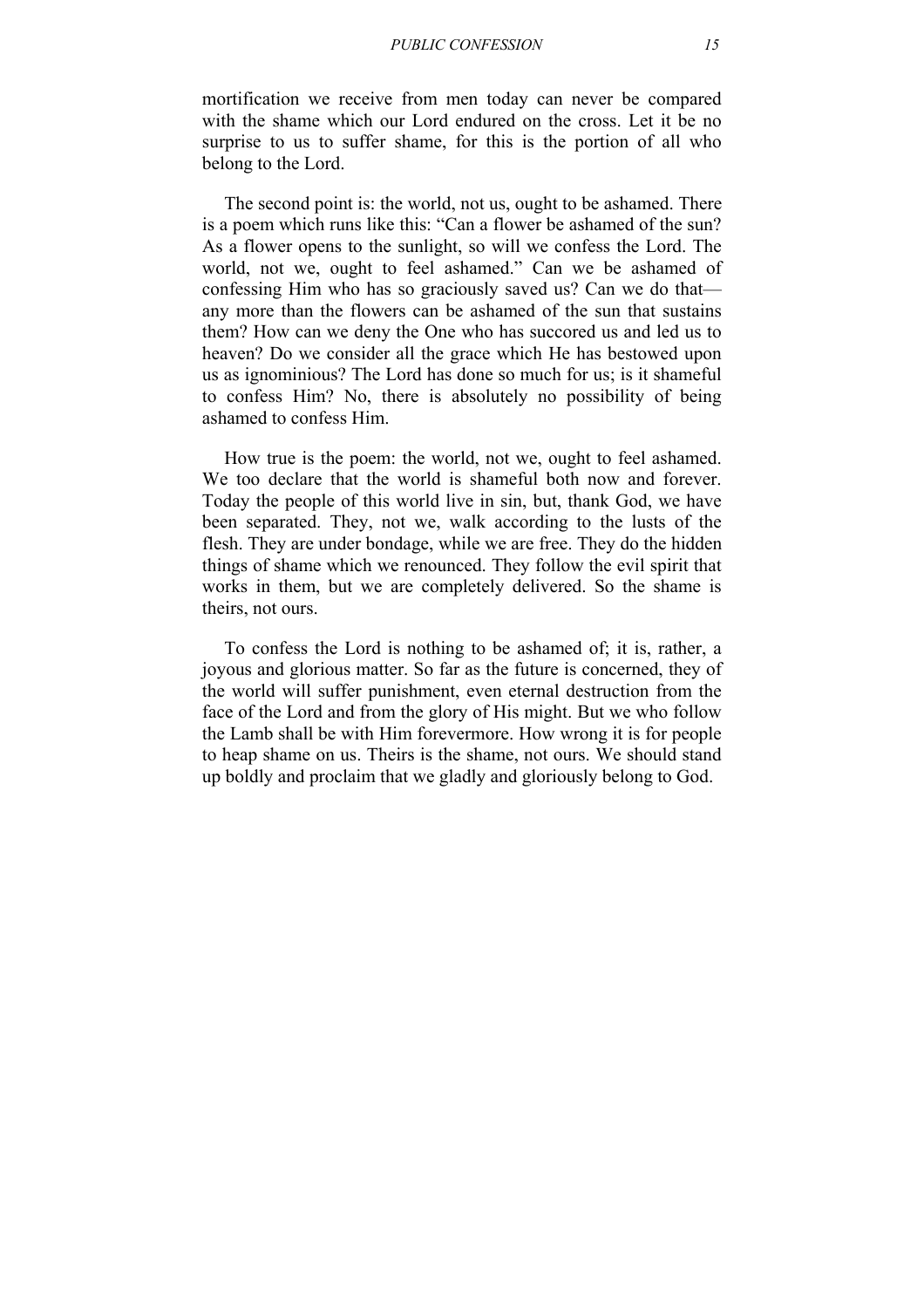mortification we receive from men today can never be compared with the shame which our Lord endured on the cross. Let it be no surprise to us to suffer shame, for this is the portion of all who belong to the Lord.

The second point is: the world, not us, ought to be ashamed. There is a poem which runs like this: "Can a flower be ashamed of the sun? As a flower opens to the sunlight, so will we confess the Lord. The world, not we, ought to feel ashamed." Can we be ashamed of confessing Him who has so graciously saved us? Can we do that—any more than the flowers can be ashamed of the sun that sustains them? How can we deny the One who has succored us and led us to heaven? Do we consider all the grace which He has bestowed upon us as ignominious? The Lord has done so much for us; is it shameful to confess Him? No, there is absolutely no possibility of being ashamed to confess Him.

How true is the poem: the world, not we, ought to feel ashamed. We too declare that the world is shameful both now and forever. Today the people of this world live in sin, but, thank God, we have been separated. They, not we, walk according to the lusts of the flesh. They are under bondage, while we are free. They do the hidden things of shame which we renounced. They follow the evil spirit that works in them, but we are completely delivered. So the shame is theirs, not ours.

To confess the Lord is nothing to be ashamed of; it is, rather, a joyous and glorious matter. So far as the future is concerned, they of the world will suffer punishment, even eternal destruction from the face of the Lord and from the glory of His might. But we who follow the Lamb shall be with Him forevermore. How wrong it is for people to heap shame on us. Theirs is the shame, not ours. We should stand up boldly and proclaim that we gladly and gloriously belong to God.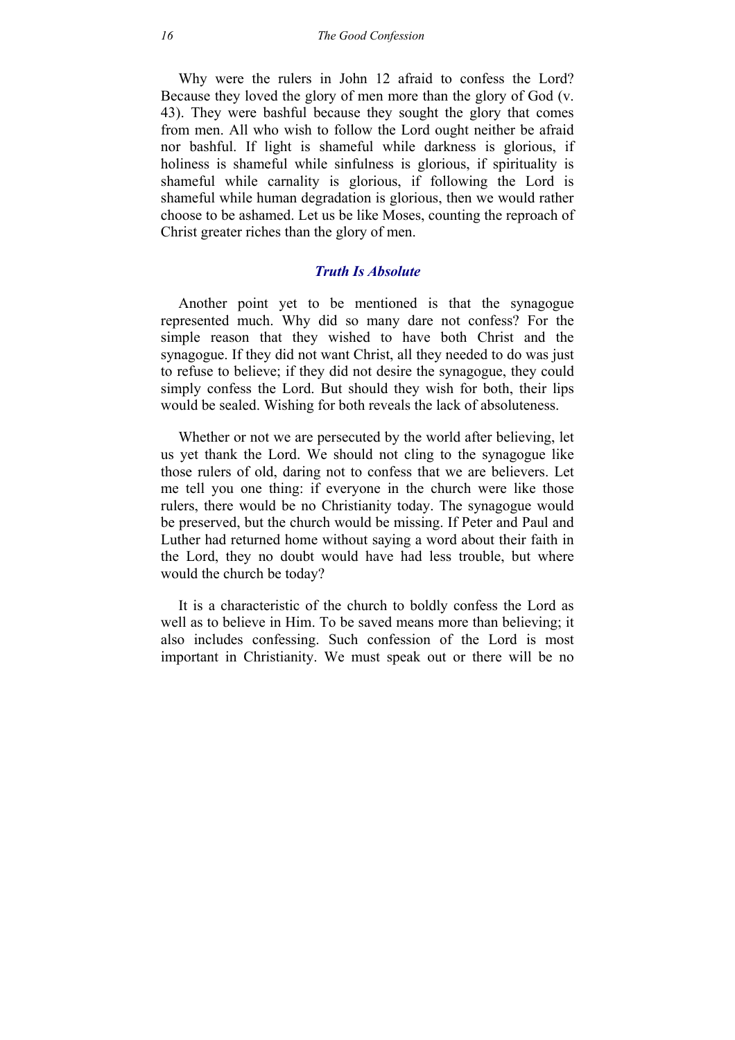Why were the rulers in John 12 afraid to confess the Lord? Because they loved the glory of men more than the glory of God (v. 43). They were bashful because they sought the glory that comes from men. All who wish to follow the Lord ought neither be afraid nor bashful. If light is shameful while darkness is glorious, if holiness is shameful while sinfulness is glorious, if spirituality is shameful while carnality is glorious, if following the Lord is shameful while human degradation is glorious, then we would rather choose to be ashamed. Let us be like Moses, counting the reproach of Christ greater riches than the glory of men.

### *Truth Is Absolute*

Another point yet to be mentioned is that the synagogue represented much. Why did so many dare not confess? For the simple reason that they wished to have both Christ and the synagogue. If they did not want Christ, all they needed to do was just to refuse to believe; if they did not desire the synagogue, they could simply confess the Lord. But should they wish for both, their lips would be sealed. Wishing for both reveals the lack of absoluteness.

Whether or not we are persecuted by the world after believing, let us yet thank the Lord. We should not cling to the synagogue like those rulers of old, daring not to confess that we are believers. Let me tell you one thing: if everyone in the church were like those rulers, there would be no Christianity today. The synagogue would be preserved, but the church would be missing. If Peter and Paul and Luther had returned home without saying a word about their faith in the Lord, they no doubt would have had less trouble, but where would the church be today?

It is a characteristic of the church to boldly confess the Lord as well as to believe in Him. To be saved means more than believing; it also includes confessing. Such confession of the Lord is most important in Christianity. We must speak out or there will be no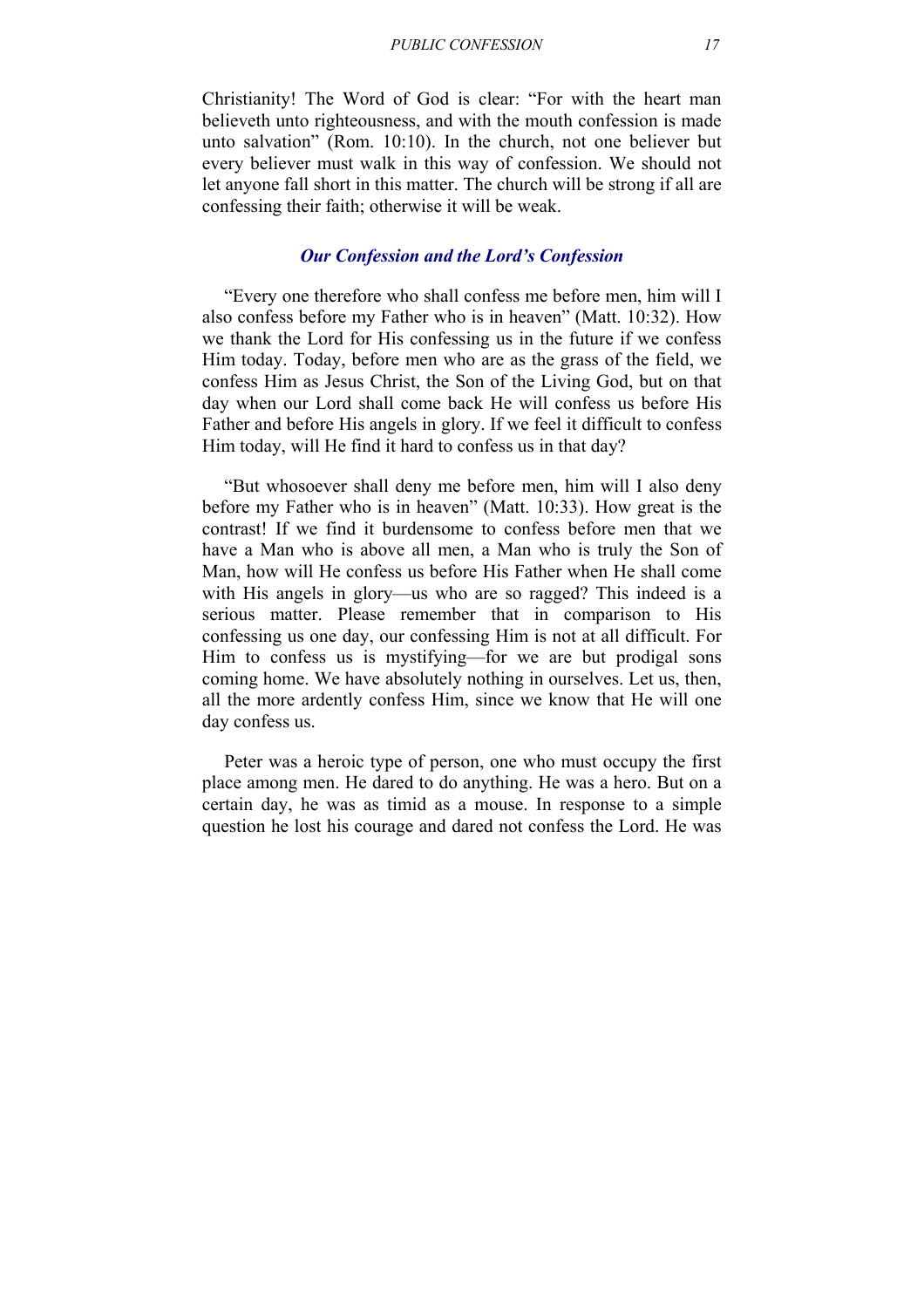Christianity! The Word of God is clear: "For with the heart man believeth unto righteousness, and with the mouth confession is made unto salvation" (Rom. 10:10). In the church, not one believer but every believer must walk in this way of confession. We should not let anyone fall short in this matter. The church will be strong if all are confessing their faith; otherwise it will be weak.

### *Our Confession and the Lord's Confession*

"Every one therefore who shall confess me before men, him will I also confess before my Father who is in heaven" (Matt. 10:32). How we thank the Lord for His confessing us in the future if we confess Him today. Today, before men who are as the grass of the field, we confess Him as Jesus Christ, the Son of the Living God, but on that day when our Lord shall come back He will confess us before His Father and before His angels in glory. If we feel it difficult to confess Him today, will He find it hard to confess us in that day?

"But whosoever shall deny me before men, him will I also deny before my Father who is in heaven" (Matt. 10:33). How great is the contrast! If we find it burdensome to confess before men that we have a Man who is above all men, a Man who is truly the Son of Man, how will He confess us before His Father when He shall come with His angels in glory—us who are so ragged? This indeed is a serious matter. Please remember that in comparison to His confessing us one day, our confessing Him is not at all difficult. For Him to confess us is mystifying—for we are but prodigal sons coming home. We have absolutely nothing in ourselves. Let us, then, all the more ardently confess Him, since we know that He will one day confess us.

Peter was a heroic type of person, one who must occupy the first place among men. He dared to do anything. He was a hero. But on a certain day, he was as timid as a mouse. In response to a simple question he lost his courage and dared not confess the Lord. He was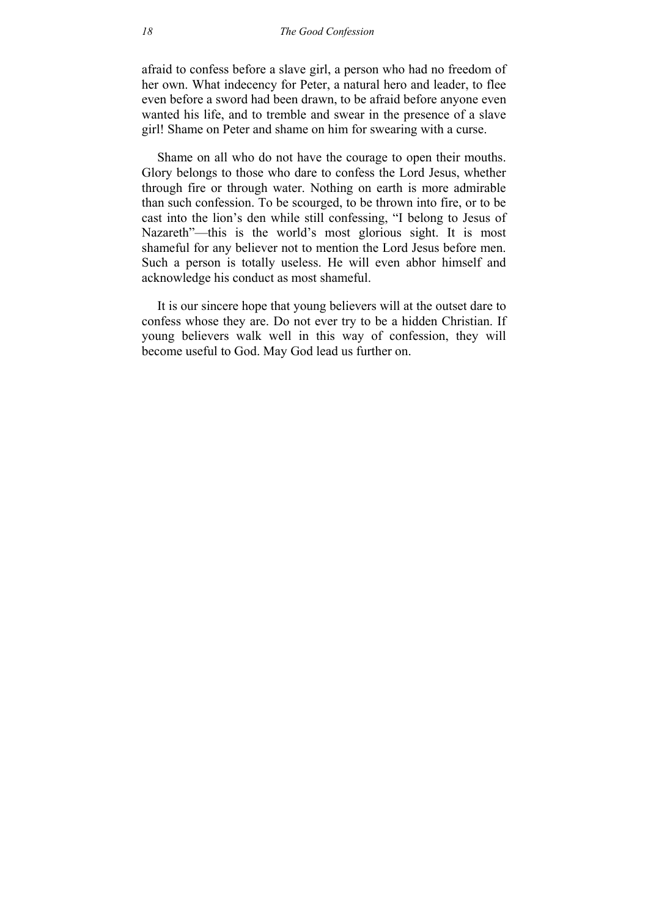afraid to confess before a slave girl, a person who had no freedom of her own. What indecency for Peter, a natural hero and leader, to flee even before a sword had been drawn, to be afraid before anyone even wanted his life, and to tremble and swear in the presence of a slave girl! Shame on Peter and shame on him for swearing with a curse.

Shame on all who do not have the courage to open their mouths. Glory belongs to those who dare to confess the Lord Jesus, whether through fire or through water. Nothing on earth is more admirable than such confession. To be scourged, to be thrown into fire, or to be cast into the lion's den while still confessing, "I belong to Jesus of Nazareth"—this is the world's most glorious sight. It is most shameful for any believer not to mention the Lord Jesus before men. Such a person is totally useless. He will even abhor himself and acknowledge his conduct as most shameful.

It is our sincere hope that young believers will at the outset dare to confess whose they are. Do not ever try to be a hidden Christian. If young believers walk well in this way of confession, they will become useful to God. May God lead us further on.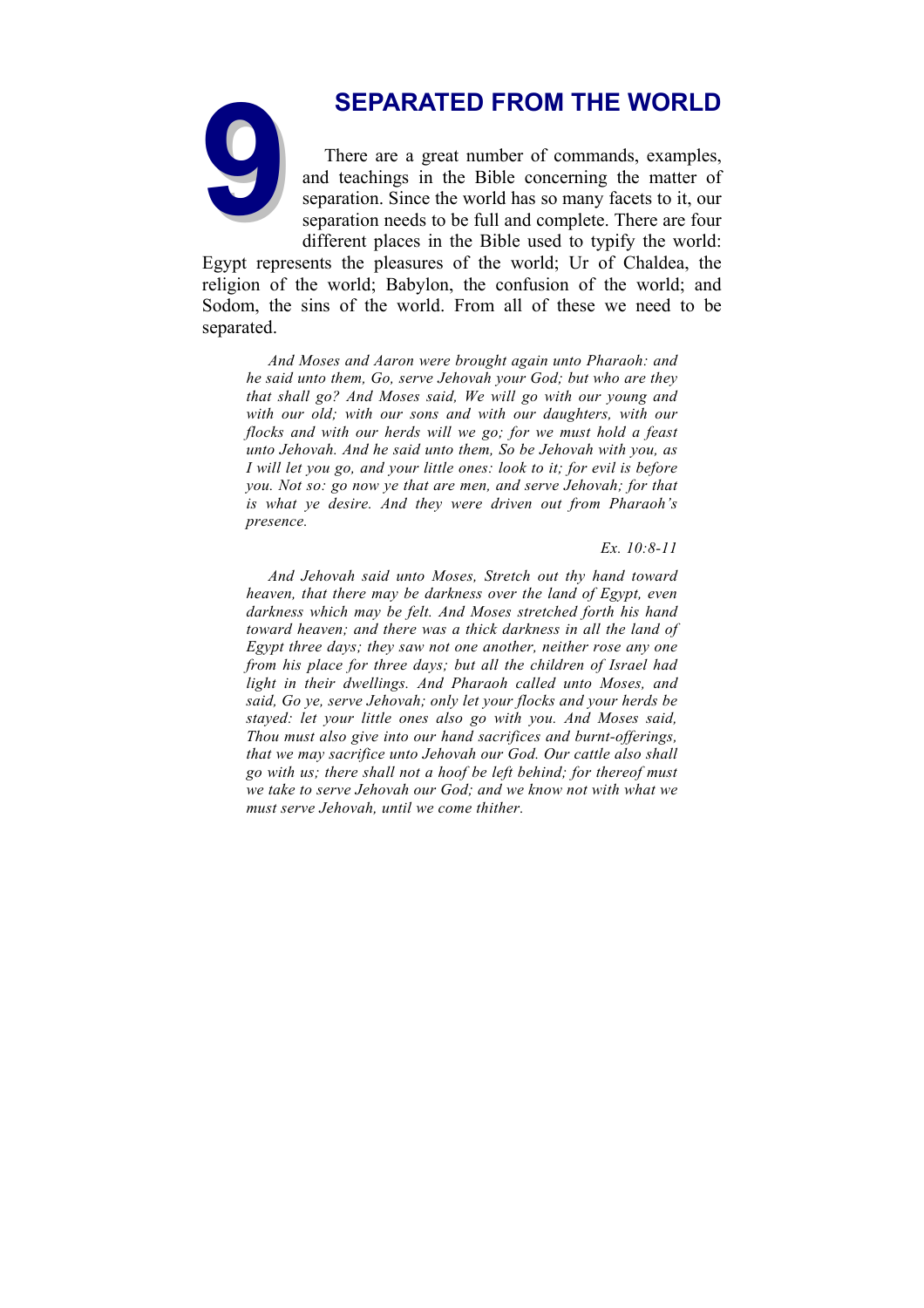# 9 SEPARATED FROM THE WORLD

There are a great number of commands, examples, and teachings in the Bible concerning the matter of separation. Since the world has so many facets to it, our separation needs to be full and complete. There are four different places in the Bible used to typify the world: Egypt represents the pleasures of the world; Ur of Chaldea, the religion of the world; Babylon, the confusion of the world; and Sodom, the sins of the world. From all of these we need to be separated.

> *And Moses and Aaron were brought again unto Pharaoh: and he said unto them, Go, serve Jehovah your God; but who are they that shall go? And Moses said, We will go with our young and with our old; with our sons and with our daughters, with our flocks and with our herds will we go; for we must hold a feast unto Jehovah. And he said unto them, So be Jehovah with you, as I will let you go, and your little ones: look to it; for evil is before you. Not so: go now ye that are men, and serve Jehovah; for that is what ye desire. And they were driven out from Pharaoh's presence.*
>
> *Ex. 10:8-11*

> *And Jehovah said unto Moses, Stretch out thy hand toward heaven, that there may be darkness over the land of Egypt, even darkness which may be felt. And Moses stretched forth his hand toward heaven; and there was a thick darkness in all the land of Egypt three days; they saw not one another, neither rose any one from his place for three days; but all the children of Israel had light in their dwellings. And Pharaoh called unto Moses, and said, Go ye, serve Jehovah; only let your flocks and your herds be stayed: let your little ones also go with you. And Moses said, Thou must also give into our hand sacrifices and burnt-offerings, that we may sacrifice unto Jehovah our God. Our cattle also shall go with us; there shall not a hoof be left behind; for thereof must we take to serve Jehovah our God; and we know not with what we must serve Jehovah, until we come thither.*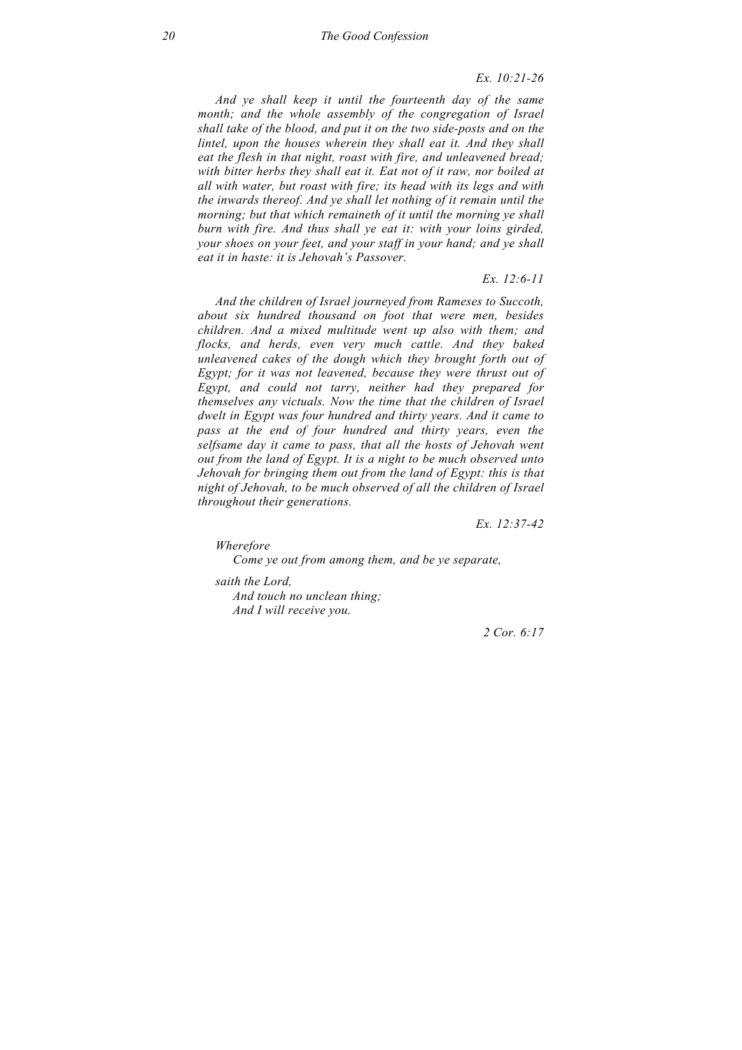*Ex. 10:21-26*

*And ye shall keep it until the fourteenth day of the same month; and the whole assembly of the congregation of Israel shall take of the blood, and put it on the two side-posts and on the lintel, upon the houses wherein they shall eat it. And they shall eat the flesh in that night, roast with fire, and unleavened bread; with bitter herbs they shall eat it. Eat not of it raw, nor boiled at all with water, but roast with fire; its head with its legs and with the inwards thereof. And ye shall let nothing of it remain until the morning; but that which remaineth of it until the morning ye shall burn with fire. And thus shall ye eat it: with your loins girded, your shoes on your feet, and your staff in your hand; and ye shall eat it in haste: it is Jehovah's Passover.*

*Ex. 12:6-11*

*And the children of Israel journeyed from Rameses to Succoth, about six hundred thousand on foot that were men, besides children. And a mixed multitude went up also with them; and flocks, and herds, even very much cattle. And they baked unleavened cakes of the dough which they brought forth out of Egypt; for it was not leavened, because they were thrust out of Egypt, and could not tarry, neither had they prepared for themselves any victuals. Now the time that the children of Israel dwelt in Egypt was four hundred and thirty years. And it came to pass at the end of four hundred and thirty years, even the selfsame day it came to pass, that all the hosts of Jehovah went out from the land of Egypt. It is a night to be much observed unto Jehovah for bringing them out from the land of Egypt: this is that night of Jehovah, to be much observed of all the children of Israel throughout their generations.*

*Ex. 12:37-42*

*Wherefore*
*Come ye out from among them, and be ye separate,*

*saith the Lord,*
*And touch no unclean thing;*
*And I will receive you.*

*2 Cor. 6:17*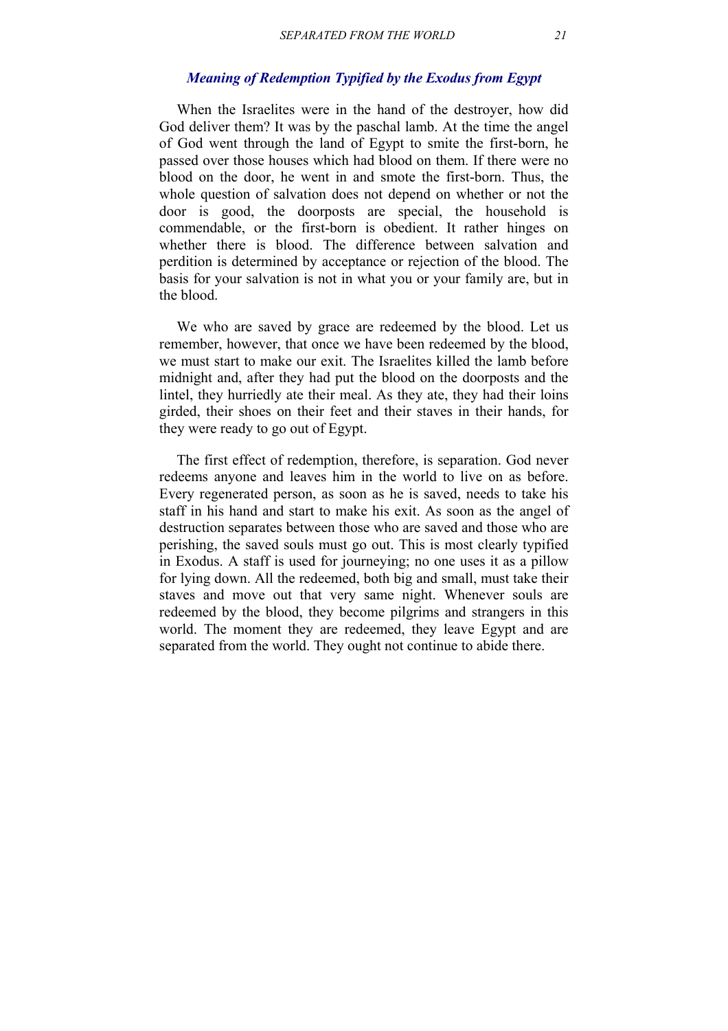### *Meaning of Redemption Typified by the Exodus from Egypt*

When the Israelites were in the hand of the destroyer, how did God deliver them? It was by the paschal lamb. At the time the angel of God went through the land of Egypt to smite the first-born, he passed over those houses which had blood on them. If there were no blood on the door, he went in and smote the first-born. Thus, the whole question of salvation does not depend on whether or not the door is good, the doorposts are special, the household is commendable, or the first-born is obedient. It rather hinges on whether there is blood. The difference between salvation and perdition is determined by acceptance or rejection of the blood. The basis for your salvation is not in what you or your family are, but in the blood.

We who are saved by grace are redeemed by the blood. Let us remember, however, that once we have been redeemed by the blood, we must start to make our exit. The Israelites killed the lamb before midnight and, after they had put the blood on the doorposts and the lintel, they hurriedly ate their meal. As they ate, they had their loins girded, their shoes on their feet and their staves in their hands, for they were ready to go out of Egypt.

The first effect of redemption, therefore, is separation. God never redeems anyone and leaves him in the world to live on as before. Every regenerated person, as soon as he is saved, needs to take his staff in his hand and start to make his exit. As soon as the angel of destruction separates between those who are saved and those who are perishing, the saved souls must go out. This is most clearly typified in Exodus. A staff is used for journeying; no one uses it as a pillow for lying down. All the redeemed, both big and small, must take their staves and move out that very same night. Whenever souls are redeemed by the blood, they become pilgrims and strangers in this world. The moment they are redeemed, they leave Egypt and are separated from the world. They ought not continue to abide there.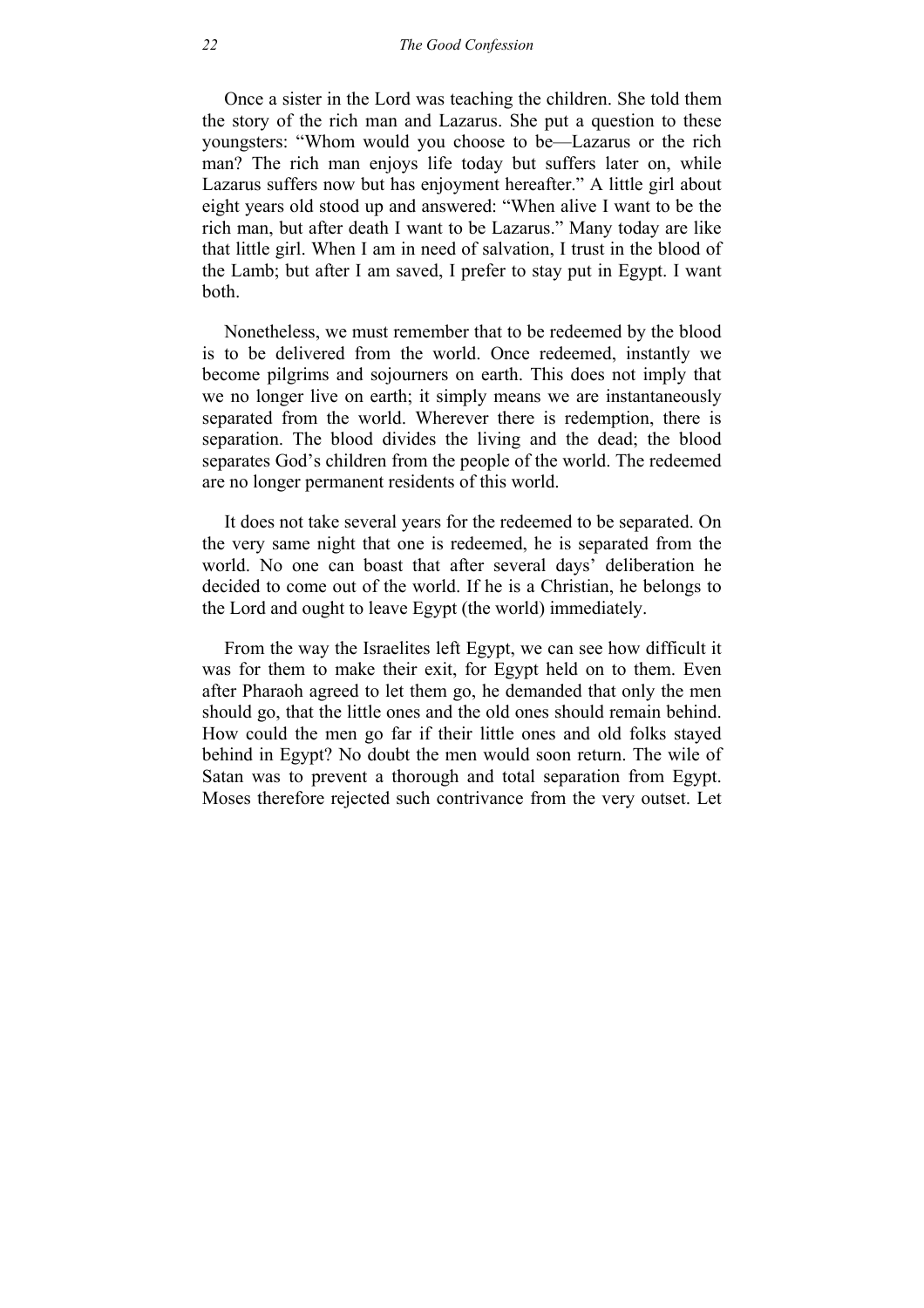Once a sister in the Lord was teaching the children. She told them the story of the rich man and Lazarus. She put a question to these youngsters: “Whom would you choose to be—Lazarus or the rich man? The rich man enjoys life today but suffers later on, while Lazarus suffers now but has enjoyment hereafter.” A little girl about eight years old stood up and answered: “When alive I want to be the rich man, but after death I want to be Lazarus.” Many today are like that little girl. When I am in need of salvation, I trust in the blood of the Lamb; but after I am saved, I prefer to stay put in Egypt. I want both.

Nonetheless, we must remember that to be redeemed by the blood is to be delivered from the world. Once redeemed, instantly we become pilgrims and sojourners on earth. This does not imply that we no longer live on earth; it simply means we are instantaneously separated from the world. Wherever there is redemption, there is separation. The blood divides the living and the dead; the blood separates God’s children from the people of the world. The redeemed are no longer permanent residents of this world.

It does not take several years for the redeemed to be separated. On the very same night that one is redeemed, he is separated from the world. No one can boast that after several days’ deliberation he decided to come out of the world. If he is a Christian, he belongs to the Lord and ought to leave Egypt (the world) immediately.

From the way the Israelites left Egypt, we can see how difficult it was for them to make their exit, for Egypt held on to them. Even after Pharaoh agreed to let them go, he demanded that only the men should go, that the little ones and the old ones should remain behind. How could the men go far if their little ones and old folks stayed behind in Egypt? No doubt the men would soon return. The wile of Satan was to prevent a thorough and total separation from Egypt. Moses therefore rejected such contrivance from the very outset. Let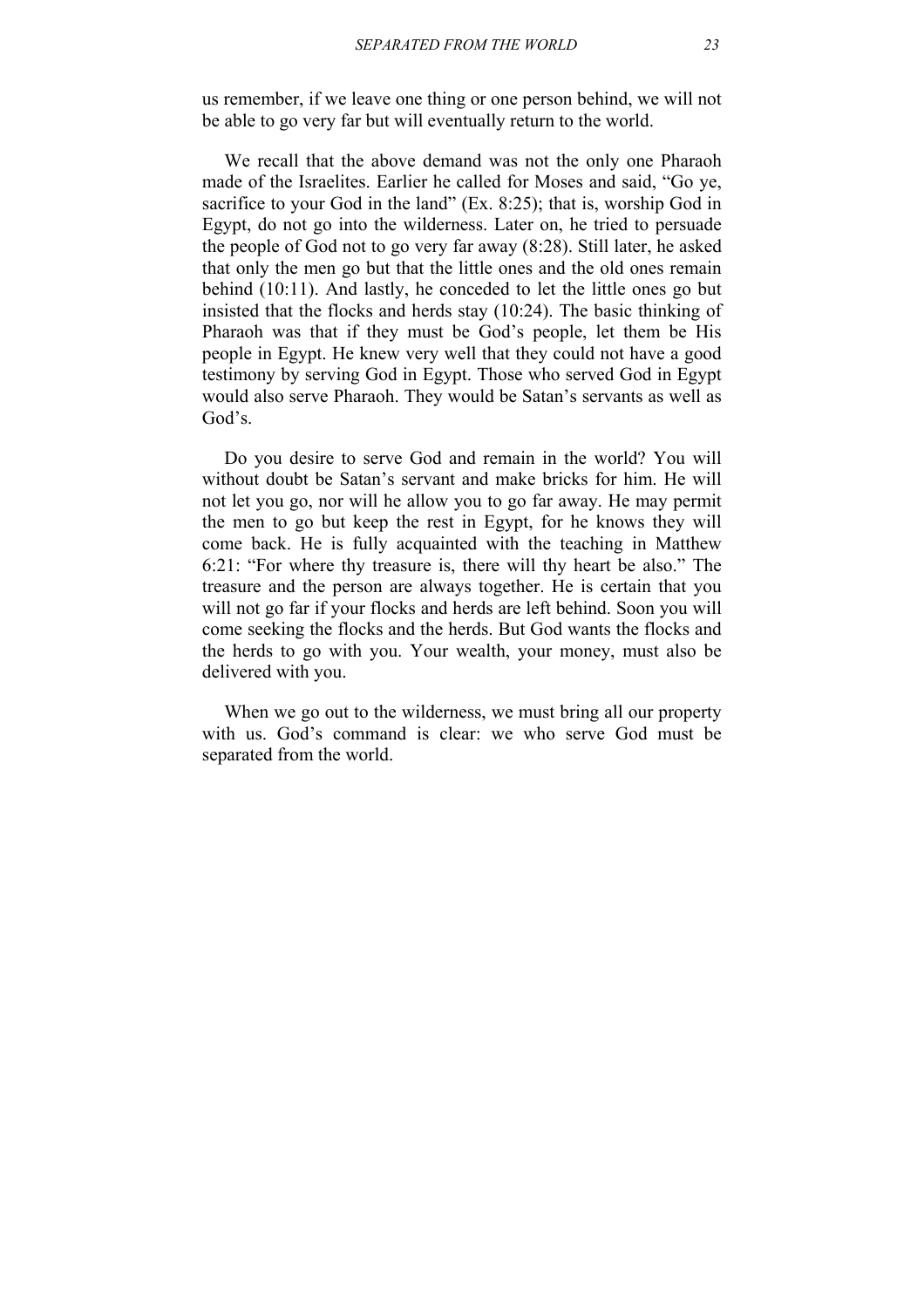us remember, if we leave one thing or one person behind, we will not be able to go very far but will eventually return to the world.

We recall that the above demand was not the only one Pharaoh made of the Israelites. Earlier he called for Moses and said, "Go ye, sacrifice to your God in the land" (Ex. 8:25); that is, worship God in Egypt, do not go into the wilderness. Later on, he tried to persuade the people of God not to go very far away (8:28). Still later, he asked that only the men go but that the little ones and the old ones remain behind (10:11). And lastly, he conceded to let the little ones go but insisted that the flocks and herds stay (10:24). The basic thinking of Pharaoh was that if they must be God's people, let them be His people in Egypt. He knew very well that they could not have a good testimony by serving God in Egypt. Those who served God in Egypt would also serve Pharaoh. They would be Satan's servants as well as God's.

Do you desire to serve God and remain in the world? You will without doubt be Satan's servant and make bricks for him. He will not let you go, nor will he allow you to go far away. He may permit the men to go but keep the rest in Egypt, for he knows they will come back. He is fully acquainted with the teaching in Matthew 6:21: "For where thy treasure is, there will thy heart be also." The treasure and the person are always together. He is certain that you will not go far if your flocks and herds are left behind. Soon you will come seeking the flocks and the herds. But God wants the flocks and the herds to go with you. Your wealth, your money, must also be delivered with you.

When we go out to the wilderness, we must bring all our property with us. God's command is clear: we who serve God must be separated from the world.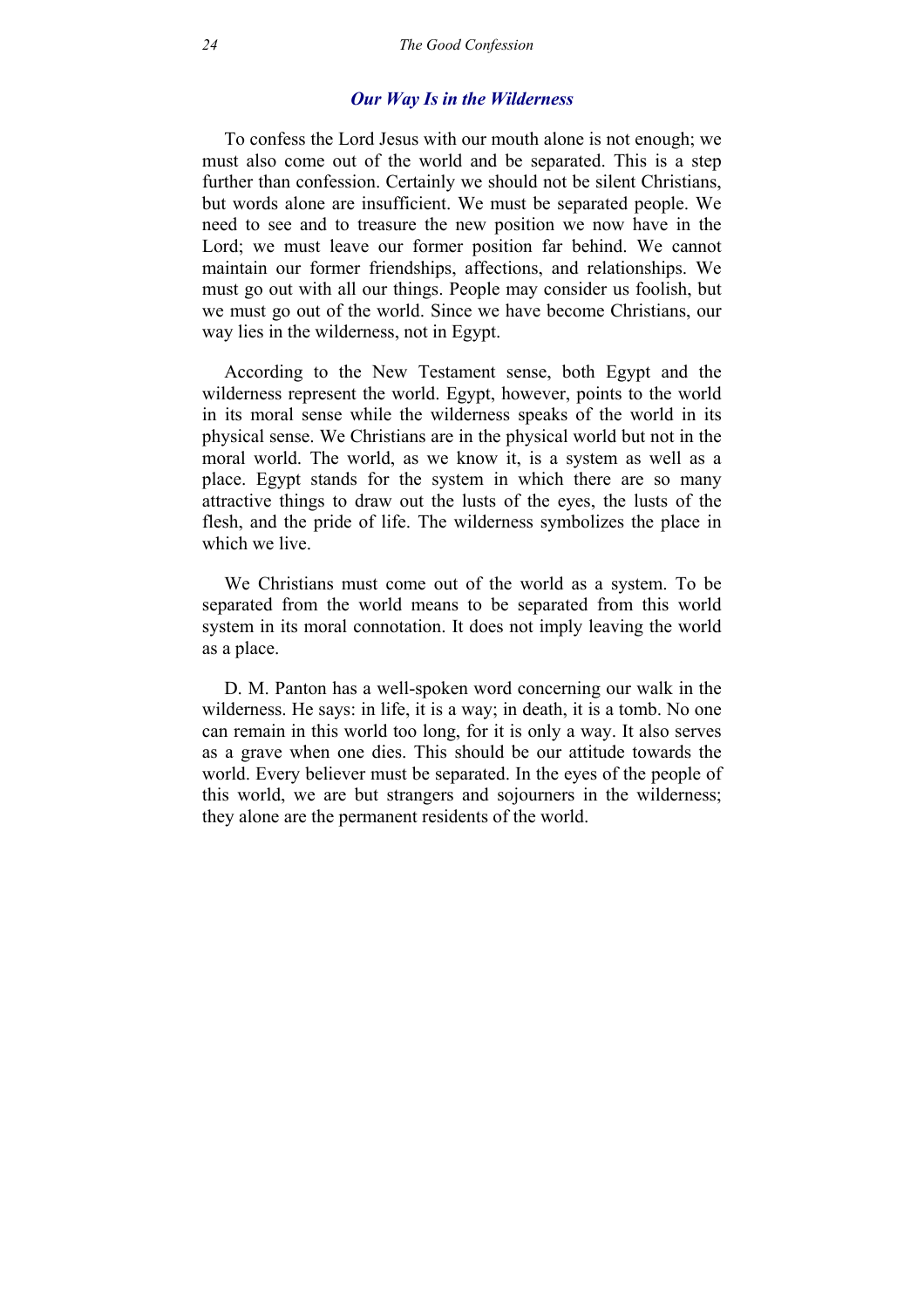## *Our Way Is in the Wilderness*

To confess the Lord Jesus with our mouth alone is not enough; we must also come out of the world and be separated. This is a step further than confession. Certainly we should not be silent Christians, but words alone are insufficient. We must be separated people. We need to see and to treasure the new position we now have in the Lord; we must leave our former position far behind. We cannot maintain our former friendships, affections, and relationships. We must go out with all our things. People may consider us foolish, but we must go out of the world. Since we have become Christians, our way lies in the wilderness, not in Egypt.

According to the New Testament sense, both Egypt and the wilderness represent the world. Egypt, however, points to the world in its moral sense while the wilderness speaks of the world in its physical sense. We Christians are in the physical world but not in the moral world. The world, as we know it, is a system as well as a place. Egypt stands for the system in which there are so many attractive things to draw out the lusts of the eyes, the lusts of the flesh, and the pride of life. The wilderness symbolizes the place in which we live.

We Christians must come out of the world as a system. To be separated from the world means to be separated from this world system in its moral connotation. It does not imply leaving the world as a place.

D. M. Panton has a well-spoken word concerning our walk in the wilderness. He says: in life, it is a way; in death, it is a tomb. No one can remain in this world too long, for it is only a way. It also serves as a grave when one dies. This should be our attitude towards the world. Every believer must be separated. In the eyes of the people of this world, we are but strangers and sojourners in the wilderness; they alone are the permanent residents of the world.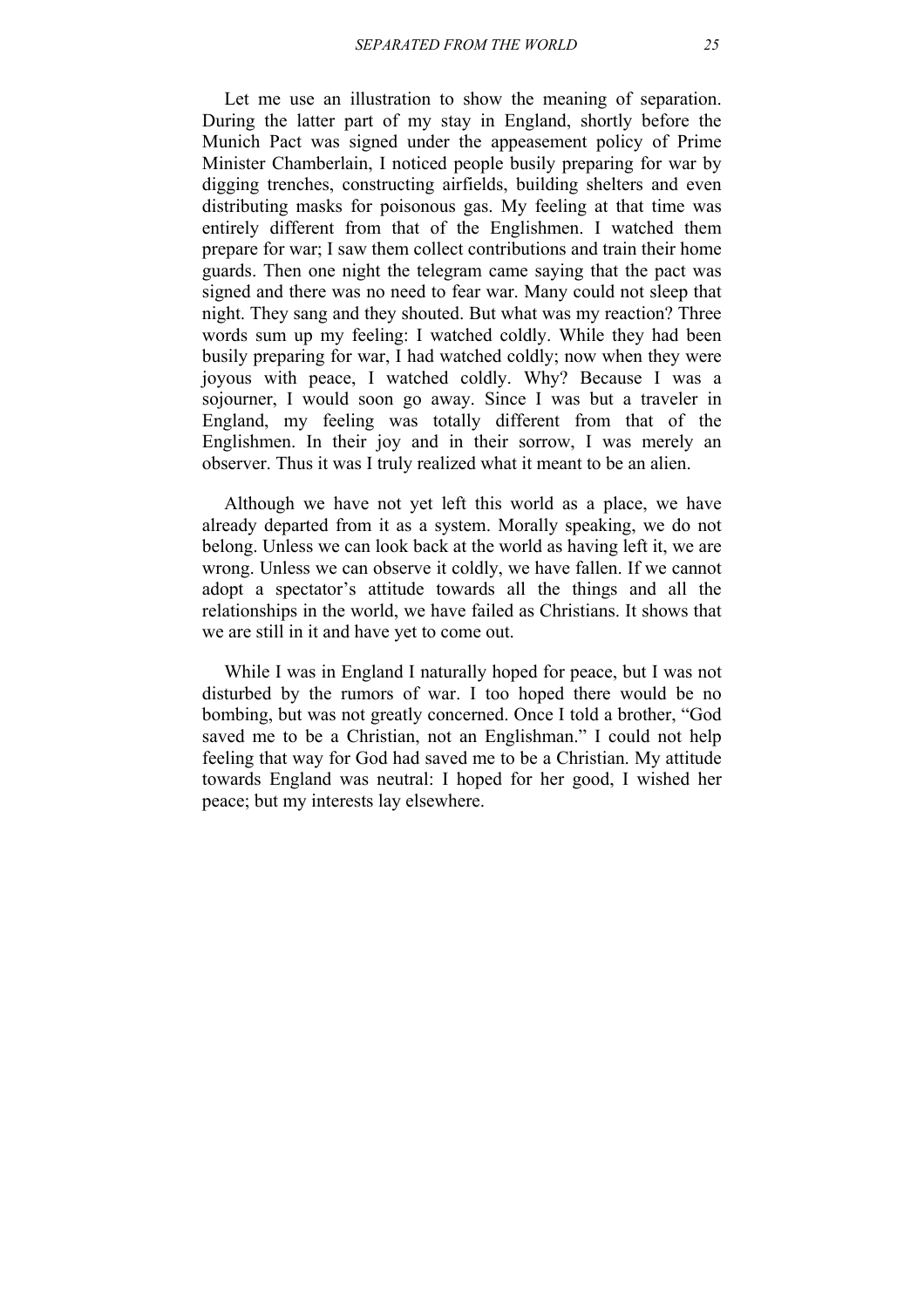Let me use an illustration to show the meaning of separation. During the latter part of my stay in England, shortly before the Munich Pact was signed under the appeasement policy of Prime Minister Chamberlain, I noticed people busily preparing for war by digging trenches, constructing airfields, building shelters and even distributing masks for poisonous gas. My feeling at that time was entirely different from that of the Englishmen. I watched them prepare for war; I saw them collect contributions and train their home guards. Then one night the telegram came saying that the pact was signed and there was no need to fear war. Many could not sleep that night. They sang and they shouted. But what was my reaction? Three words sum up my feeling: I watched coldly. While they had been busily preparing for war, I had watched coldly; now when they were joyous with peace, I watched coldly. Why? Because I was a sojourner, I would soon go away. Since I was but a traveler in England, my feeling was totally different from that of the Englishmen. In their joy and in their sorrow, I was merely an observer. Thus it was I truly realized what it meant to be an alien.

Although we have not yet left this world as a place, we have already departed from it as a system. Morally speaking, we do not belong. Unless we can look back at the world as having left it, we are wrong. Unless we can observe it coldly, we have fallen. If we cannot adopt a spectator's attitude towards all the things and all the relationships in the world, we have failed as Christians. It shows that we are still in it and have yet to come out.

While I was in England I naturally hoped for peace, but I was not disturbed by the rumors of war. I too hoped there would be no bombing, but was not greatly concerned. Once I told a brother, "God saved me to be a Christian, not an Englishman." I could not help feeling that way for God had saved me to be a Christian. My attitude towards England was neutral: I hoped for her good, I wished her peace; but my interests lay elsewhere.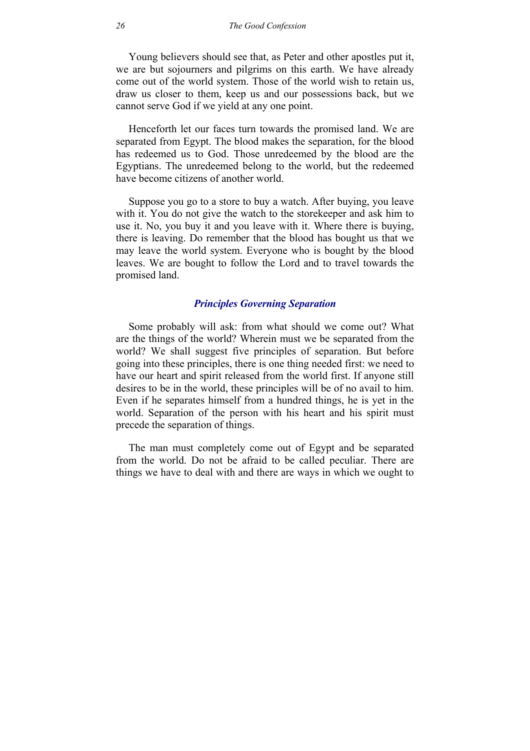Young believers should see that, as Peter and other apostles put it, we are but sojourners and pilgrims on this earth. We have already come out of the world system. Those of the world wish to retain us, draw us closer to them, keep us and our possessions back, but we cannot serve God if we yield at any one point.

Henceforth let our faces turn towards the promised land. We are separated from Egypt. The blood makes the separation, for the blood has redeemed us to God. Those unredeemed by the blood are the Egyptians. The unredeemed belong to the world, but the redeemed have become citizens of another world.

Suppose you go to a store to buy a watch. After buying, you leave with it. You do not give the watch to the storekeeper and ask him to use it. No, you buy it and you leave with it. Where there is buying, there is leaving. Do remember that the blood has bought us that we may leave the world system. Everyone who is bought by the blood leaves. We are bought to follow the Lord and to travel towards the promised land.

## *Principles Governing Separation*

Some probably will ask: from what should we come out? What are the things of the world? Wherein must we be separated from the world? We shall suggest five principles of separation. But before going into these principles, there is one thing needed first: we need to have our heart and spirit released from the world first. If anyone still desires to be in the world, these principles will be of no avail to him. Even if he separates himself from a hundred things, he is yet in the world. Separation of the person with his heart and his spirit must precede the separation of things.

The man must completely come out of Egypt and be separated from the world. Do not be afraid to be called peculiar. There are things we have to deal with and there are ways in which we ought to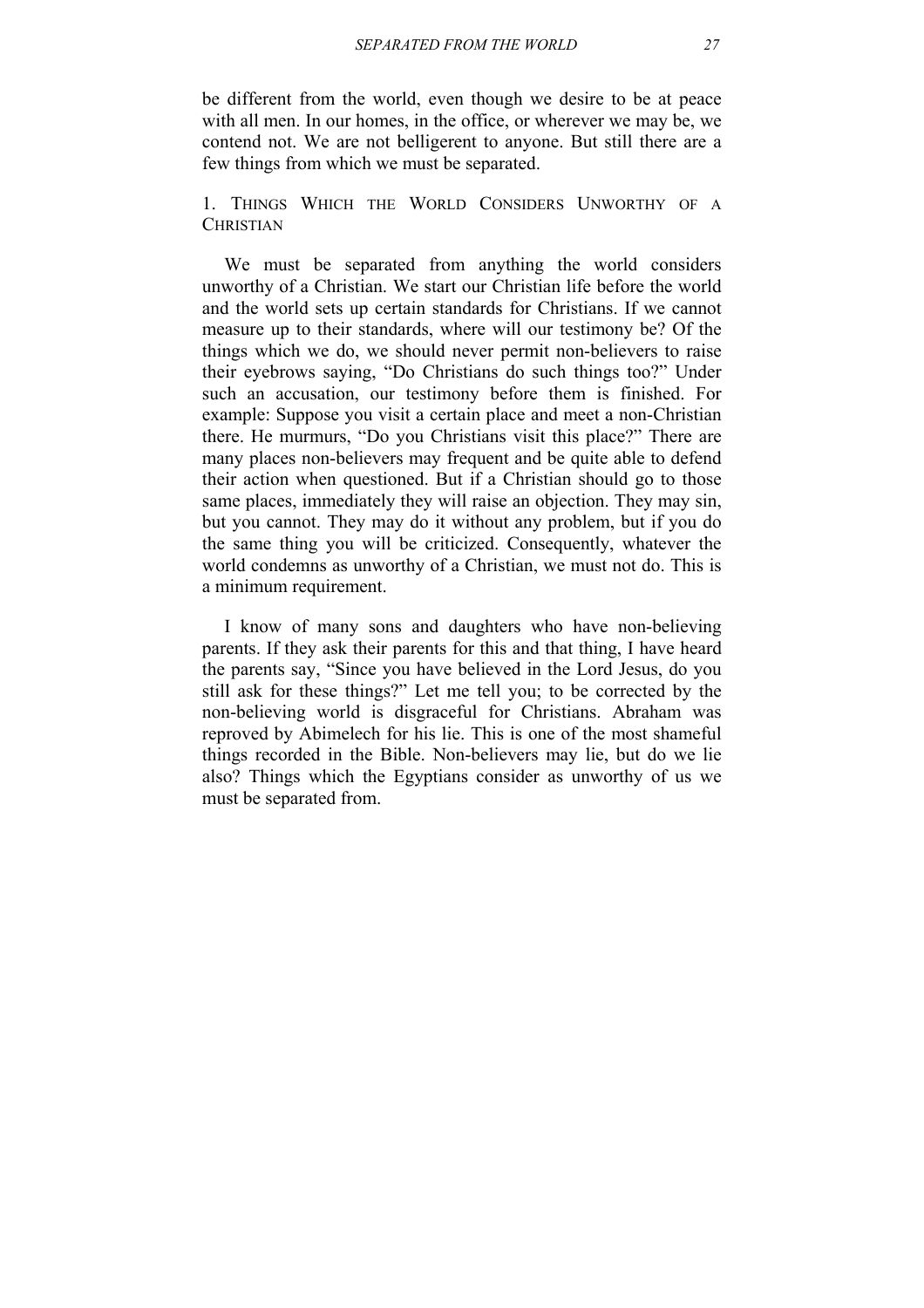be different from the world, even though we desire to be at peace with all men. In our homes, in the office, or wherever we may be, we contend not. We are not belligerent to anyone. But still there are a few things from which we must be separated.

### 1. Things Which the World Considers Unworthy of a Christian

We must be separated from anything the world considers unworthy of a Christian. We start our Christian life before the world and the world sets up certain standards for Christians. If we cannot measure up to their standards, where will our testimony be? Of the things which we do, we should never permit non-believers to raise their eyebrows saying, "Do Christians do such things too?" Under such an accusation, our testimony before them is finished. For example: Suppose you visit a certain place and meet a non-Christian there. He murmurs, "Do you Christians visit this place?" There are many places non-believers may frequent and be quite able to defend their action when questioned. But if a Christian should go to those same places, immediately they will raise an objection. They may sin, but you cannot. They may do it without any problem, but if you do the same thing you will be criticized. Consequently, whatever the world condemns as unworthy of a Christian, we must not do. This is a minimum requirement.

I know of many sons and daughters who have non-believing parents. If they ask their parents for this and that thing, I have heard the parents say, "Since you have believed in the Lord Jesus, do you still ask for these things?" Let me tell you; to be corrected by the non-believing world is disgraceful for Christians. Abraham was reproved by Abimelech for his lie. This is one of the most shameful things recorded in the Bible. Non-believers may lie, but do we lie also? Things which the Egyptians consider as unworthy of us we must be separated from.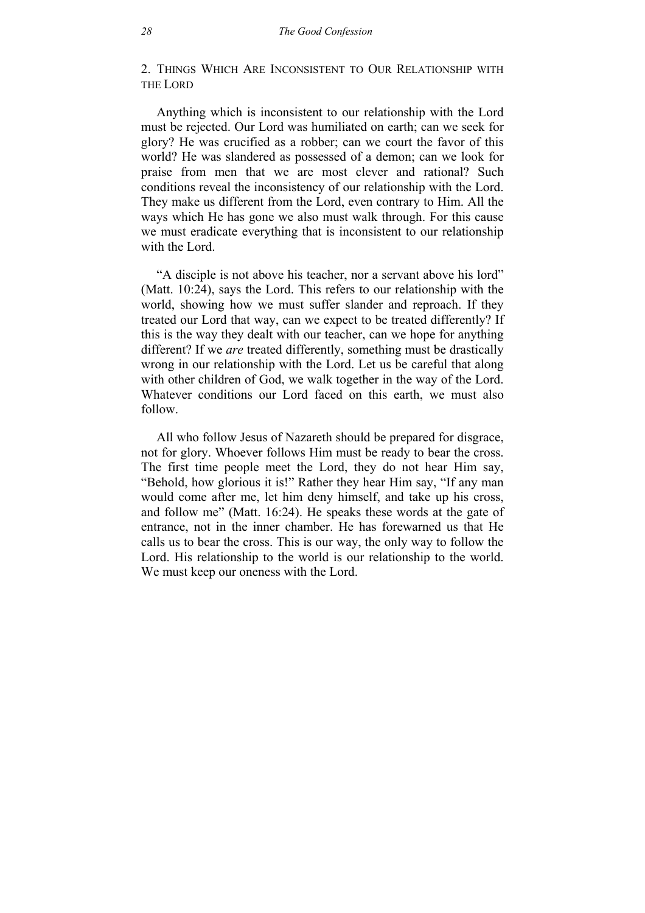## 2. Things Which Are Inconsistent to Our Relationship with the Lord

Anything which is inconsistent to our relationship with the Lord must be rejected. Our Lord was humiliated on earth; can we seek for glory? He was crucified as a robber; can we court the favor of this world? He was slandered as possessed of a demon; can we look for praise from men that we are most clever and rational? Such conditions reveal the inconsistency of our relationship with the Lord. They make us different from the Lord, even contrary to Him. All the ways which He has gone we also must walk through. For this cause we must eradicate everything that is inconsistent to our relationship with the Lord.

"A disciple is not above his teacher, nor a servant above his lord" (Matt. 10:24), says the Lord. This refers to our relationship with the world, showing how we must suffer slander and reproach. If they treated our Lord that way, can we expect to be treated differently? If this is the way they dealt with our teacher, can we hope for anything different? If we *are* treated differently, something must be drastically wrong in our relationship with the Lord. Let us be careful that along with other children of God, we walk together in the way of the Lord. Whatever conditions our Lord faced on this earth, we must also follow.

All who follow Jesus of Nazareth should be prepared for disgrace, not for glory. Whoever follows Him must be ready to bear the cross. The first time people meet the Lord, they do not hear Him say, "Behold, how glorious it is!" Rather they hear Him say, "If any man would come after me, let him deny himself, and take up his cross, and follow me" (Matt. 16:24). He speaks these words at the gate of entrance, not in the inner chamber. He has forewarned us that He calls us to bear the cross. This is our way, the only way to follow the Lord. His relationship to the world is our relationship to the world. We must keep our oneness with the Lord.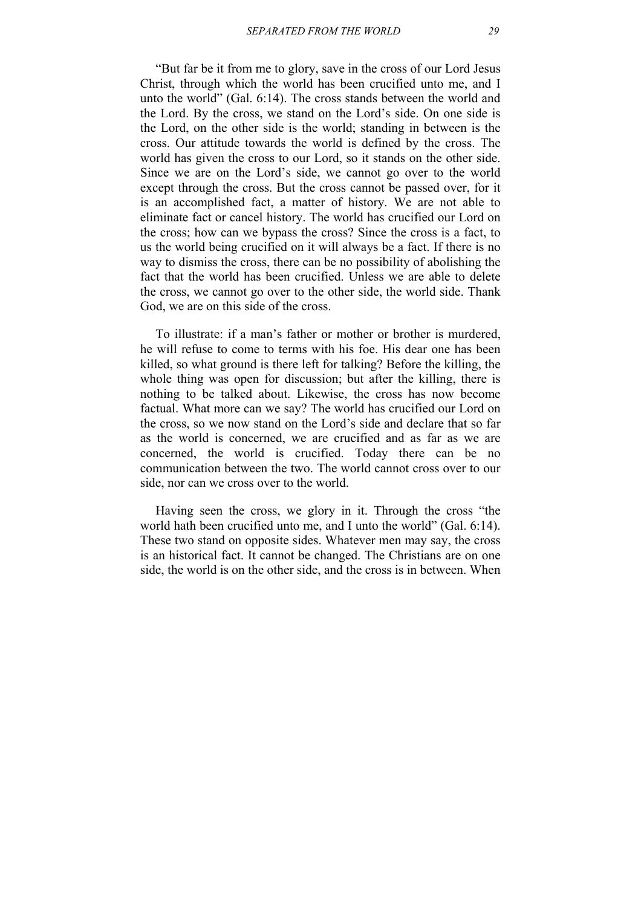"But far be it from me to glory, save in the cross of our Lord Jesus Christ, through which the world has been crucified unto me, and I unto the world" (Gal. 6:14). The cross stands between the world and the Lord. By the cross, we stand on the Lord's side. On one side is the Lord, on the other side is the world; standing in between is the cross. Our attitude towards the world is defined by the cross. The world has given the cross to our Lord, so it stands on the other side. Since we are on the Lord's side, we cannot go over to the world except through the cross. But the cross cannot be passed over, for it is an accomplished fact, a matter of history. We are not able to eliminate fact or cancel history. The world has crucified our Lord on the cross; how can we bypass the cross? Since the cross is a fact, to us the world being crucified on it will always be a fact. If there is no way to dismiss the cross, there can be no possibility of abolishing the fact that the world has been crucified. Unless we are able to delete the cross, we cannot go over to the other side, the world side. Thank God, we are on this side of the cross.

To illustrate: if a man's father or mother or brother is murdered, he will refuse to come to terms with his foe. His dear one has been killed, so what ground is there left for talking? Before the killing, the whole thing was open for discussion; but after the killing, there is nothing to be talked about. Likewise, the cross has now become factual. What more can we say? The world has crucified our Lord on the cross, so we now stand on the Lord's side and declare that so far as the world is concerned, we are crucified and as far as we are concerned, the world is crucified. Today there can be no communication between the two. The world cannot cross over to our side, nor can we cross over to the world.

Having seen the cross, we glory in it. Through the cross "the world hath been crucified unto me, and I unto the world" (Gal. 6:14). These two stand on opposite sides. Whatever men may say, the cross is an historical fact. It cannot be changed. The Christians are on one side, the world is on the other side, and the cross is in between. When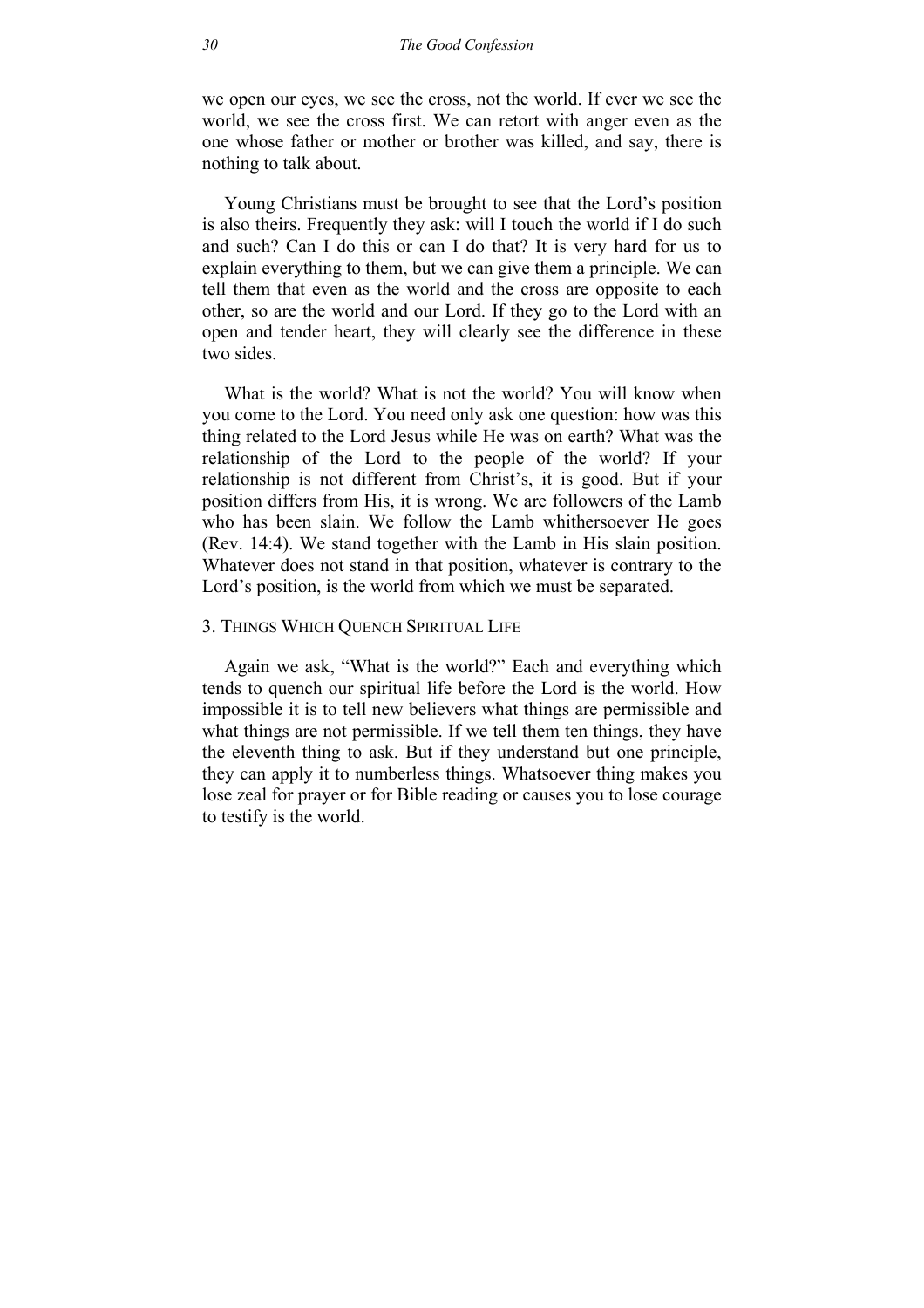we open our eyes, we see the cross, not the world. If ever we see the world, we see the cross first. We can retort with anger even as the one whose father or mother or brother was killed, and say, there is nothing to talk about.

Young Christians must be brought to see that the Lord's position is also theirs. Frequently they ask: will I touch the world if I do such and such? Can I do this or can I do that? It is very hard for us to explain everything to them, but we can give them a principle. We can tell them that even as the world and the cross are opposite to each other, so are the world and our Lord. If they go to the Lord with an open and tender heart, they will clearly see the difference in these two sides.

What is the world? What is not the world? You will know when you come to the Lord. You need only ask one question: how was this thing related to the Lord Jesus while He was on earth? What was the relationship of the Lord to the people of the world? If your relationship is not different from Christ's, it is good. But if your position differs from His, it is wrong. We are followers of the Lamb who has been slain. We follow the Lamb whithersoever He goes (Rev. 14:4). We stand together with the Lamb in His slain position. Whatever does not stand in that position, whatever is contrary to the Lord's position, is the world from which we must be separated.

### 3. Things Which Quench Spiritual Life

Again we ask, "What is the world?" Each and everything which tends to quench our spiritual life before the Lord is the world. How impossible it is to tell new believers what things are permissible and what things are not permissible. If we tell them ten things, they have the eleventh thing to ask. But if they understand but one principle, they can apply it to numberless things. Whatsoever thing makes you lose zeal for prayer or for Bible reading or causes you to lose courage to testify is the world.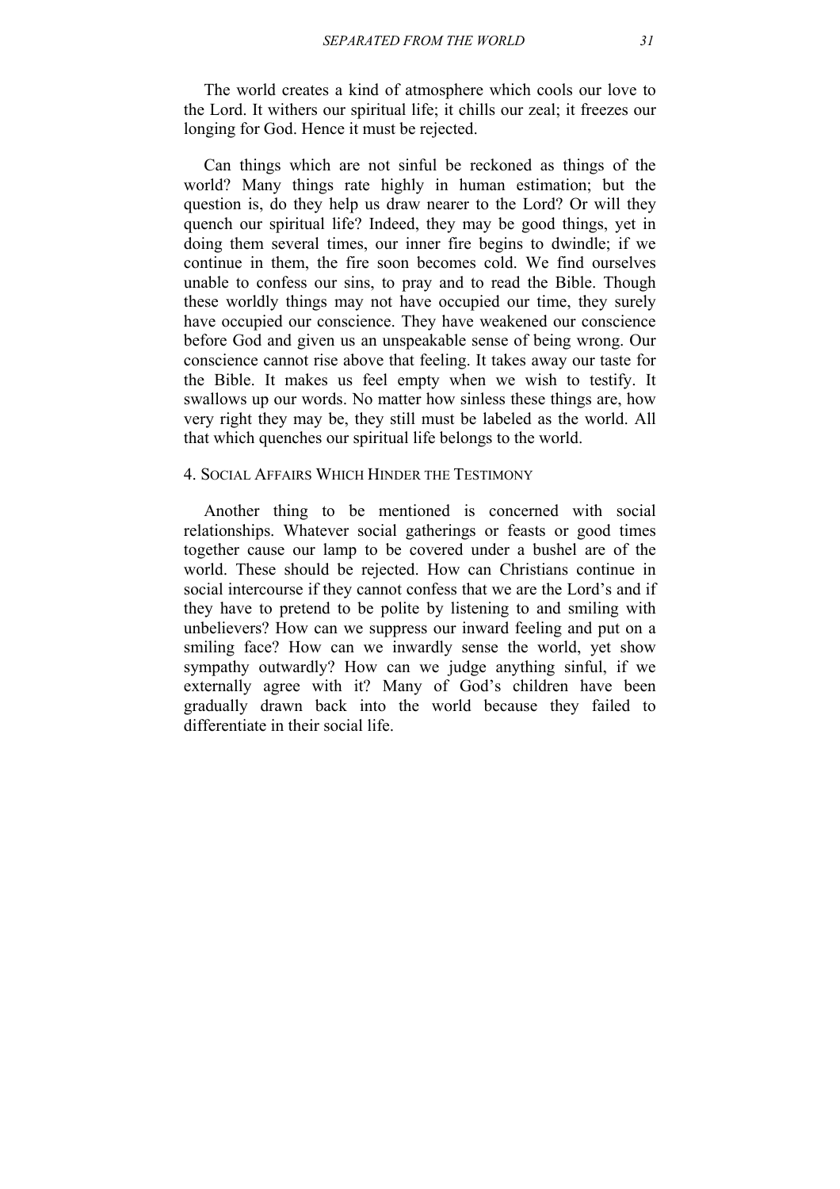The world creates a kind of atmosphere which cools our love to the Lord. It withers our spiritual life; it chills our zeal; it freezes our longing for God. Hence it must be rejected.

Can things which are not sinful be reckoned as things of the world? Many things rate highly in human estimation; but the question is, do they help us draw nearer to the Lord? Or will they quench our spiritual life? Indeed, they may be good things, yet in doing them several times, our inner fire begins to dwindle; if we continue in them, the fire soon becomes cold. We find ourselves unable to confess our sins, to pray and to read the Bible. Though these worldly things may not have occupied our time, they surely have occupied our conscience. They have weakened our conscience before God and given us an unspeakable sense of being wrong. Our conscience cannot rise above that feeling. It takes away our taste for the Bible. It makes us feel empty when we wish to testify. It swallows up our words. No matter how sinless these things are, how very right they may be, they still must be labeled as the world. All that which quenches our spiritual life belongs to the world.

### 4. Social Affairs Which Hinder the Testimony

Another thing to be mentioned is concerned with social relationships. Whatever social gatherings or feasts or good times together cause our lamp to be covered under a bushel are of the world. These should be rejected. How can Christians continue in social intercourse if they cannot confess that we are the Lord's and if they have to pretend to be polite by listening to and smiling with unbelievers? How can we suppress our inward feeling and put on a smiling face? How can we inwardly sense the world, yet show sympathy outwardly? How can we judge anything sinful, if we externally agree with it? Many of God's children have been gradually drawn back into the world because they failed to differentiate in their social life.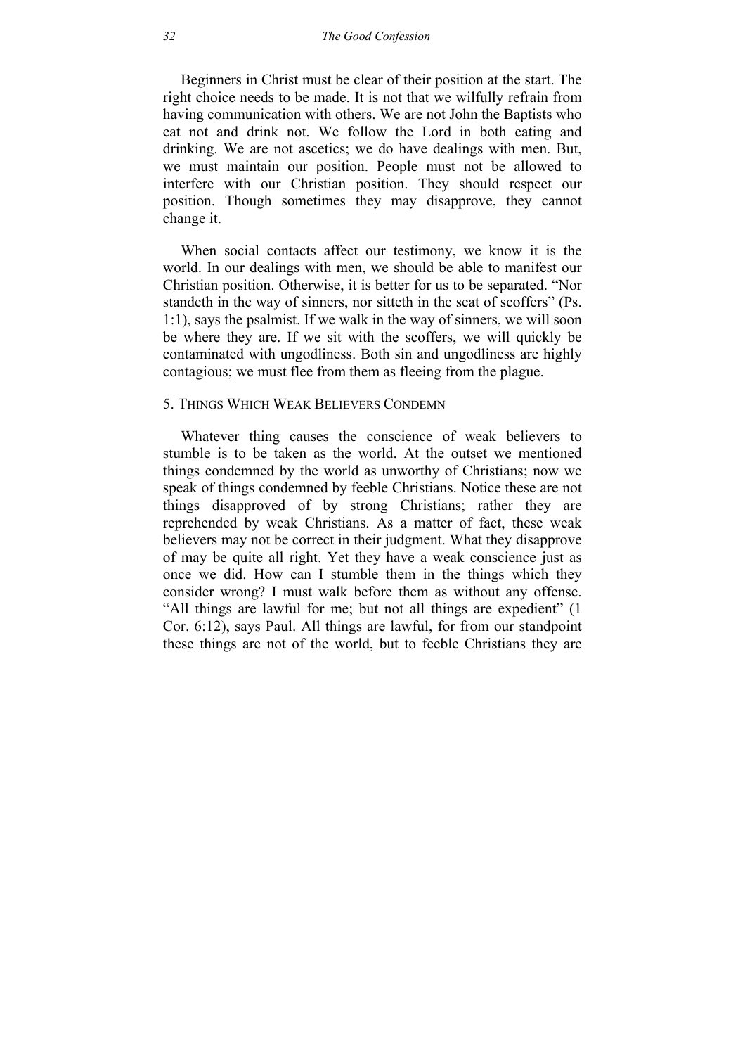Beginners in Christ must be clear of their position at the start. The right choice needs to be made. It is not that we wilfully refrain from having communication with others. We are not John the Baptists who eat not and drink not. We follow the Lord in both eating and drinking. We are not ascetics; we do have dealings with men. But, we must maintain our position. People must not be allowed to interfere with our Christian position. They should respect our position. Though sometimes they may disapprove, they cannot change it.

When social contacts affect our testimony, we know it is the world. In our dealings with men, we should be able to manifest our Christian position. Otherwise, it is better for us to be separated. "Nor standeth in the way of sinners, nor sitteth in the seat of scoffers" (Ps. 1:1), says the psalmist. If we walk in the way of sinners, we will soon be where they are. If we sit with the scoffers, we will quickly be contaminated with ungodliness. Both sin and ungodliness are highly contagious; we must flee from them as fleeing from the plague.

### 5. Things Which Weak Believers Condemn

Whatever thing causes the conscience of weak believers to stumble is to be taken as the world. At the outset we mentioned things condemned by the world as unworthy of Christians; now we speak of things condemned by feeble Christians. Notice these are not things disapproved of by strong Christians; rather they are reprehended by weak Christians. As a matter of fact, these weak believers may not be correct in their judgment. What they disapprove of may be quite all right. Yet they have a weak conscience just as once we did. How can I stumble them in the things which they consider wrong? I must walk before them as without any offense. "All things are lawful for me; but not all things are expedient" (1 Cor. 6:12), says Paul. All things are lawful, for from our standpoint these things are not of the world, but to feeble Christians they are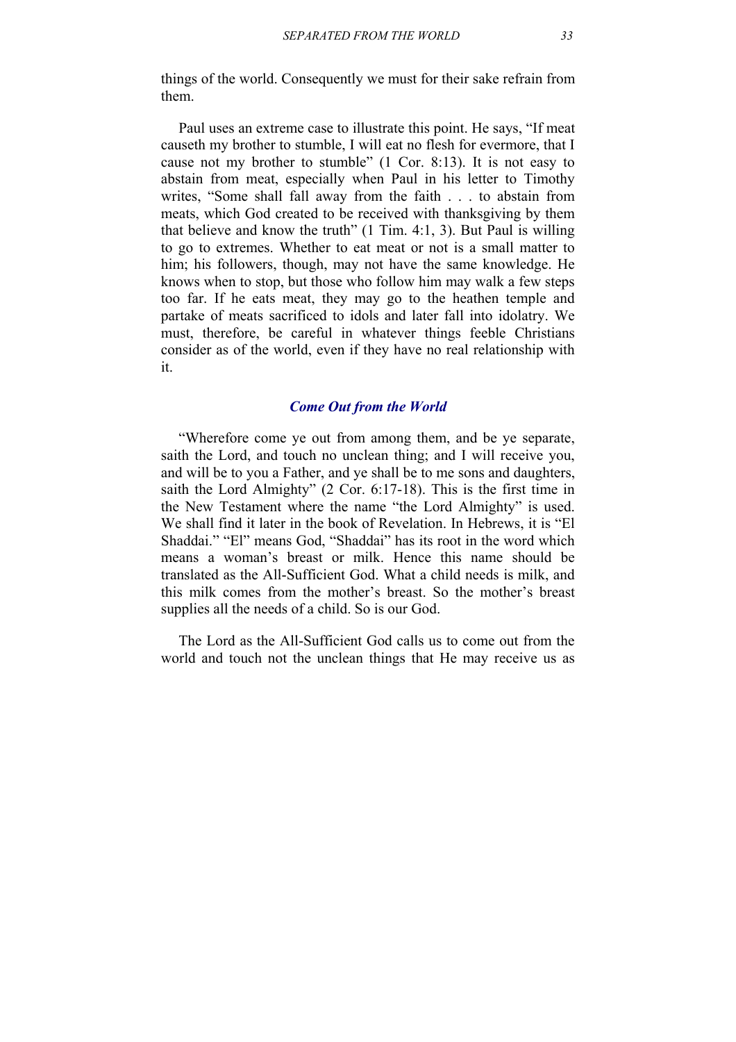things of the world. Consequently we must for their sake refrain from them.

Paul uses an extreme case to illustrate this point. He says, “If meat causeth my brother to stumble, I will eat no flesh for evermore, that I cause not my brother to stumble” (1 Cor. 8:13). It is not easy to abstain from meat, especially when Paul in his letter to Timothy writes, “Some shall fall away from the faith . . . to abstain from meats, which God created to be received with thanksgiving by them that believe and know the truth” (1 Tim. 4:1, 3). But Paul is willing to go to extremes. Whether to eat meat or not is a small matter to him; his followers, though, may not have the same knowledge. He knows when to stop, but those who follow him may walk a few steps too far. If he eats meat, they may go to the heathen temple and partake of meats sacrificed to idols and later fall into idolatry. We must, therefore, be careful in whatever things feeble Christians consider as of the world, even if they have no real relationship with it.

### *Come Out from the World*

“Wherefore come ye out from among them, and be ye separate, saith the Lord, and touch no unclean thing; and I will receive you, and will be to you a Father, and ye shall be to me sons and daughters, saith the Lord Almighty” (2 Cor. 6:17-18). This is the first time in the New Testament where the name “the Lord Almighty” is used. We shall find it later in the book of Revelation. In Hebrews, it is “El Shaddai.” “El” means God, “Shaddai” has its root in the word which means a woman’s breast or milk. Hence this name should be translated as the All-Sufficient God. What a child needs is milk, and this milk comes from the mother’s breast. So the mother’s breast supplies all the needs of a child. So is our God.

The Lord as the All-Sufficient God calls us to come out from the world and touch not the unclean things that He may receive us as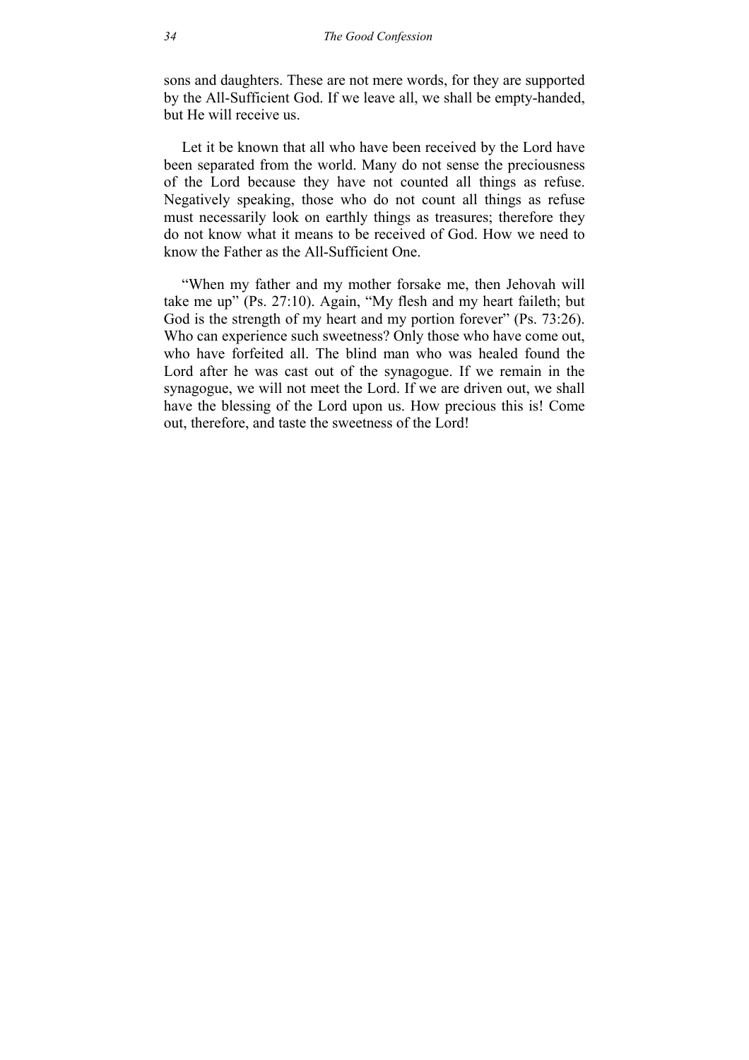sons and daughters. These are not mere words, for they are supported by the All-Sufficient God. If we leave all, we shall be empty-handed, but He will receive us.

Let it be known that all who have been received by the Lord have been separated from the world. Many do not sense the preciousness of the Lord because they have not counted all things as refuse. Negatively speaking, those who do not count all things as refuse must necessarily look on earthly things as treasures; therefore they do not know what it means to be received of God. How we need to know the Father as the All-Sufficient One.

"When my father and my mother forsake me, then Jehovah will take me up" (Ps. 27:10). Again, "My flesh and my heart faileth; but God is the strength of my heart and my portion forever" (Ps. 73:26). Who can experience such sweetness? Only those who have come out, who have forfeited all. The blind man who was healed found the Lord after he was cast out of the synagogue. If we remain in the synagogue, we will not meet the Lord. If we are driven out, we shall have the blessing of the Lord upon us. How precious this is! Come out, therefore, and taste the sweetness of the Lord!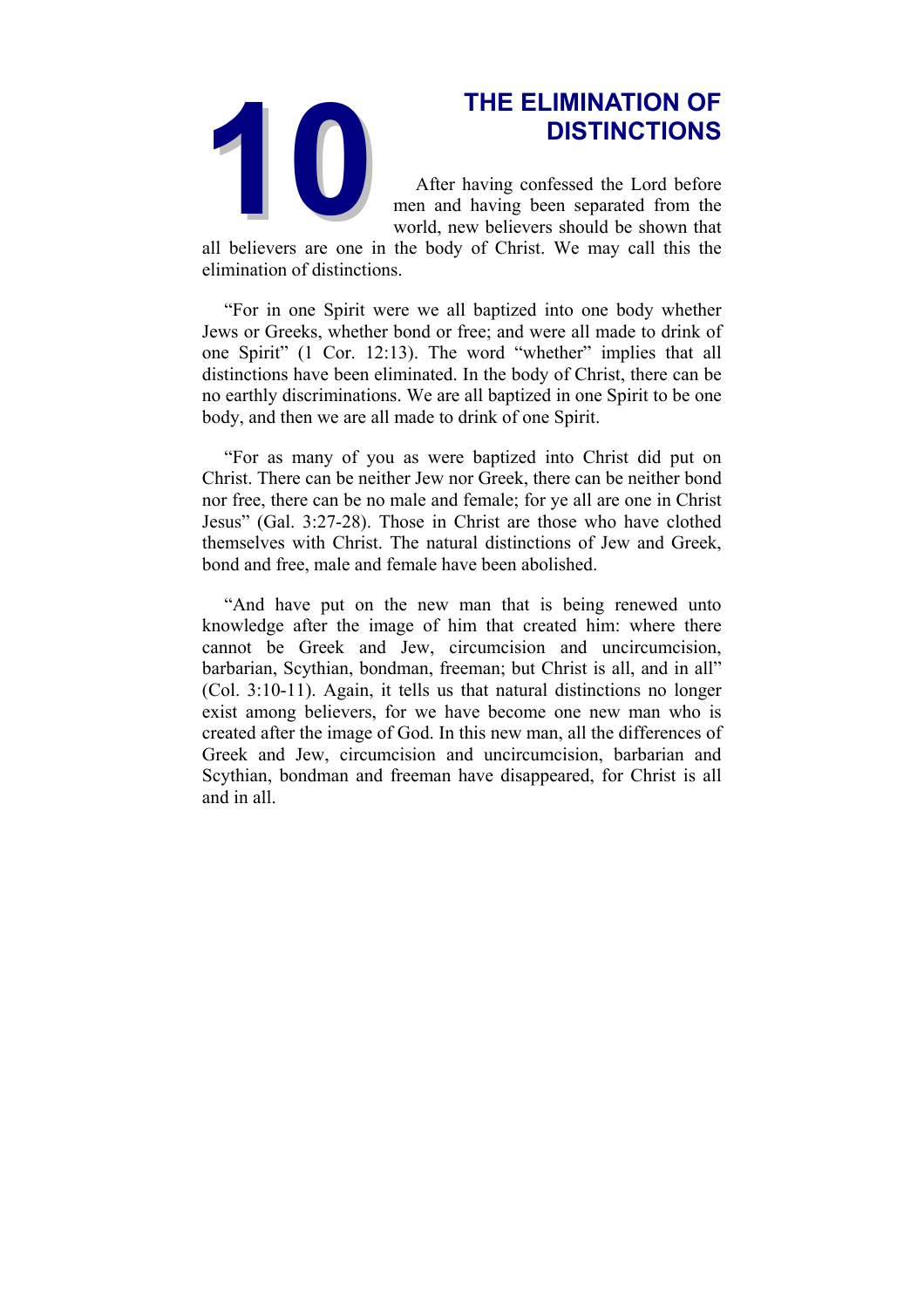# 10 THE ELIMINATION OF DISTINCTIONS

After having confessed the Lord before men and having been separated from the world, new believers should be shown that all believers are one in the body of Christ. We may call this the elimination of distinctions.

"For in one Spirit were we all baptized into one body whether Jews or Greeks, whether bond or free; and were all made to drink of one Spirit" (1 Cor. 12:13). The word "whether" implies that all distinctions have been eliminated. In the body of Christ, there can be no earthly discriminations. We are all baptized in one Spirit to be one body, and then we are all made to drink of one Spirit.

"For as many of you as were baptized into Christ did put on Christ. There can be neither Jew nor Greek, there can be neither bond nor free, there can be no male and female; for ye all are one in Christ Jesus" (Gal. 3:27-28). Those in Christ are those who have clothed themselves with Christ. The natural distinctions of Jew and Greek, bond and free, male and female have been abolished.

"And have put on the new man that is being renewed unto knowledge after the image of him that created him: where there cannot be Greek and Jew, circumcision and uncircumcision, barbarian, Scythian, bondman, freeman; but Christ is all, and in all" (Col. 3:10-11). Again, it tells us that natural distinctions no longer exist among believers, for we have become one new man who is created after the image of God. In this new man, all the differences of Greek and Jew, circumcision and uncircumcision, barbarian and Scythian, bondman and freeman have disappeared, for Christ is all and in all.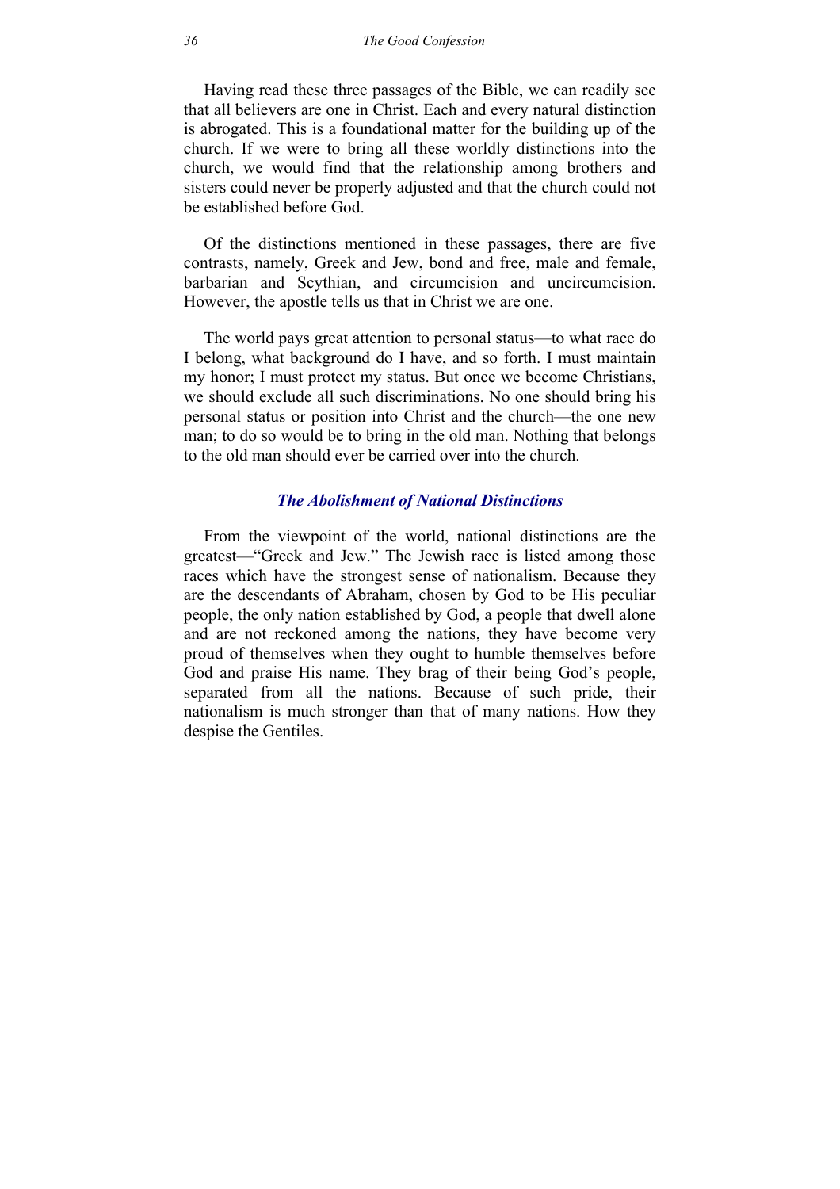Having read these three passages of the Bible, we can readily see that all believers are one in Christ. Each and every natural distinction is abrogated. This is a foundational matter for the building up of the church. If we were to bring all these worldly distinctions into the church, we would find that the relationship among brothers and sisters could never be properly adjusted and that the church could not be established before God.

Of the distinctions mentioned in these passages, there are five contrasts, namely, Greek and Jew, bond and free, male and female, barbarian and Scythian, and circumcision and uncircumcision. However, the apostle tells us that in Christ we are one.

The world pays great attention to personal status—to what race do I belong, what background do I have, and so forth. I must maintain my honor; I must protect my status. But once we become Christians, we should exclude all such discriminations. No one should bring his personal status or position into Christ and the church—the one new man; to do so would be to bring in the old man. Nothing that belongs to the old man should ever be carried over into the church.

### *The Abolishment of National Distinctions*

From the viewpoint of the world, national distinctions are the greatest—"Greek and Jew." The Jewish race is listed among those races which have the strongest sense of nationalism. Because they are the descendants of Abraham, chosen by God to be His peculiar people, the only nation established by God, a people that dwell alone and are not reckoned among the nations, they have become very proud of themselves when they ought to humble themselves before God and praise His name. They brag of their being God's people, separated from all the nations. Because of such pride, their nationalism is much stronger than that of many nations. How they despise the Gentiles.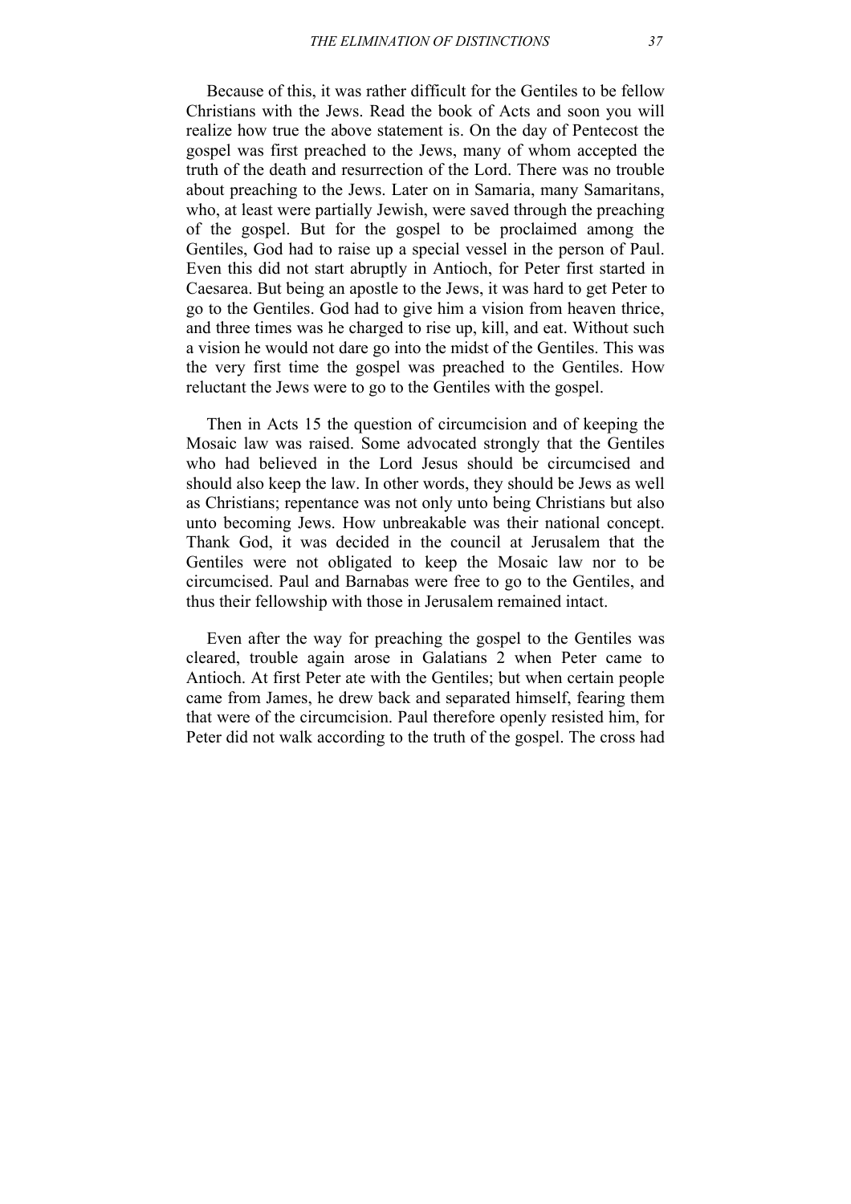Because of this, it was rather difficult for the Gentiles to be fellow Christians with the Jews. Read the book of Acts and soon you will realize how true the above statement is. On the day of Pentecost the gospel was first preached to the Jews, many of whom accepted the truth of the death and resurrection of the Lord. There was no trouble about preaching to the Jews. Later on in Samaria, many Samaritans, who, at least were partially Jewish, were saved through the preaching of the gospel. But for the gospel to be proclaimed among the Gentiles, God had to raise up a special vessel in the person of Paul. Even this did not start abruptly in Antioch, for Peter first started in Caesarea. But being an apostle to the Jews, it was hard to get Peter to go to the Gentiles. God had to give him a vision from heaven thrice, and three times was he charged to rise up, kill, and eat. Without such a vision he would not dare go into the midst of the Gentiles. This was the very first time the gospel was preached to the Gentiles. How reluctant the Jews were to go to the Gentiles with the gospel.

Then in Acts 15 the question of circumcision and of keeping the Mosaic law was raised. Some advocated strongly that the Gentiles who had believed in the Lord Jesus should be circumcised and should also keep the law. In other words, they should be Jews as well as Christians; repentance was not only unto being Christians but also unto becoming Jews. How unbreakable was their national concept. Thank God, it was decided in the council at Jerusalem that the Gentiles were not obligated to keep the Mosaic law nor to be circumcised. Paul and Barnabas were free to go to the Gentiles, and thus their fellowship with those in Jerusalem remained intact.

Even after the way for preaching the gospel to the Gentiles was cleared, trouble again arose in Galatians 2 when Peter came to Antioch. At first Peter ate with the Gentiles; but when certain people came from James, he drew back and separated himself, fearing them that were of the circumcision. Paul therefore openly resisted him, for Peter did not walk according to the truth of the gospel. The cross had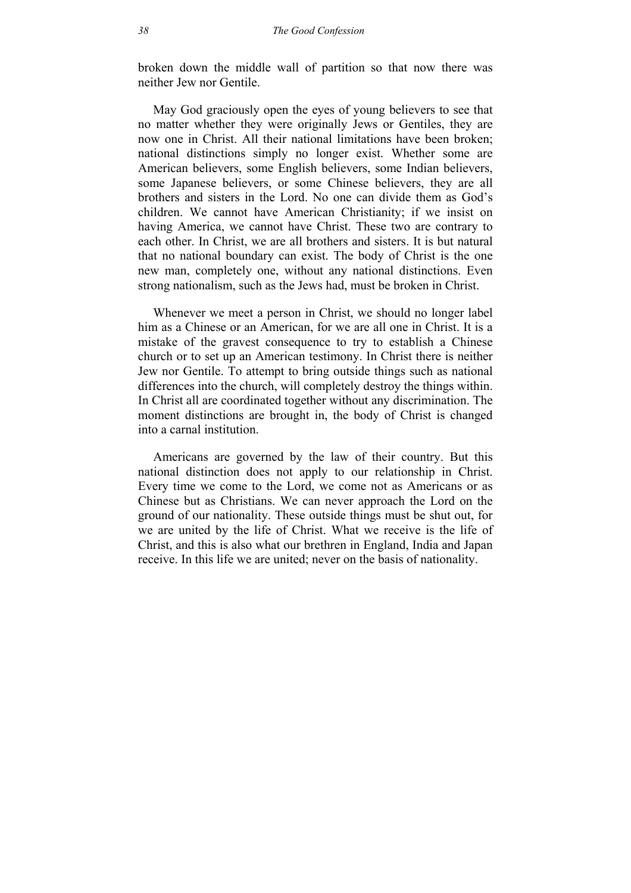broken down the middle wall of partition so that now there was neither Jew nor Gentile.

May God graciously open the eyes of young believers to see that no matter whether they were originally Jews or Gentiles, they are now one in Christ. All their national limitations have been broken; national distinctions simply no longer exist. Whether some are American believers, some English believers, some Indian believers, some Japanese believers, or some Chinese believers, they are all brothers and sisters in the Lord. No one can divide them as God's children. We cannot have American Christianity; if we insist on having America, we cannot have Christ. These two are contrary to each other. In Christ, we are all brothers and sisters. It is but natural that no national boundary can exist. The body of Christ is the one new man, completely one, without any national distinctions. Even strong nationalism, such as the Jews had, must be broken in Christ.

Whenever we meet a person in Christ, we should no longer label him as a Chinese or an American, for we are all one in Christ. It is a mistake of the gravest consequence to try to establish a Chinese church or to set up an American testimony. In Christ there is neither Jew nor Gentile. To attempt to bring outside things such as national differences into the church, will completely destroy the things within. In Christ all are coordinated together without any discrimination. The moment distinctions are brought in, the body of Christ is changed into a carnal institution.

Americans are governed by the law of their country. But this national distinction does not apply to our relationship in Christ. Every time we come to the Lord, we come not as Americans or as Chinese but as Christians. We can never approach the Lord on the ground of our nationality. These outside things must be shut out, for we are united by the life of Christ. What we receive is the life of Christ, and this is also what our brethren in England, India and Japan receive. In this life we are united; never on the basis of nationality.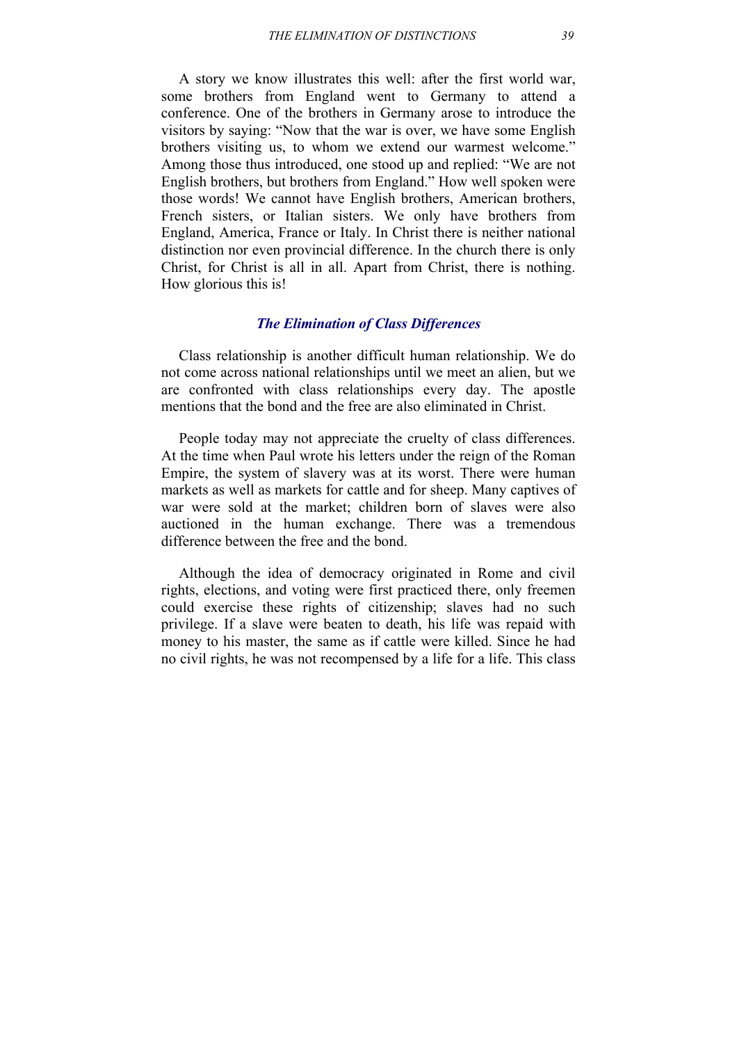A story we know illustrates this well: after the first world war, some brothers from England went to Germany to attend a conference. One of the brothers in Germany arose to introduce the visitors by saying: "Now that the war is over, we have some English brothers visiting us, to whom we extend our warmest welcome." Among those thus introduced, one stood up and replied: "We are not English brothers, but brothers from England." How well spoken were those words! We cannot have English brothers, American brothers, French sisters, or Italian sisters. We only have brothers from England, America, France or Italy. In Christ there is neither national distinction nor even provincial difference. In the church there is only Christ, for Christ is all in all. Apart from Christ, there is nothing. How glorious this is!

### *The Elimination of Class Differences*

Class relationship is another difficult human relationship. We do not come across national relationships until we meet an alien, but we are confronted with class relationships every day. The apostle mentions that the bond and the free are also eliminated in Christ.

People today may not appreciate the cruelty of class differences. At the time when Paul wrote his letters under the reign of the Roman Empire, the system of slavery was at its worst. There were human markets as well as markets for cattle and for sheep. Many captives of war were sold at the market; children born of slaves were also auctioned in the human exchange. There was a tremendous difference between the free and the bond.

Although the idea of democracy originated in Rome and civil rights, elections, and voting were first practiced there, only freemen could exercise these rights of citizenship; slaves had no such privilege. If a slave were beaten to death, his life was repaid with money to his master, the same as if cattle were killed. Since he had no civil rights, he was not recompensed by a life for a life. This class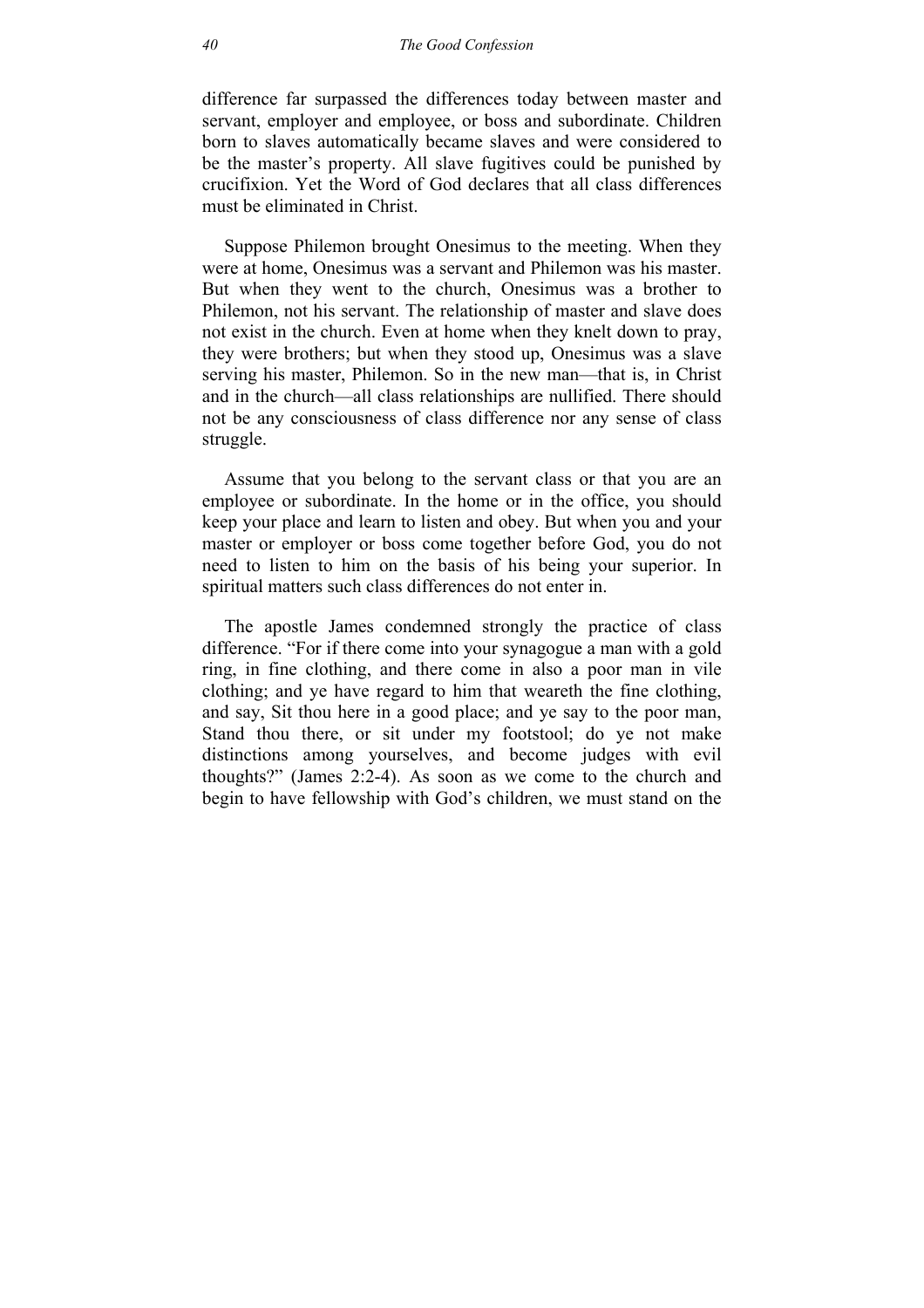difference far surpassed the differences today between master and servant, employer and employee, or boss and subordinate. Children born to slaves automatically became slaves and were considered to be the master's property. All slave fugitives could be punished by crucifixion. Yet the Word of God declares that all class differences must be eliminated in Christ.

Suppose Philemon brought Onesimus to the meeting. When they were at home, Onesimus was a servant and Philemon was his master. But when they went to the church, Onesimus was a brother to Philemon, not his servant. The relationship of master and slave does not exist in the church. Even at home when they knelt down to pray, they were brothers; but when they stood up, Onesimus was a slave serving his master, Philemon. So in the new man—that is, in Christ and in the church—all class relationships are nullified. There should not be any consciousness of class difference nor any sense of class struggle.

Assume that you belong to the servant class or that you are an employee or subordinate. In the home or in the office, you should keep your place and learn to listen and obey. But when you and your master or employer or boss come together before God, you do not need to listen to him on the basis of his being your superior. In spiritual matters such class differences do not enter in.

The apostle James condemned strongly the practice of class difference. "For if there come into your synagogue a man with a gold ring, in fine clothing, and there come in also a poor man in vile clothing; and ye have regard to him that weareth the fine clothing, and say, Sit thou here in a good place; and ye say to the poor man, Stand thou there, or sit under my footstool; do ye not make distinctions among yourselves, and become judges with evil thoughts?" (James 2:2-4). As soon as we come to the church and begin to have fellowship with God's children, we must stand on the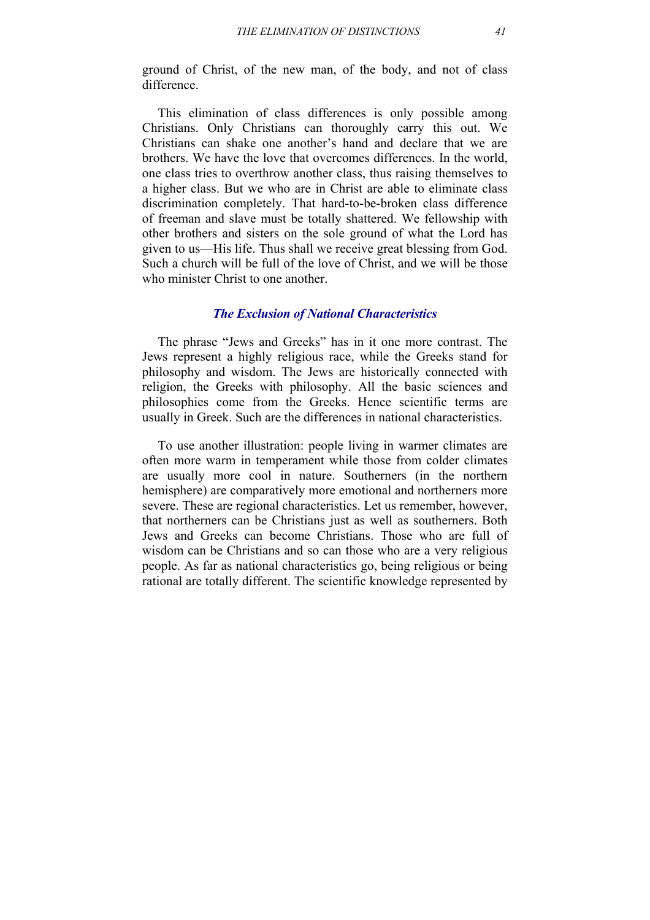ground of Christ, of the new man, of the body, and not of class difference.

This elimination of class differences is only possible among Christians. Only Christians can thoroughly carry this out. We Christians can shake one another's hand and declare that we are brothers. We have the love that overcomes differences. In the world, one class tries to overthrow another class, thus raising themselves to a higher class. But we who are in Christ are able to eliminate class discrimination completely. That hard-to-be-broken class difference of freeman and slave must be totally shattered. We fellowship with other brothers and sisters on the sole ground of what the Lord has given to us—His life. Thus shall we receive great blessing from God. Such a church will be full of the love of Christ, and we will be those who minister Christ to one another.

### *The Exclusion of National Characteristics*

The phrase "Jews and Greeks" has in it one more contrast. The Jews represent a highly religious race, while the Greeks stand for philosophy and wisdom. The Jews are historically connected with religion, the Greeks with philosophy. All the basic sciences and philosophies come from the Greeks. Hence scientific terms are usually in Greek. Such are the differences in national characteristics.

To use another illustration: people living in warmer climates are often more warm in temperament while those from colder climates are usually more cool in nature. Southerners (in the northern hemisphere) are comparatively more emotional and northerners more severe. These are regional characteristics. Let us remember, however, that northerners can be Christians just as well as southerners. Both Jews and Greeks can become Christians. Those who are full of wisdom can be Christians and so can those who are a very religious people. As far as national characteristics go, being religious or being rational are totally different. The scientific knowledge represented by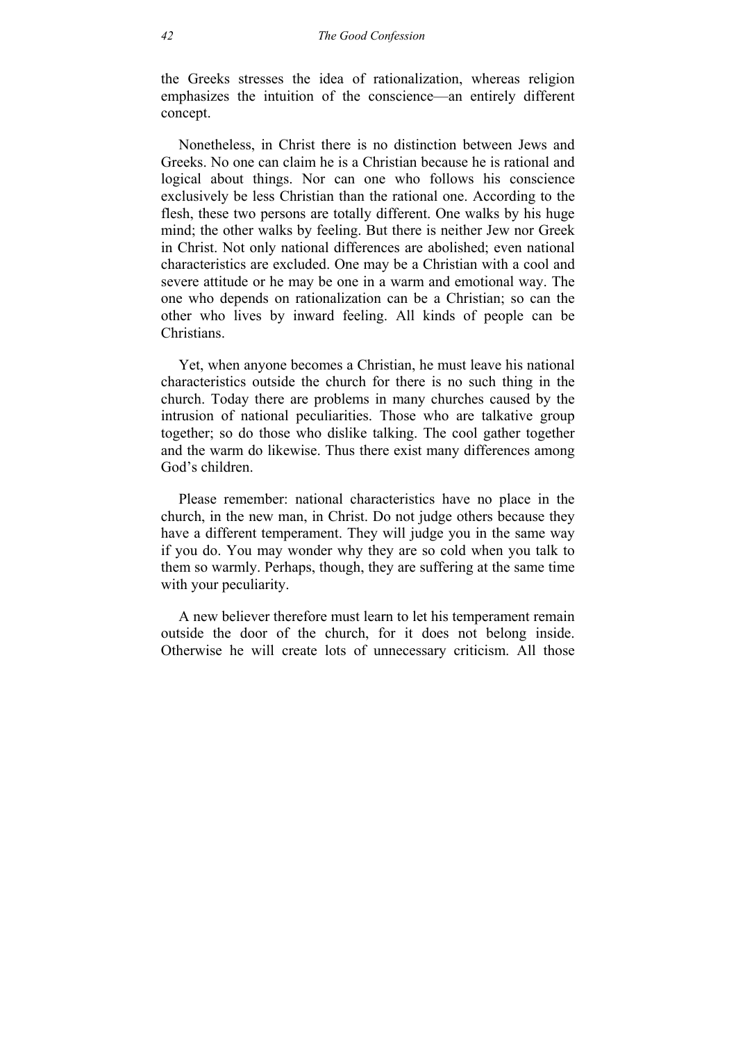the Greeks stresses the idea of rationalization, whereas religion emphasizes the intuition of the conscience—an entirely different concept.

Nonetheless, in Christ there is no distinction between Jews and Greeks. No one can claim he is a Christian because he is rational and logical about things. Nor can one who follows his conscience exclusively be less Christian than the rational one. According to the flesh, these two persons are totally different. One walks by his huge mind; the other walks by feeling. But there is neither Jew nor Greek in Christ. Not only national differences are abolished; even national characteristics are excluded. One may be a Christian with a cool and severe attitude or he may be one in a warm and emotional way. The one who depends on rationalization can be a Christian; so can the other who lives by inward feeling. All kinds of people can be Christians.

Yet, when anyone becomes a Christian, he must leave his national characteristics outside the church for there is no such thing in the church. Today there are problems in many churches caused by the intrusion of national peculiarities. Those who are talkative group together; so do those who dislike talking. The cool gather together and the warm do likewise. Thus there exist many differences among God's children.

Please remember: national characteristics have no place in the church, in the new man, in Christ. Do not judge others because they have a different temperament. They will judge you in the same way if you do. You may wonder why they are so cold when you talk to them so warmly. Perhaps, though, they are suffering at the same time with your peculiarity.

A new believer therefore must learn to let his temperament remain outside the door of the church, for it does not belong inside. Otherwise he will create lots of unnecessary criticism. All those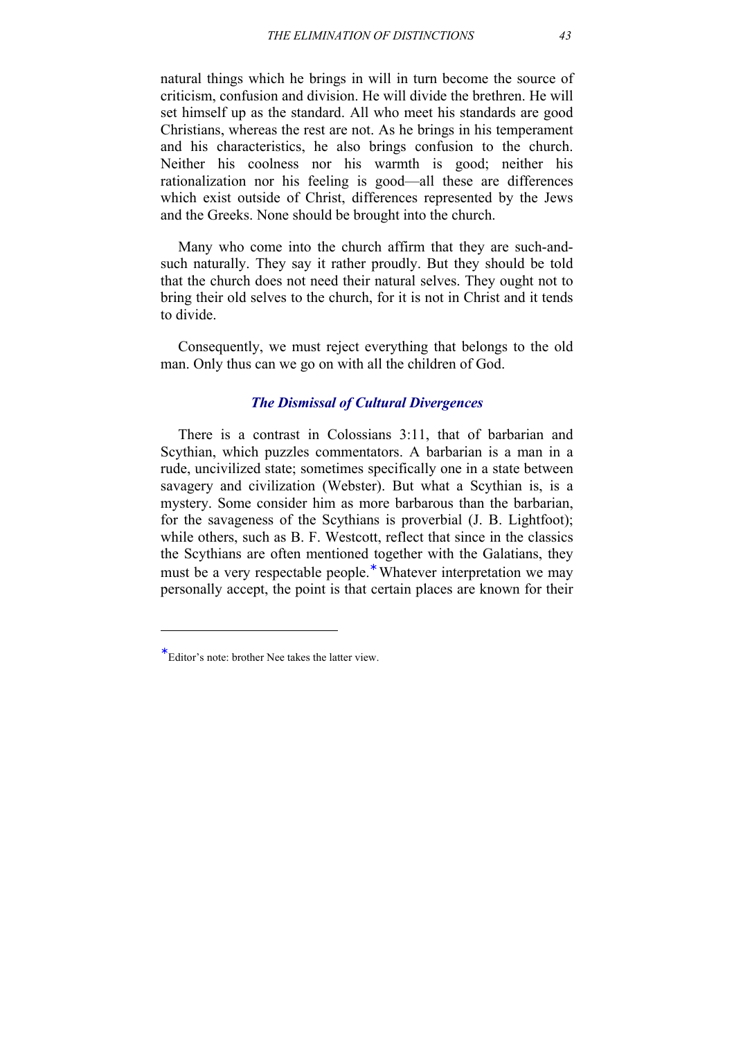natural things which he brings in will in turn become the source of criticism, confusion and division. He will divide the brethren. He will set himself up as the standard. All who meet his standards are good Christians, whereas the rest are not. As he brings in his temperament and his characteristics, he also brings confusion to the church. Neither his coolness nor his warmth is good; neither his rationalization nor his feeling is good—all these are differences which exist outside of Christ, differences represented by the Jews and the Greeks. None should be brought into the church.

Many who come into the church affirm that they are such-and-such naturally. They say it rather proudly. But they should be told that the church does not need their natural selves. They ought not to bring their old selves to the church, for it is not in Christ and it tends to divide.

Consequently, we must reject everything that belongs to the old man. Only thus can we go on with all the children of God.

### *The Dismissal of Cultural Divergences*

There is a contrast in Colossians 3:11, that of barbarian and Scythian, which puzzles commentators. A barbarian is a man in a rude, uncivilized state; sometimes specifically one in a state between savagery and civilization (Webster). But what a Scythian is, is a mystery. Some consider him as more barbarous than the barbarian, for the savageness of the Scythians is proverbial (J. B. Lightfoot); while others, such as B. F. Westcott, reflect that since in the classics the Scythians are often mentioned together with the Galatians, they must be a very respectable people.* Whatever interpretation we may personally accept, the point is that certain places are known for their

---

*Editor's note: brother Nee takes the latter view.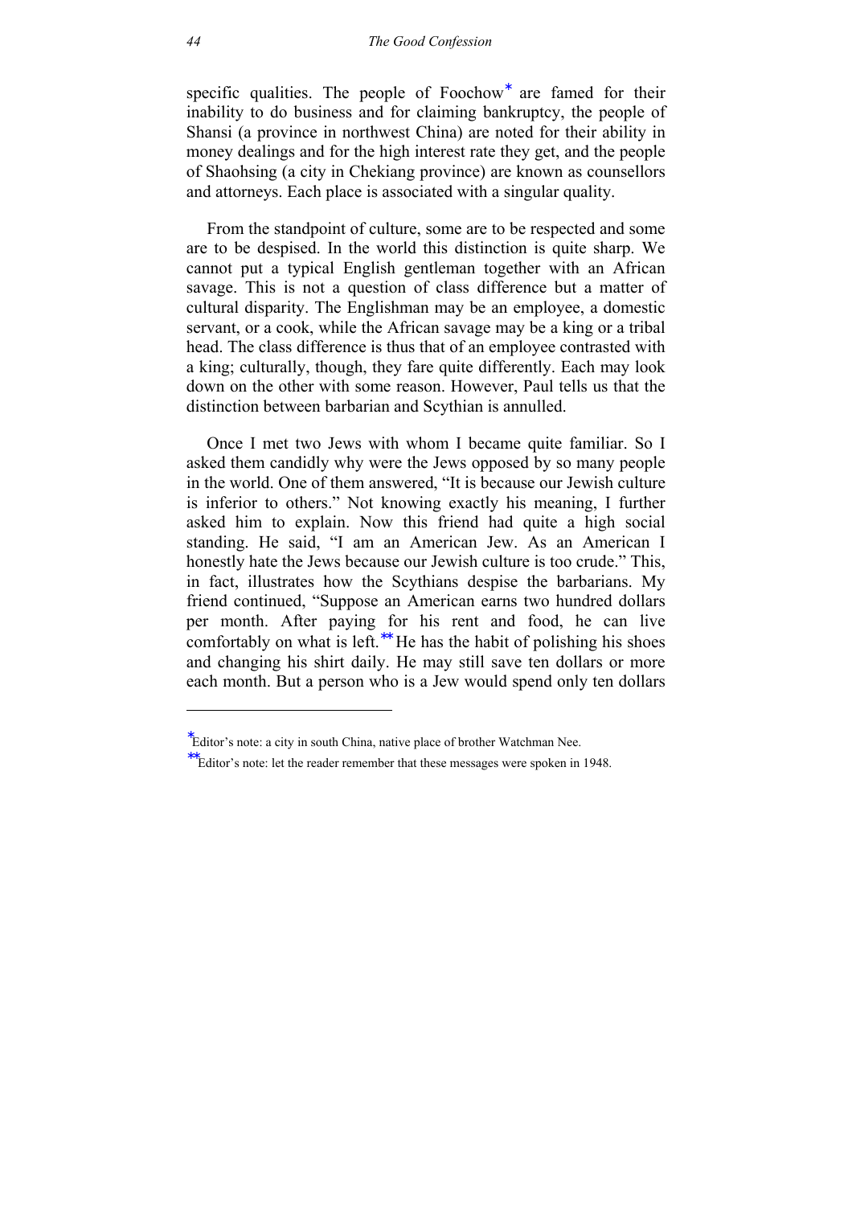specific qualities. The people of Foochow* are famed for their inability to do business and for claiming bankruptcy, the people of Shansi (a province in northwest China) are noted for their ability in money dealings and for the high interest rate they get, and the people of Shaohsing (a city in Chekiang province) are known as counsellors and attorneys. Each place is associated with a singular quality.

From the standpoint of culture, some are to be respected and some are to be despised. In the world this distinction is quite sharp. We cannot put a typical English gentleman together with an African savage. This is not a question of class difference but a matter of cultural disparity. The Englishman may be an employee, a domestic servant, or a cook, while the African savage may be a king or a tribal head. The class difference is thus that of an employee contrasted with a king; culturally, though, they fare quite differently. Each may look down on the other with some reason. However, Paul tells us that the distinction between barbarian and Scythian is annulled.

Once I met two Jews with whom I became quite familiar. So I asked them candidly why were the Jews opposed by so many people in the world. One of them answered, "It is because our Jewish culture is inferior to others." Not knowing exactly his meaning, I further asked him to explain. Now this friend had quite a high social standing. He said, "I am an American Jew. As an American I honestly hate the Jews because our Jewish culture is too crude." This, in fact, illustrates how the Scythians despise the barbarians. My friend continued, "Suppose an American earns two hundred dollars per month. After paying for his rent and food, he can live comfortably on what is left.** He has the habit of polishing his shoes and changing his shirt daily. He may still save ten dollars or more each month. But a person who is a Jew would spend only ten dollars

---

*Editor's note: a city in south China, native place of brother Watchman Nee.

**Editor's note: let the reader remember that these messages were spoken in 1948.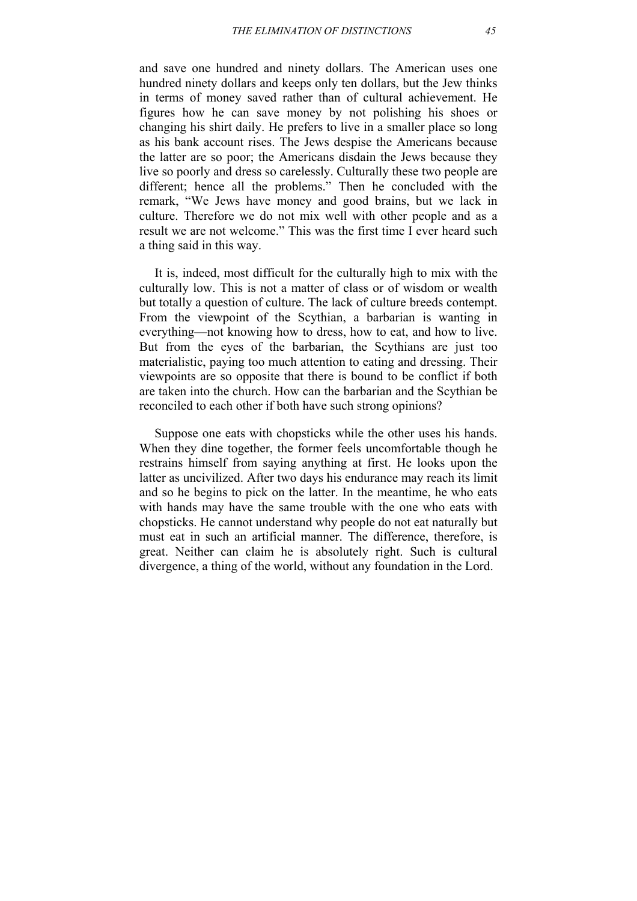and save one hundred and ninety dollars. The American uses one hundred ninety dollars and keeps only ten dollars, but the Jew thinks in terms of money saved rather than of cultural achievement. He figures how he can save money by not polishing his shoes or changing his shirt daily. He prefers to live in a smaller place so long as his bank account rises. The Jews despise the Americans because the latter are so poor; the Americans disdain the Jews because they live so poorly and dress so carelessly. Culturally these two people are different; hence all the problems." Then he concluded with the remark, "We Jews have money and good brains, but we lack in culture. Therefore we do not mix well with other people and as a result we are not welcome." This was the first time I ever heard such a thing said in this way.

It is, indeed, most difficult for the culturally high to mix with the culturally low. This is not a matter of class or of wisdom or wealth but totally a question of culture. The lack of culture breeds contempt. From the viewpoint of the Scythian, a barbarian is wanting in everything—not knowing how to dress, how to eat, and how to live. But from the eyes of the barbarian, the Scythians are just too materialistic, paying too much attention to eating and dressing. Their viewpoints are so opposite that there is bound to be conflict if both are taken into the church. How can the barbarian and the Scythian be reconciled to each other if both have such strong opinions?

Suppose one eats with chopsticks while the other uses his hands. When they dine together, the former feels uncomfortable though he restrains himself from saying anything at first. He looks upon the latter as uncivilized. After two days his endurance may reach its limit and so he begins to pick on the latter. In the meantime, he who eats with hands may have the same trouble with the one who eats with chopsticks. He cannot understand why people do not eat naturally but must eat in such an artificial manner. The difference, therefore, is great. Neither can claim he is absolutely right. Such is cultural divergence, a thing of the world, without any foundation in the Lord.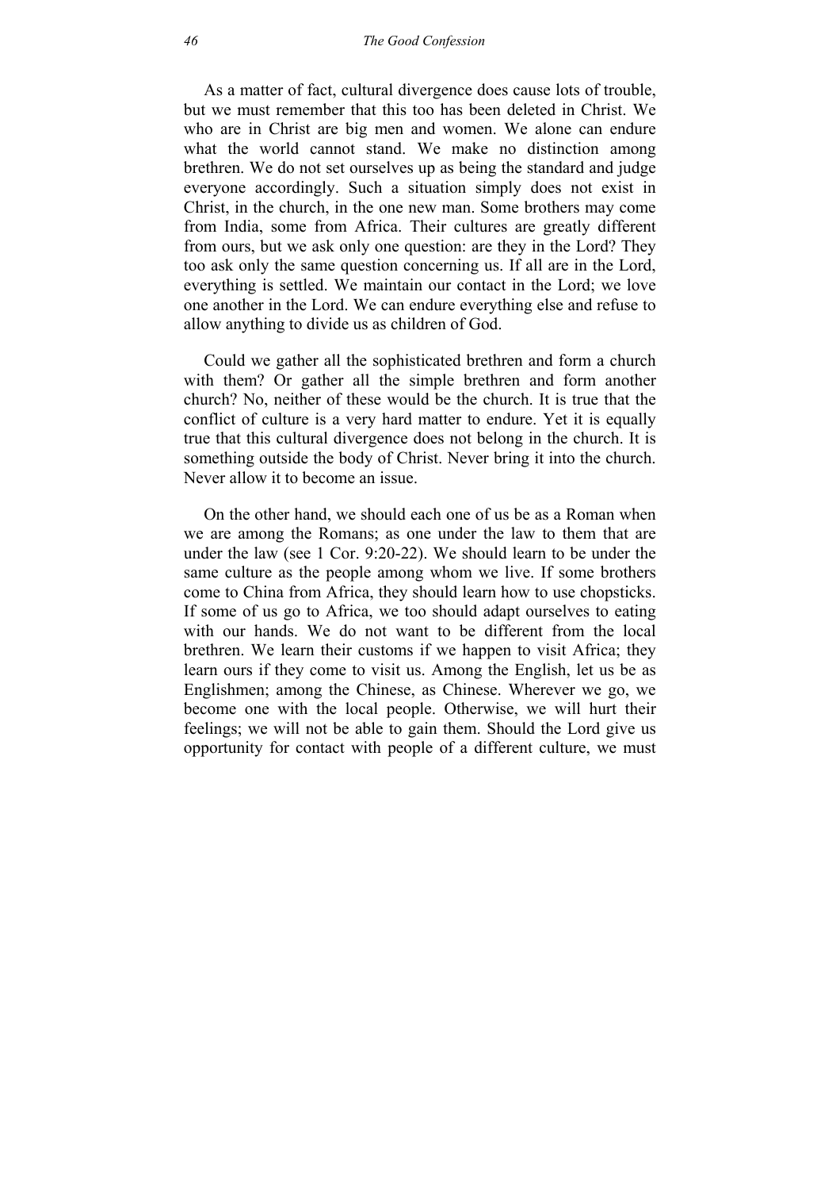As a matter of fact, cultural divergence does cause lots of trouble, but we must remember that this too has been deleted in Christ. We who are in Christ are big men and women. We alone can endure what the world cannot stand. We make no distinction among brethren. We do not set ourselves up as being the standard and judge everyone accordingly. Such a situation simply does not exist in Christ, in the church, in the one new man. Some brothers may come from India, some from Africa. Their cultures are greatly different from ours, but we ask only one question: are they in the Lord? They too ask only the same question concerning us. If all are in the Lord, everything is settled. We maintain our contact in the Lord; we love one another in the Lord. We can endure everything else and refuse to allow anything to divide us as children of God.

Could we gather all the sophisticated brethren and form a church with them? Or gather all the simple brethren and form another church? No, neither of these would be the church. It is true that the conflict of culture is a very hard matter to endure. Yet it is equally true that this cultural divergence does not belong in the church. It is something outside the body of Christ. Never bring it into the church. Never allow it to become an issue.

On the other hand, we should each one of us be as a Roman when we are among the Romans; as one under the law to them that are under the law (see 1 Cor. 9:20-22). We should learn to be under the same culture as the people among whom we live. If some brothers come to China from Africa, they should learn how to use chopsticks. If some of us go to Africa, we too should adapt ourselves to eating with our hands. We do not want to be different from the local brethren. We learn their customs if we happen to visit Africa; they learn ours if they come to visit us. Among the English, let us be as Englishmen; among the Chinese, as Chinese. Wherever we go, we become one with the local people. Otherwise, we will hurt their feelings; we will not be able to gain them. Should the Lord give us opportunity for contact with people of a different culture, we must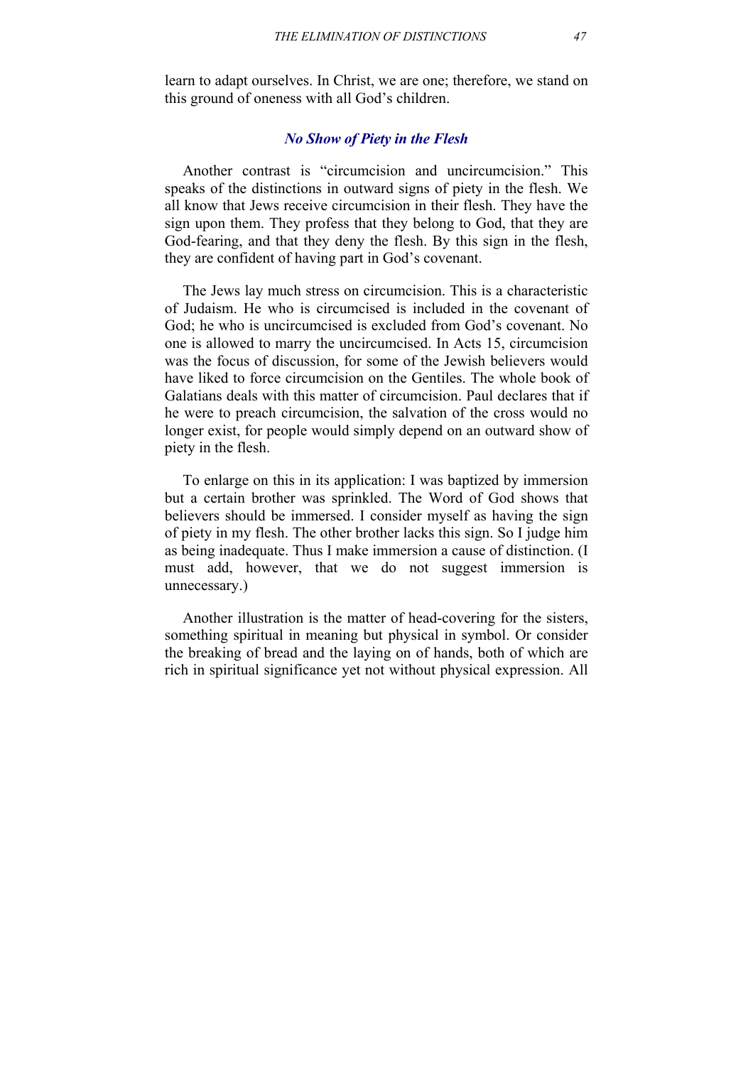learn to adapt ourselves. In Christ, we are one; therefore, we stand on this ground of oneness with all God's children.

### *No Show of Piety in the Flesh*

Another contrast is "circumcision and uncircumcision." This speaks of the distinctions in outward signs of piety in the flesh. We all know that Jews receive circumcision in their flesh. They have the sign upon them. They profess that they belong to God, that they are God-fearing, and that they deny the flesh. By this sign in the flesh, they are confident of having part in God's covenant.

The Jews lay much stress on circumcision. This is a characteristic of Judaism. He who is circumcised is included in the covenant of God; he who is uncircumcised is excluded from God's covenant. No one is allowed to marry the uncircumcised. In Acts 15, circumcision was the focus of discussion, for some of the Jewish believers would have liked to force circumcision on the Gentiles. The whole book of Galatians deals with this matter of circumcision. Paul declares that if he were to preach circumcision, the salvation of the cross would no longer exist, for people would simply depend on an outward show of piety in the flesh.

To enlarge on this in its application: I was baptized by immersion but a certain brother was sprinkled. The Word of God shows that believers should be immersed. I consider myself as having the sign of piety in my flesh. The other brother lacks this sign. So I judge him as being inadequate. Thus I make immersion a cause of distinction. (I must add, however, that we do not suggest immersion is unnecessary.)

Another illustration is the matter of head-covering for the sisters, something spiritual in meaning but physical in symbol. Or consider the breaking of bread and the laying on of hands, both of which are rich in spiritual significance yet not without physical expression. All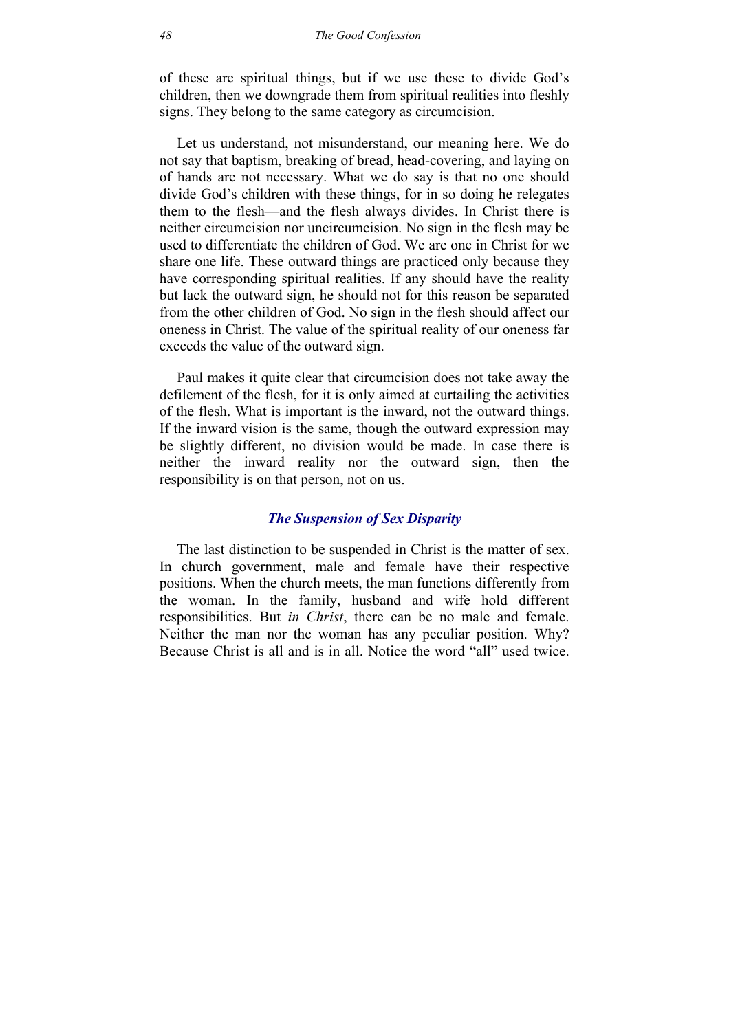of these are spiritual things, but if we use these to divide God's children, then we downgrade them from spiritual realities into fleshly signs. They belong to the same category as circumcision.

Let us understand, not misunderstand, our meaning here. We do not say that baptism, breaking of bread, head-covering, and laying on of hands are not necessary. What we do say is that no one should divide God's children with these things, for in so doing he relegates them to the flesh—and the flesh always divides. In Christ there is neither circumcision nor uncircumcision. No sign in the flesh may be used to differentiate the children of God. We are one in Christ for we share one life. These outward things are practiced only because they have corresponding spiritual realities. If any should have the reality but lack the outward sign, he should not for this reason be separated from the other children of God. No sign in the flesh should affect our oneness in Christ. The value of the spiritual reality of our oneness far exceeds the value of the outward sign.

Paul makes it quite clear that circumcision does not take away the defilement of the flesh, for it is only aimed at curtailing the activities of the flesh. What is important is the inward, not the outward things. If the inward vision is the same, though the outward expression may be slightly different, no division would be made. In case there is neither the inward reality nor the outward sign, then the responsibility is on that person, not on us.

### *The Suspension of Sex Disparity*

The last distinction to be suspended in Christ is the matter of sex. In church government, male and female have their respective positions. When the church meets, the man functions differently from the woman. In the family, husband and wife hold different responsibilities. But *in Christ*, there can be no male and female. Neither the man nor the woman has any peculiar position. Why? Because Christ is all and is in all. Notice the word "all" used twice.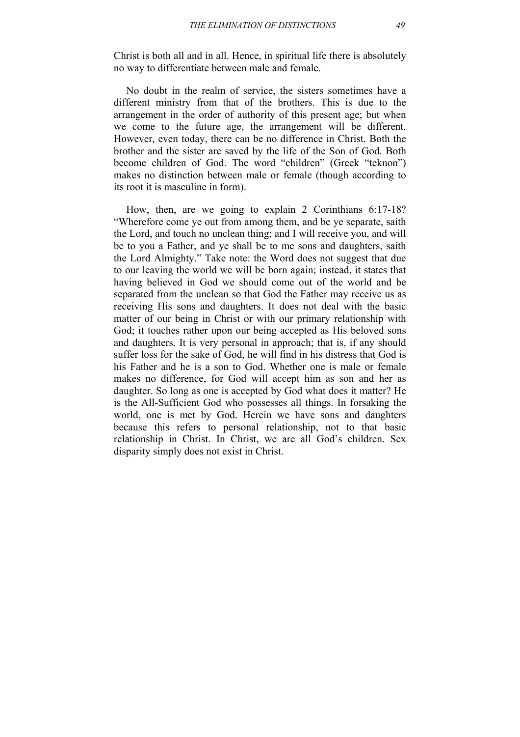Christ is both all and in all. Hence, in spiritual life there is absolutely no way to differentiate between male and female.

No doubt in the realm of service, the sisters sometimes have a different ministry from that of the brothers. This is due to the arrangement in the order of authority of this present age; but when we come to the future age, the arrangement will be different. However, even today, there can be no difference in Christ. Both the brother and the sister are saved by the life of the Son of God. Both become children of God. The word "children" (Greek "teknon") makes no distinction between male or female (though according to its root it is masculine in form).

How, then, are we going to explain 2 Corinthians 6:17-18? "Wherefore come ye out from among them, and be ye separate, saith the Lord, and touch no unclean thing; and I will receive you, and will be to you a Father, and ye shall be to me sons and daughters, saith the Lord Almighty." Take note: the Word does not suggest that due to our leaving the world we will be born again; instead, it states that having believed in God we should come out of the world and be separated from the unclean so that God the Father may receive us as receiving His sons and daughters. It does not deal with the basic matter of our being in Christ or with our primary relationship with God; it touches rather upon our being accepted as His beloved sons and daughters. It is very personal in approach; that is, if any should suffer loss for the sake of God, he will find in his distress that God is his Father and he is a son to God. Whether one is male or female makes no difference, for God will accept him as son and her as daughter. So long as one is accepted by God what does it matter? He is the All-Sufficient God who possesses all things. In forsaking the world, one is met by God. Herein we have sons and daughters because this refers to personal relationship, not to that basic relationship in Christ. In Christ, we are all God's children. Sex disparity simply does not exist in Christ.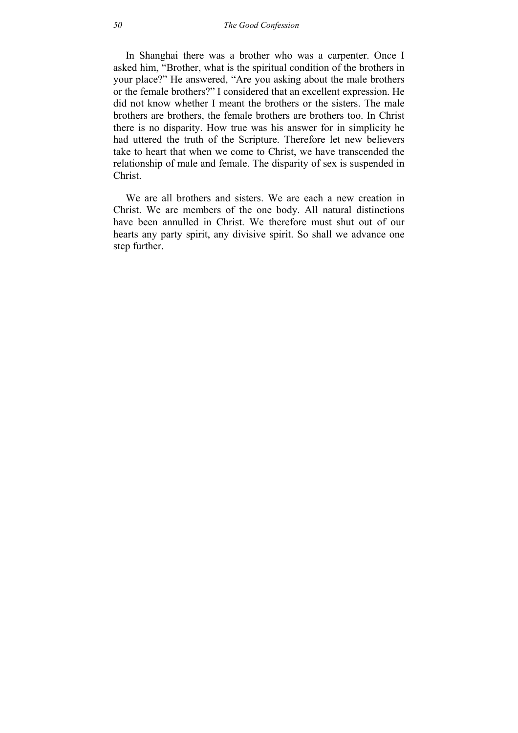In Shanghai there was a brother who was a carpenter. Once I asked him, “Brother, what is the spiritual condition of the brothers in your place?” He answered, “Are you asking about the male brothers or the female brothers?” I considered that an excellent expression. He did not know whether I meant the brothers or the sisters. The male brothers are brothers, the female brothers are brothers too. In Christ there is no disparity. How true was his answer for in simplicity he had uttered the truth of the Scripture. Therefore let new believers take to heart that when we come to Christ, we have transcended the relationship of male and female. The disparity of sex is suspended in Christ.

We are all brothers and sisters. We are each a new creation in Christ. We are members of the one body. All natural distinctions have been annulled in Christ. We therefore must shut out of our hearts any party spirit, any divisive spirit. So shall we advance one step further.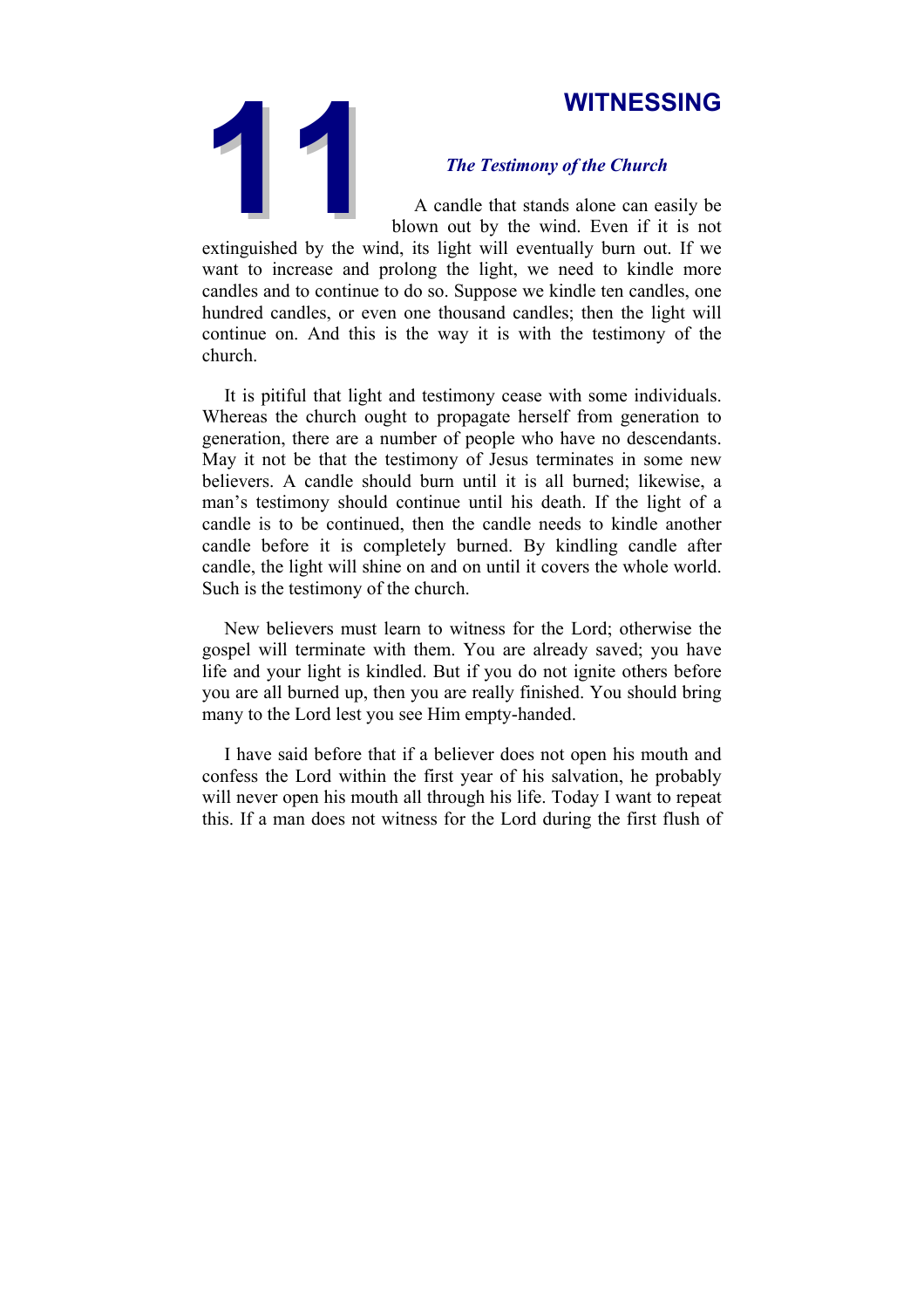# 11 WITNESSING

### *The Testimony of the Church*

A candle that stands alone can easily be blown out by the wind. Even if it is not extinguished by the wind, its light will eventually burn out. If we want to increase and prolong the light, we need to kindle more candles and to continue to do so. Suppose we kindle ten candles, one hundred candles, or even one thousand candles; then the light will continue on. And this is the way it is with the testimony of the church.

It is pitiful that light and testimony cease with some individuals. Whereas the church ought to propagate herself from generation to generation, there are a number of people who have no descendants. May it not be that the testimony of Jesus terminates in some new believers. A candle should burn until it is all burned; likewise, a man's testimony should continue until his death. If the light of a candle is to be continued, then the candle needs to kindle another candle before it is completely burned. By kindling candle after candle, the light will shine on and on until it covers the whole world. Such is the testimony of the church.

New believers must learn to witness for the Lord; otherwise the gospel will terminate with them. You are already saved; you have life and your light is kindled. But if you do not ignite others before you are all burned up, then you are really finished. You should bring many to the Lord lest you see Him empty-handed.

I have said before that if a believer does not open his mouth and confess the Lord within the first year of his salvation, he probably will never open his mouth all through his life. Today I want to repeat this. If a man does not witness for the Lord during the first flush of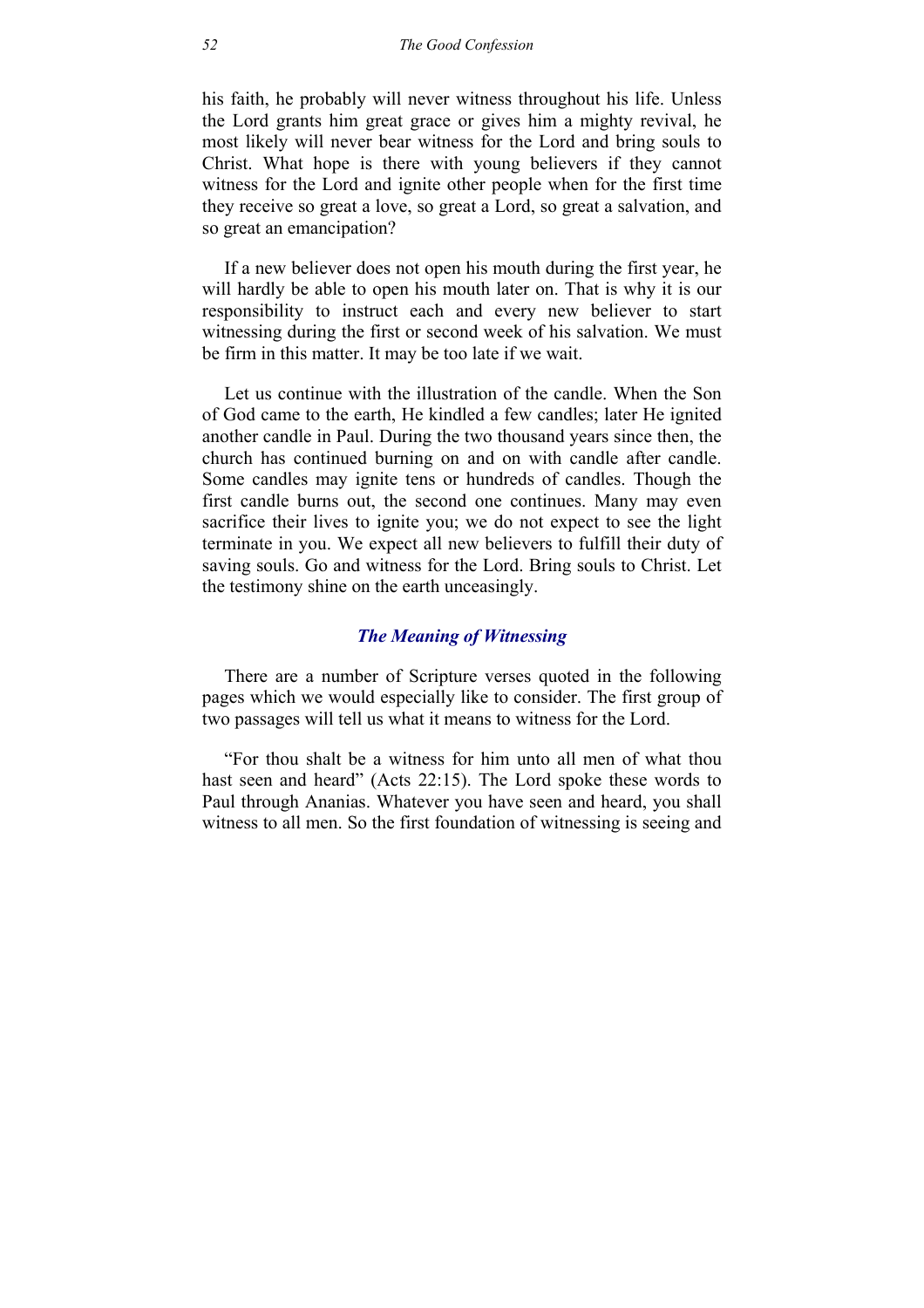his faith, he probably will never witness throughout his life. Unless the Lord grants him great grace or gives him a mighty revival, he most likely will never bear witness for the Lord and bring souls to Christ. What hope is there with young believers if they cannot witness for the Lord and ignite other people when for the first time they receive so great a love, so great a Lord, so great a salvation, and so great an emancipation?

If a new believer does not open his mouth during the first year, he will hardly be able to open his mouth later on. That is why it is our responsibility to instruct each and every new believer to start witnessing during the first or second week of his salvation. We must be firm in this matter. It may be too late if we wait.

Let us continue with the illustration of the candle. When the Son of God came to the earth, He kindled a few candles; later He ignited another candle in Paul. During the two thousand years since then, the church has continued burning on and on with candle after candle. Some candles may ignite tens or hundreds of candles. Though the first candle burns out, the second one continues. Many may even sacrifice their lives to ignite you; we do not expect to see the light terminate in you. We expect all new believers to fulfill their duty of saving souls. Go and witness for the Lord. Bring souls to Christ. Let the testimony shine on the earth unceasingly.

### *The Meaning of Witnessing*

There are a number of Scripture verses quoted in the following pages which we would especially like to consider. The first group of two passages will tell us what it means to witness for the Lord.

"For thou shalt be a witness for him unto all men of what thou hast seen and heard" (Acts 22:15). The Lord spoke these words to Paul through Ananias. Whatever you have seen and heard, you shall witness to all men. So the first foundation of witnessing is seeing and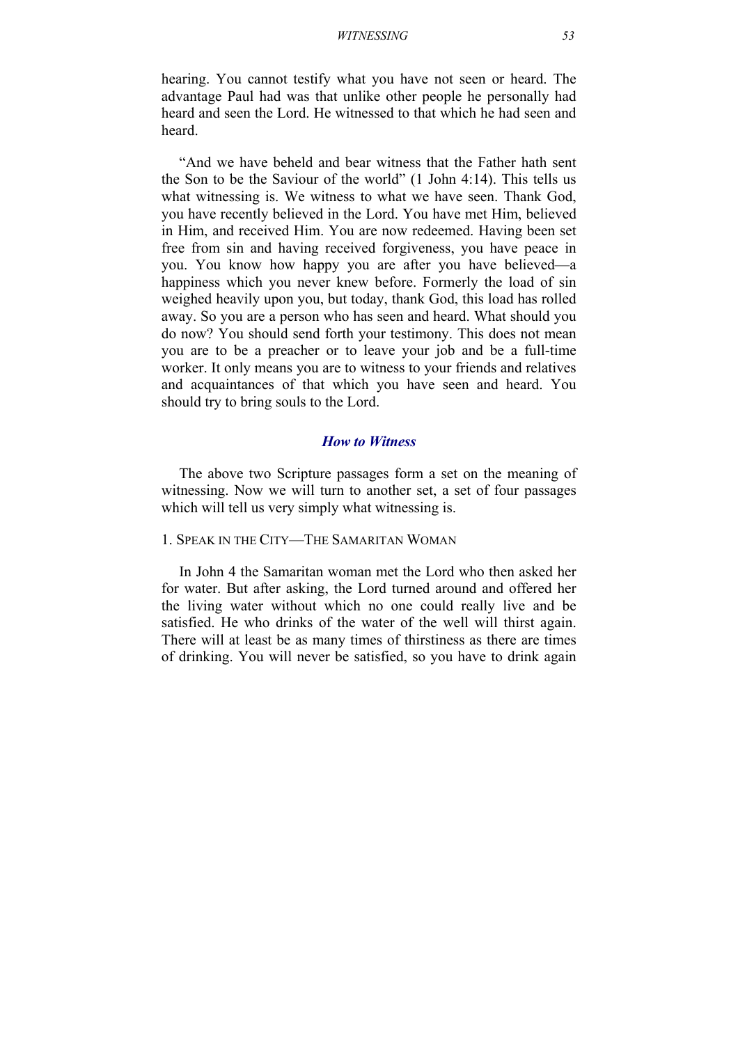hearing. You cannot testify what you have not seen or heard. The advantage Paul had was that unlike other people he personally had heard and seen the Lord. He witnessed to that which he had seen and heard.

"And we have beheld and bear witness that the Father hath sent the Son to be the Saviour of the world" (1 John 4:14). This tells us what witnessing is. We witness to what we have seen. Thank God, you have recently believed in the Lord. You have met Him, believed in Him, and received Him. You are now redeemed. Having been set free from sin and having received forgiveness, you have peace in you. You know how happy you are after you have believed—a happiness which you never knew before. Formerly the load of sin weighed heavily upon you, but today, thank God, this load has rolled away. So you are a person who has seen and heard. What should you do now? You should send forth your testimony. This does not mean you are to be a preacher or to leave your job and be a full-time worker. It only means you are to witness to your friends and relatives and acquaintances of that which you have seen and heard. You should try to bring souls to the Lord.

### *How to Witness*

The above two Scripture passages form a set on the meaning of witnessing. Now we will turn to another set, a set of four passages which will tell us very simply what witnessing is.

#### 1. Speak in the City—The Samaritan Woman

In John 4 the Samaritan woman met the Lord who then asked her for water. But after asking, the Lord turned around and offered her the living water without which no one could really live and be satisfied. He who drinks of the water of the well will thirst again. There will at least be as many times of thirstiness as there are times of drinking. You will never be satisfied, so you have to drink again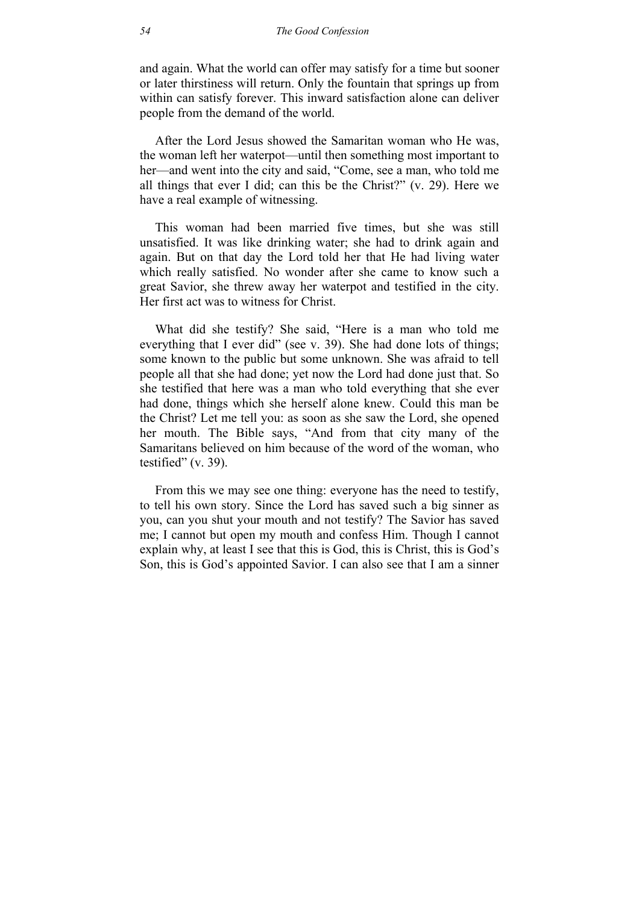and again. What the world can offer may satisfy for a time but sooner or later thirstiness will return. Only the fountain that springs up from within can satisfy forever. This inward satisfaction alone can deliver people from the demand of the world.

After the Lord Jesus showed the Samaritan woman who He was, the woman left her waterpot—until then something most important to her—and went into the city and said, "Come, see a man, who told me all things that ever I did; can this be the Christ?" (v. 29). Here we have a real example of witnessing.

This woman had been married five times, but she was still unsatisfied. It was like drinking water; she had to drink again and again. But on that day the Lord told her that He had living water which really satisfied. No wonder after she came to know such a great Savior, she threw away her waterpot and testified in the city. Her first act was to witness for Christ.

What did she testify? She said, "Here is a man who told me everything that I ever did" (see v. 39). She had done lots of things; some known to the public but some unknown. She was afraid to tell people all that she had done; yet now the Lord had done just that. So she testified that here was a man who told everything that she ever had done, things which she herself alone knew. Could this man be the Christ? Let me tell you: as soon as she saw the Lord, she opened her mouth. The Bible says, "And from that city many of the Samaritans believed on him because of the word of the woman, who testified" (v. 39).

From this we may see one thing: everyone has the need to testify, to tell his own story. Since the Lord has saved such a big sinner as you, can you shut your mouth and not testify? The Savior has saved me; I cannot but open my mouth and confess Him. Though I cannot explain why, at least I see that this is God, this is Christ, this is God's Son, this is God's appointed Savior. I can also see that I am a sinner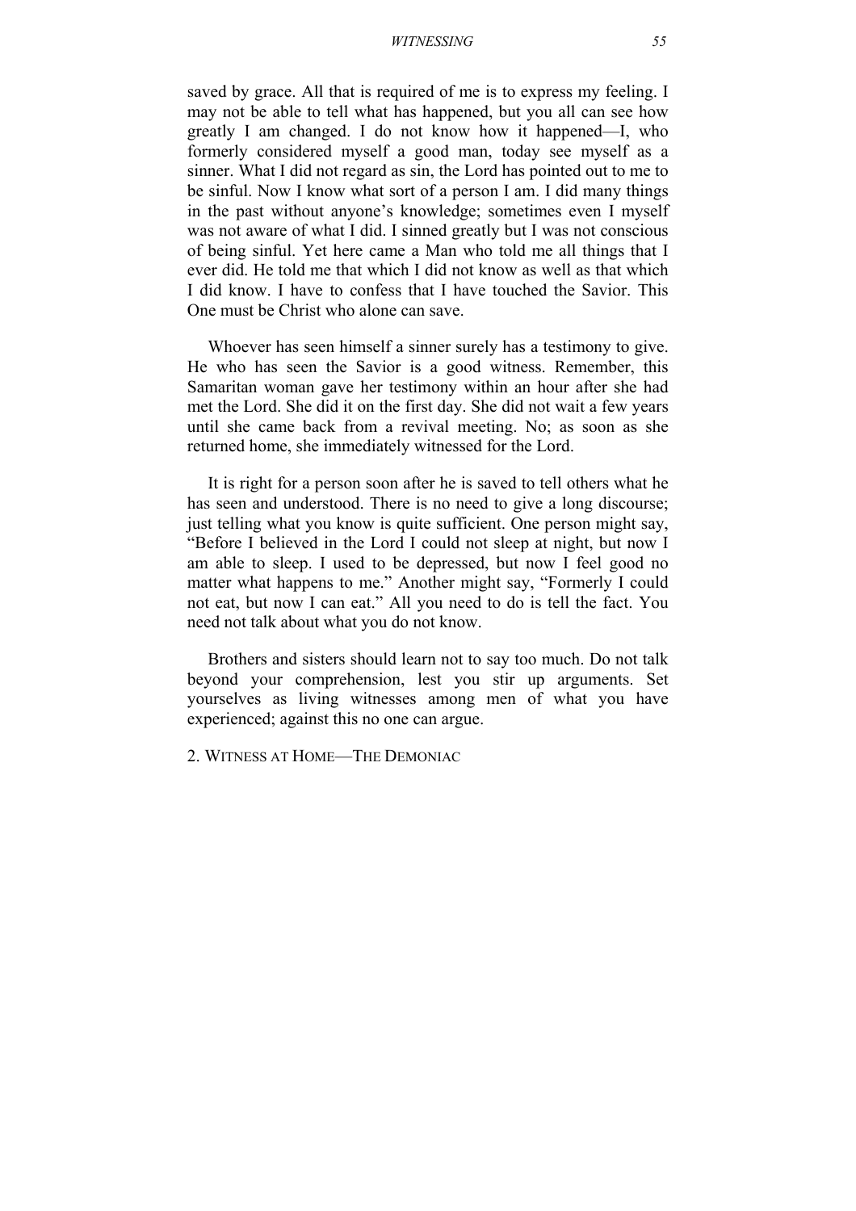saved by grace. All that is required of me is to express my feeling. I may not be able to tell what has happened, but you all can see how greatly I am changed. I do not know how it happened—I, who formerly considered myself a good man, today see myself as a sinner. What I did not regard as sin, the Lord has pointed out to me to be sinful. Now I know what sort of a person I am. I did many things in the past without anyone's knowledge; sometimes even I myself was not aware of what I did. I sinned greatly but I was not conscious of being sinful. Yet here came a Man who told me all things that I ever did. He told me that which I did not know as well as that which I did know. I have to confess that I have touched the Savior. This One must be Christ who alone can save.

Whoever has seen himself a sinner surely has a testimony to give. He who has seen the Savior is a good witness. Remember, this Samaritan woman gave her testimony within an hour after she had met the Lord. She did it on the first day. She did not wait a few years until she came back from a revival meeting. No; as soon as she returned home, she immediately witnessed for the Lord.

It is right for a person soon after he is saved to tell others what he has seen and understood. There is no need to give a long discourse; just telling what you know is quite sufficient. One person might say, "Before I believed in the Lord I could not sleep at night, but now I am able to sleep. I used to be depressed, but now I feel good no matter what happens to me." Another might say, "Formerly I could not eat, but now I can eat." All you need to do is tell the fact. You need not talk about what you do not know.

Brothers and sisters should learn not to say too much. Do not talk beyond your comprehension, lest you stir up arguments. Set yourselves as living witnesses among men of what you have experienced; against this no one can argue.

### 2. Witness at Home—The Demoniac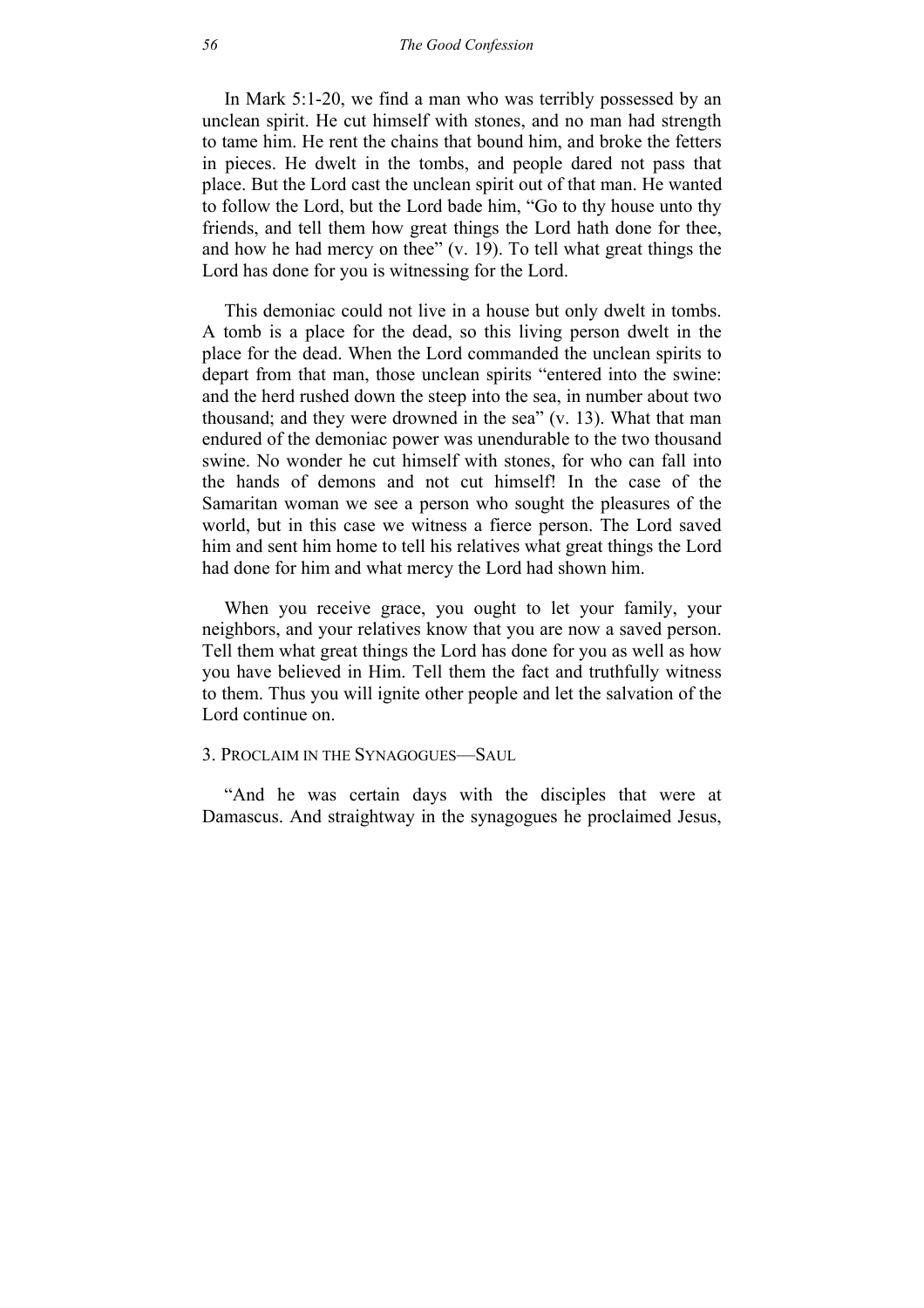In Mark 5:1-20, we find a man who was terribly possessed by an unclean spirit. He cut himself with stones, and no man had strength to tame him. He rent the chains that bound him, and broke the fetters in pieces. He dwelt in the tombs, and people dared not pass that place. But the Lord cast the unclean spirit out of that man. He wanted to follow the Lord, but the Lord bade him, "Go to thy house unto thy friends, and tell them how great things the Lord hath done for thee, and how he had mercy on thee" (v. 19). To tell what great things the Lord has done for you is witnessing for the Lord.

This demoniac could not live in a house but only dwelt in tombs. A tomb is a place for the dead, so this living person dwelt in the place for the dead. When the Lord commanded the unclean spirits to depart from that man, those unclean spirits "entered into the swine: and the herd rushed down the steep into the sea, in number about two thousand; and they were drowned in the sea" (v. 13). What that man endured of the demoniac power was unendurable to the two thousand swine. No wonder he cut himself with stones, for who can fall into the hands of demons and not cut himself! In the case of the Samaritan woman we see a person who sought the pleasures of the world, but in this case we witness a fierce person. The Lord saved him and sent him home to tell his relatives what great things the Lord had done for him and what mercy the Lord had shown him.

When you receive grace, you ought to let your family, your neighbors, and your relatives know that you are now a saved person. Tell them what great things the Lord has done for you as well as how you have believed in Him. Tell them the fact and truthfully witness to them. Thus you will ignite other people and let the salvation of the Lord continue on.

### 3. Proclaim in the Synagogues—Saul

"And he was certain days with the disciples that were at Damascus. And straightway in the synagogues he proclaimed Jesus,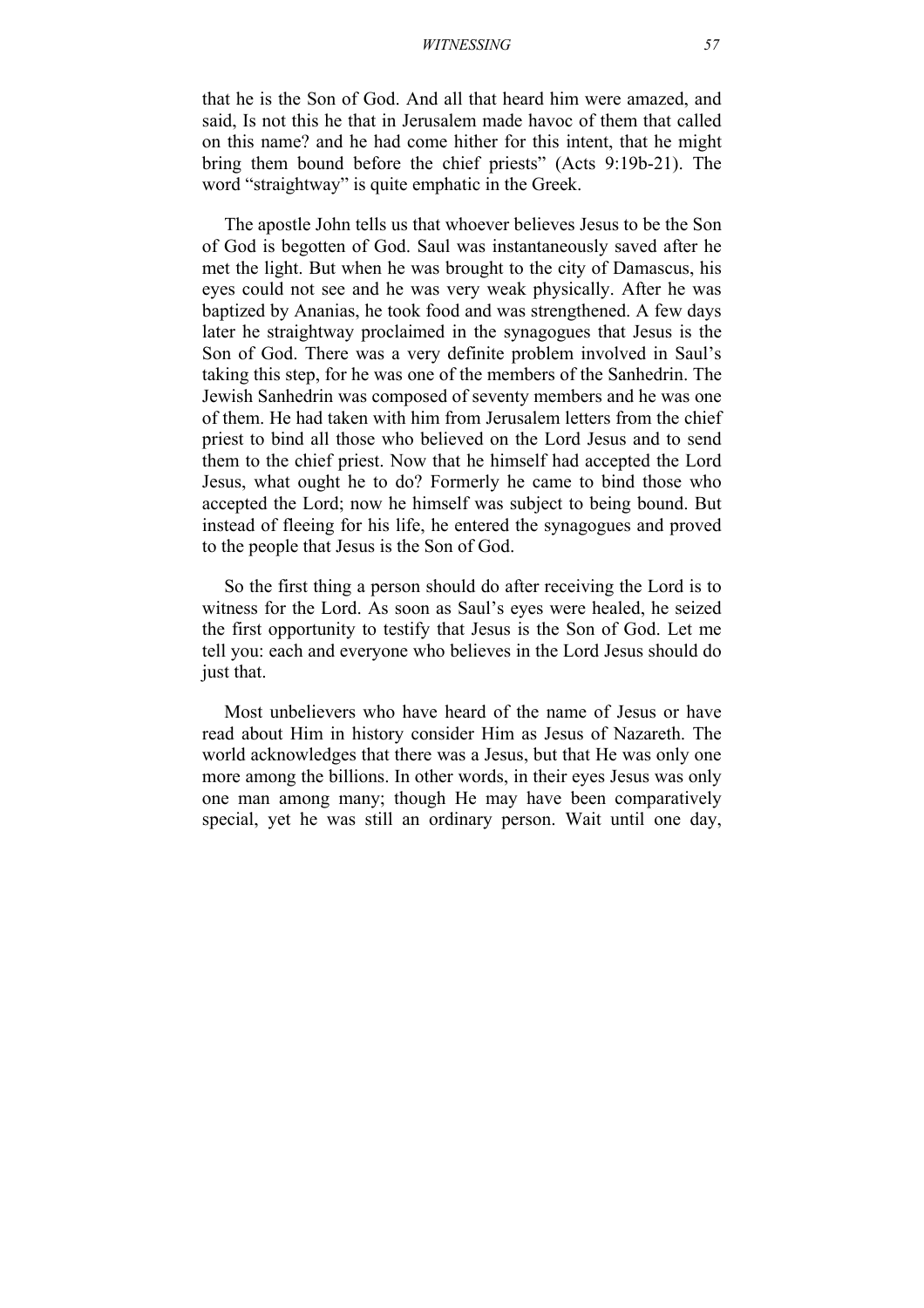that he is the Son of God. And all that heard him were amazed, and said, Is not this he that in Jerusalem made havoc of them that called on this name? and he had come hither for this intent, that he might bring them bound before the chief priests" (Acts 9:19b-21). The word "straightway" is quite emphatic in the Greek.

The apostle John tells us that whoever believes Jesus to be the Son of God is begotten of God. Saul was instantaneously saved after he met the light. But when he was brought to the city of Damascus, his eyes could not see and he was very weak physically. After he was baptized by Ananias, he took food and was strengthened. A few days later he straightway proclaimed in the synagogues that Jesus is the Son of God. There was a very definite problem involved in Saul's taking this step, for he was one of the members of the Sanhedrin. The Jewish Sanhedrin was composed of seventy members and he was one of them. He had taken with him from Jerusalem letters from the chief priest to bind all those who believed on the Lord Jesus and to send them to the chief priest. Now that he himself had accepted the Lord Jesus, what ought he to do? Formerly he came to bind those who accepted the Lord; now he himself was subject to being bound. But instead of fleeing for his life, he entered the synagogues and proved to the people that Jesus is the Son of God.

So the first thing a person should do after receiving the Lord is to witness for the Lord. As soon as Saul's eyes were healed, he seized the first opportunity to testify that Jesus is the Son of God. Let me tell you: each and everyone who believes in the Lord Jesus should do just that.

Most unbelievers who have heard of the name of Jesus or have read about Him in history consider Him as Jesus of Nazareth. The world acknowledges that there was a Jesus, but that He was only one more among the billions. In other words, in their eyes Jesus was only one man among many; though He may have been comparatively special, yet he was still an ordinary person. Wait until one day,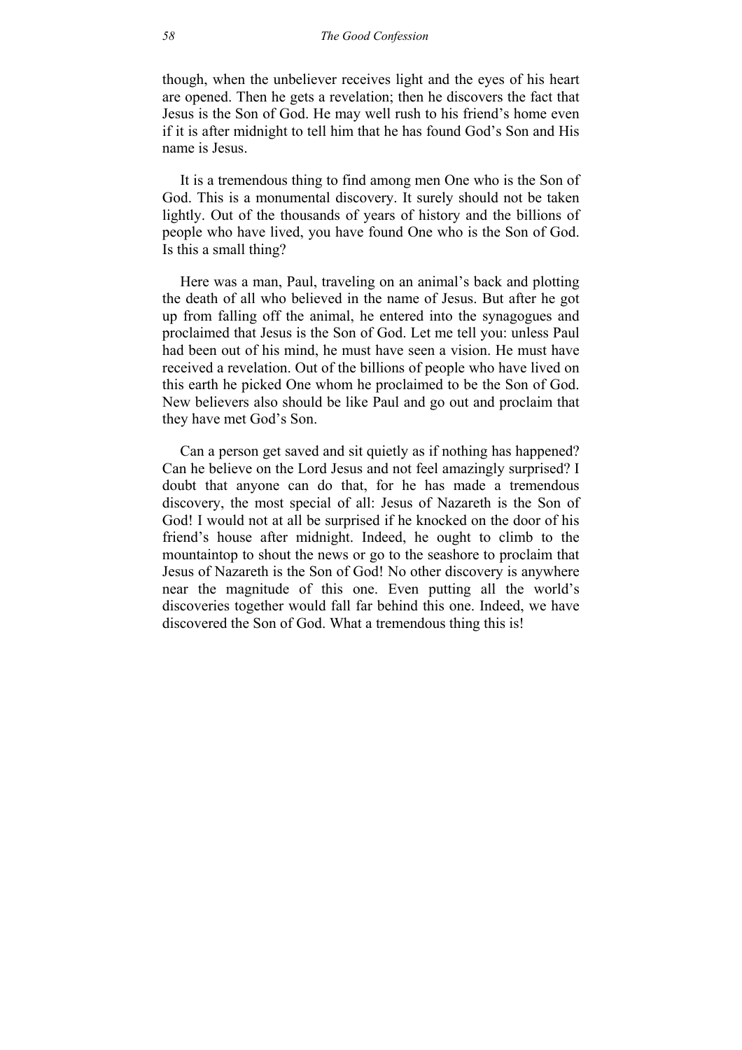though, when the unbeliever receives light and the eyes of his heart are opened. Then he gets a revelation; then he discovers the fact that Jesus is the Son of God. He may well rush to his friend's home even if it is after midnight to tell him that he has found God's Son and His name is Jesus.

It is a tremendous thing to find among men One who is the Son of God. This is a monumental discovery. It surely should not be taken lightly. Out of the thousands of years of history and the billions of people who have lived, you have found One who is the Son of God. Is this a small thing?

Here was a man, Paul, traveling on an animal's back and plotting the death of all who believed in the name of Jesus. But after he got up from falling off the animal, he entered into the synagogues and proclaimed that Jesus is the Son of God. Let me tell you: unless Paul had been out of his mind, he must have seen a vision. He must have received a revelation. Out of the billions of people who have lived on this earth he picked One whom he proclaimed to be the Son of God. New believers also should be like Paul and go out and proclaim that they have met God's Son.

Can a person get saved and sit quietly as if nothing has happened? Can he believe on the Lord Jesus and not feel amazingly surprised? I doubt that anyone can do that, for he has made a tremendous discovery, the most special of all: Jesus of Nazareth is the Son of God! I would not at all be surprised if he knocked on the door of his friend's house after midnight. Indeed, he ought to climb to the mountaintop to shout the news or go to the seashore to proclaim that Jesus of Nazareth is the Son of God! No other discovery is anywhere near the magnitude of this one. Even putting all the world's discoveries together would fall far behind this one. Indeed, we have discovered the Son of God. What a tremendous thing this is!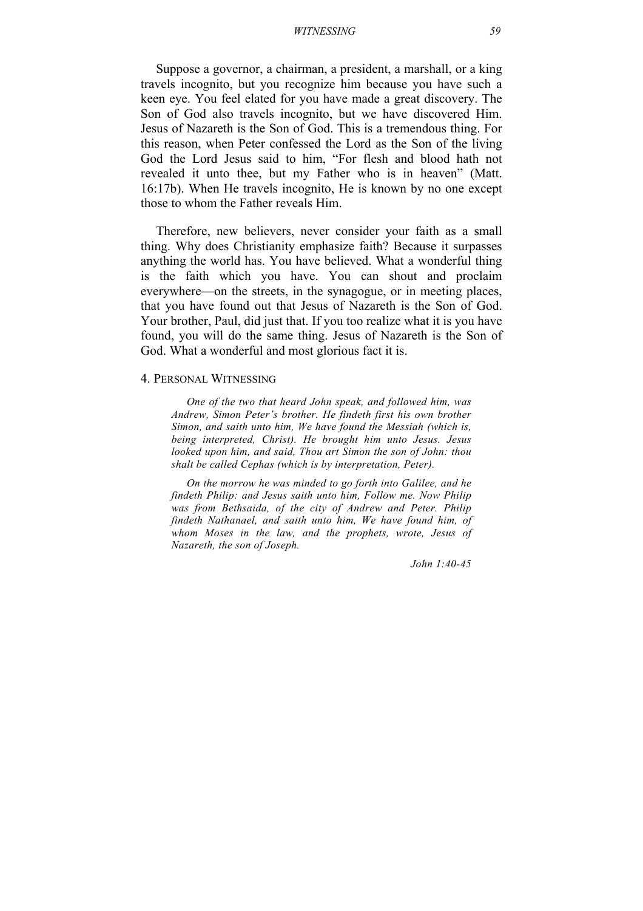Suppose a governor, a chairman, a president, a marshall, or a king travels incognito, but you recognize him because you have such a keen eye. You feel elated for you have made a great discovery. The Son of God also travels incognito, but we have discovered Him. Jesus of Nazareth is the Son of God. This is a tremendous thing. For this reason, when Peter confessed the Lord as the Son of the living God the Lord Jesus said to him, "For flesh and blood hath not revealed it unto thee, but my Father who is in heaven" (Matt. 16:17b). When He travels incognito, He is known by no one except those to whom the Father reveals Him.

Therefore, new believers, never consider your faith as a small thing. Why does Christianity emphasize faith? Because it surpasses anything the world has. You have believed. What a wonderful thing is the faith which you have. You can shout and proclaim everywhere—on the streets, in the synagogue, or in meeting places, that you have found out that Jesus of Nazareth is the Son of God. Your brother, Paul, did just that. If you too realize what it is you have found, you will do the same thing. Jesus of Nazareth is the Son of God. What a wonderful and most glorious fact it is.

## 4. Personal Witnessing

> *One of the two that heard John speak, and followed him, was Andrew, Simon Peter's brother. He findeth first his own brother Simon, and saith unto him, We have found the Messiah (which is, being interpreted, Christ). He brought him unto Jesus. Jesus looked upon him, and said, Thou art Simon the son of John: thou shalt be called Cephas (which is by interpretation, Peter).*
>
> *On the morrow he was minded to go forth into Galilee, and he findeth Philip: and Jesus saith unto him, Follow me. Now Philip was from Bethsaida, of the city of Andrew and Peter. Philip findeth Nathanael, and saith unto him, We have found him, of whom Moses in the law, and the prophets, wrote, Jesus of Nazareth, the son of Joseph.*
>
> *John 1:40-45*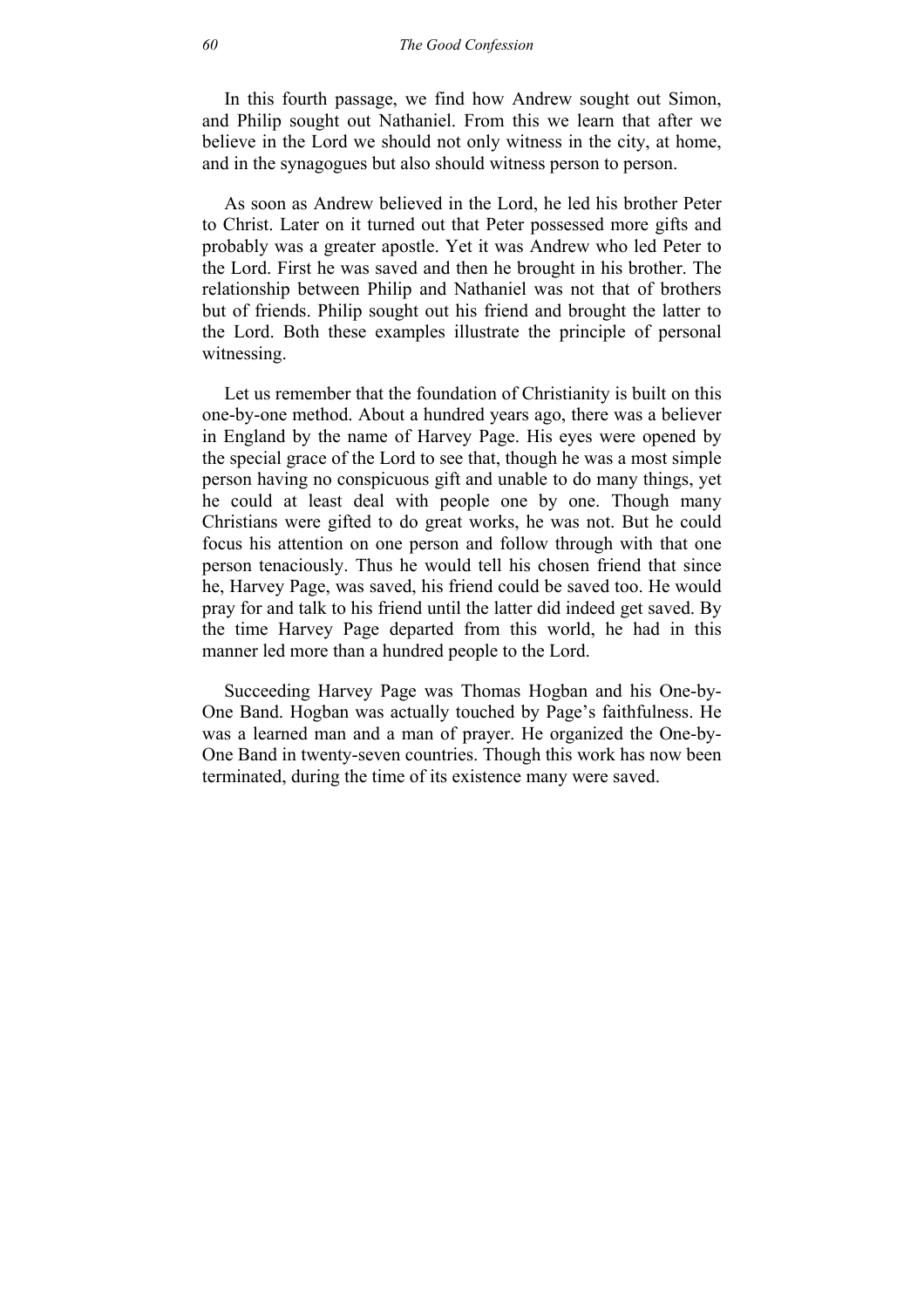In this fourth passage, we find how Andrew sought out Simon, and Philip sought out Nathaniel. From this we learn that after we believe in the Lord we should not only witness in the city, at home, and in the synagogues but also should witness person to person.

As soon as Andrew believed in the Lord, he led his brother Peter to Christ. Later on it turned out that Peter possessed more gifts and probably was a greater apostle. Yet it was Andrew who led Peter to the Lord. First he was saved and then he brought in his brother. The relationship between Philip and Nathaniel was not that of brothers but of friends. Philip sought out his friend and brought the latter to the Lord. Both these examples illustrate the principle of personal witnessing.

Let us remember that the foundation of Christianity is built on this one-by-one method. About a hundred years ago, there was a believer in England by the name of Harvey Page. His eyes were opened by the special grace of the Lord to see that, though he was a most simple person having no conspicuous gift and unable to do many things, yet he could at least deal with people one by one. Though many Christians were gifted to do great works, he was not. But he could focus his attention on one person and follow through with that one person tenaciously. Thus he would tell his chosen friend that since he, Harvey Page, was saved, his friend could be saved too. He would pray for and talk to his friend until the latter did indeed get saved. By the time Harvey Page departed from this world, he had in this manner led more than a hundred people to the Lord.

Succeeding Harvey Page was Thomas Hogban and his One-by-One Band. Hogban was actually touched by Page's faithfulness. He was a learned man and a man of prayer. He organized the One-by-One Band in twenty-seven countries. Though this work has now been terminated, during the time of its existence many were saved.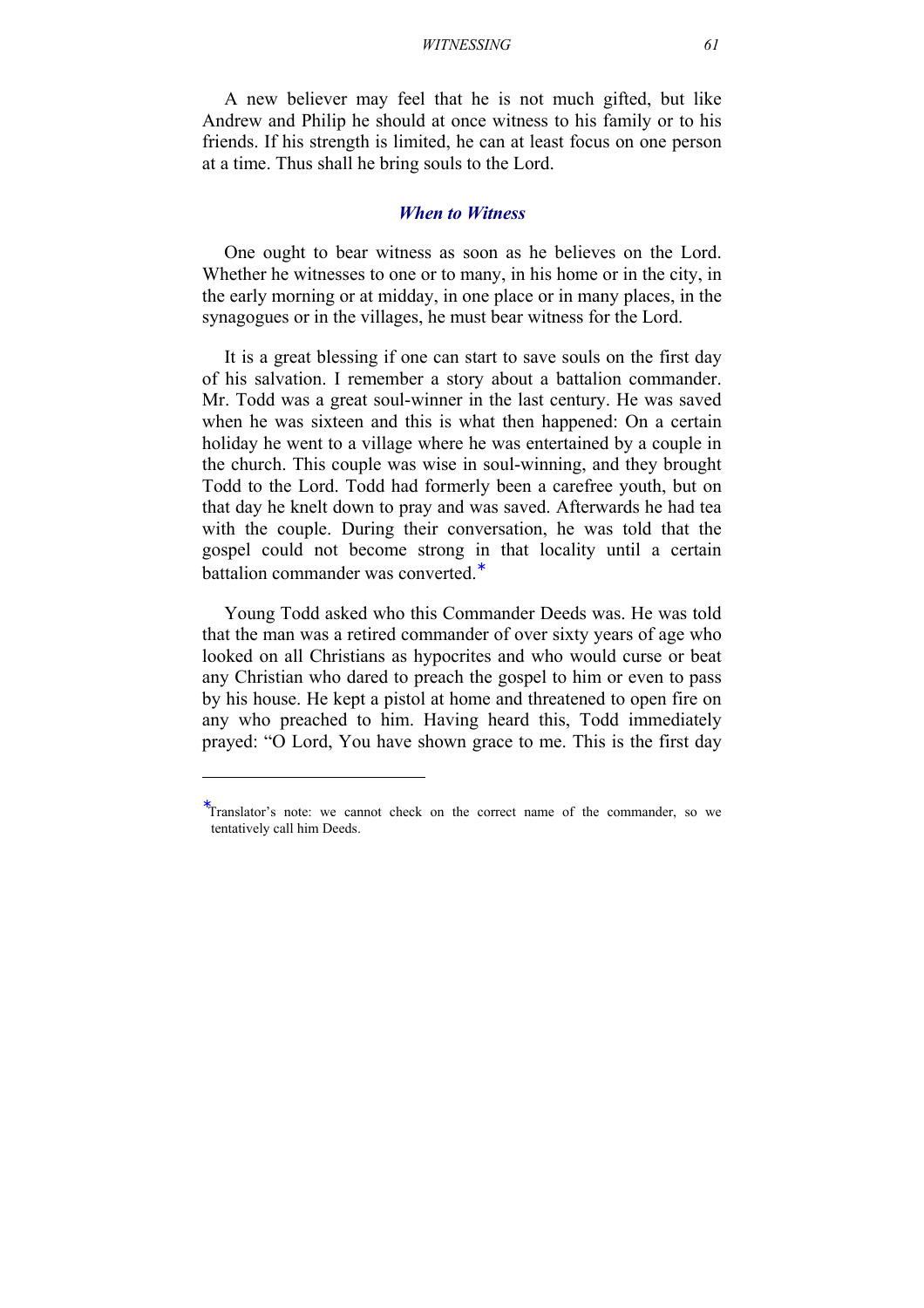A new believer may feel that he is not much gifted, but like Andrew and Philip he should at once witness to his family or to his friends. If his strength is limited, he can at least focus on one person at a time. Thus shall he bring souls to the Lord.

### *When to Witness*

One ought to bear witness as soon as he believes on the Lord. Whether he witnesses to one or to many, in his home or in the city, in the early morning or at midday, in one place or in many places, in the synagogues or in the villages, he must bear witness for the Lord.

It is a great blessing if one can start to save souls on the first day of his salvation. I remember a story about a battalion commander. Mr. Todd was a great soul-winner in the last century. He was saved when he was sixteen and this is what then happened: On a certain holiday he went to a village where he was entertained by a couple in the church. This couple was wise in soul-winning, and they brought Todd to the Lord. Todd had formerly been a carefree youth, but on that day he knelt down to pray and was saved. Afterwards he had tea with the couple. During their conversation, he was told that the gospel could not become strong in that locality until a certain battalion commander was converted.*

Young Todd asked who this Commander Deeds was. He was told that the man was a retired commander of over sixty years of age who looked on all Christians as hypocrites and who would curse or beat any Christian who dared to preach the gospel to him or even to pass by his house. He kept a pistol at home and threatened to open fire on any who preached to him. Having heard this, Todd immediately prayed: "O Lord, You have shown grace to me. This is the first day

---

*Translator's note: we cannot check on the correct name of the commander, so we tentatively call him Deeds.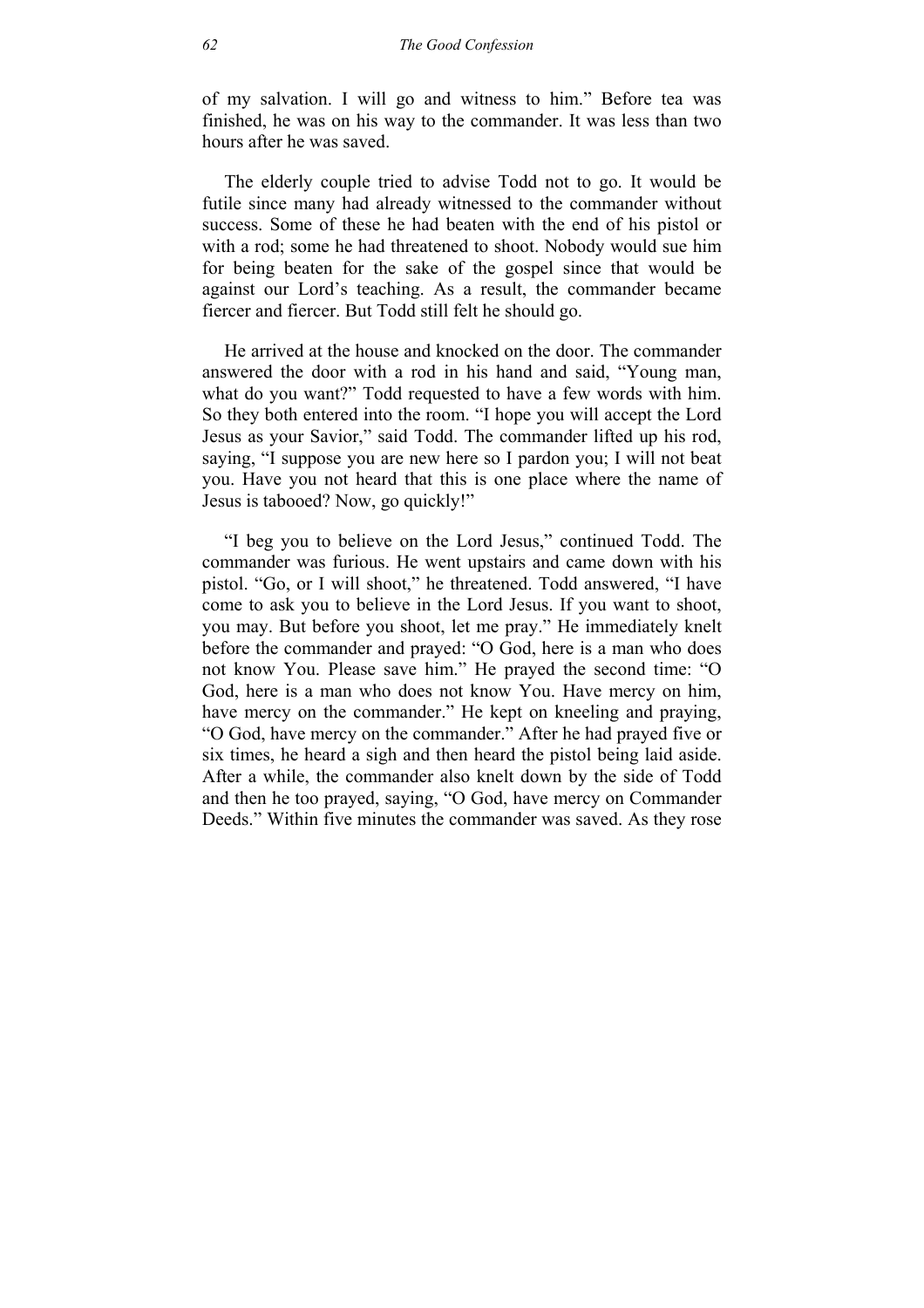of my salvation. I will go and witness to him." Before tea was finished, he was on his way to the commander. It was less than two hours after he was saved.

The elderly couple tried to advise Todd not to go. It would be futile since many had already witnessed to the commander without success. Some of these he had beaten with the end of his pistol or with a rod; some he had threatened to shoot. Nobody would sue him for being beaten for the sake of the gospel since that would be against our Lord's teaching. As a result, the commander became fiercer and fiercer. But Todd still felt he should go.

He arrived at the house and knocked on the door. The commander answered the door with a rod in his hand and said, "Young man, what do you want?" Todd requested to have a few words with him. So they both entered into the room. "I hope you will accept the Lord Jesus as your Savior," said Todd. The commander lifted up his rod, saying, "I suppose you are new here so I pardon you; I will not beat you. Have you not heard that this is one place where the name of Jesus is tabooed? Now, go quickly!"

"I beg you to believe on the Lord Jesus," continued Todd. The commander was furious. He went upstairs and came down with his pistol. "Go, or I will shoot," he threatened. Todd answered, "I have come to ask you to believe in the Lord Jesus. If you want to shoot, you may. But before you shoot, let me pray." He immediately knelt before the commander and prayed: "O God, here is a man who does not know You. Please save him." He prayed the second time: "O God, here is a man who does not know You. Have mercy on him, have mercy on the commander." He kept on kneeling and praying, "O God, have mercy on the commander." After he had prayed five or six times, he heard a sigh and then heard the pistol being laid aside. After a while, the commander also knelt down by the side of Todd and then he too prayed, saying, "O God, have mercy on Commander Deeds." Within five minutes the commander was saved. As they rose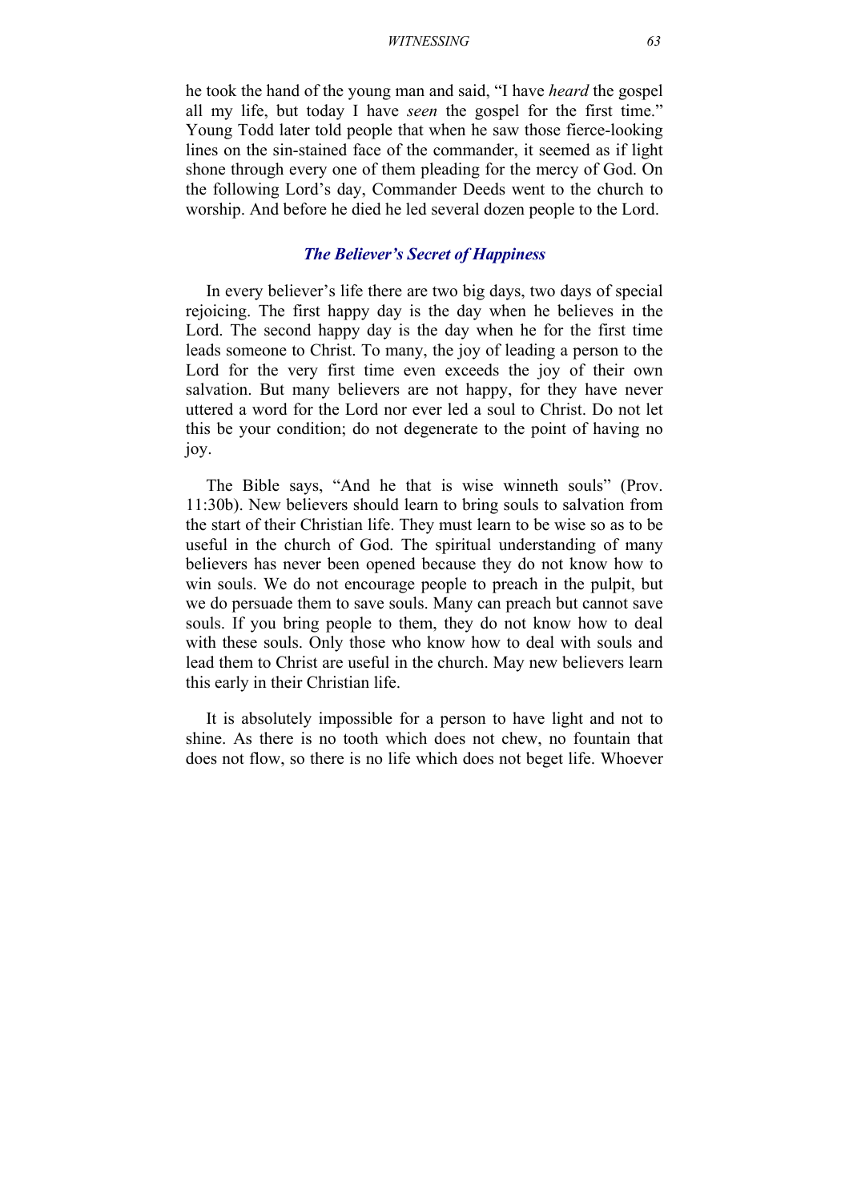he took the hand of the young man and said, "I have *heard* the gospel all my life, but today I have *seen* the gospel for the first time." Young Todd later told people that when he saw those fierce-looking lines on the sin-stained face of the commander, it seemed as if light shone through every one of them pleading for the mercy of God. On the following Lord's day, Commander Deeds went to the church to worship. And before he died he led several dozen people to the Lord.

### *The Believer's Secret of Happiness*

In every believer's life there are two big days, two days of special rejoicing. The first happy day is the day when he believes in the Lord. The second happy day is the day when he for the first time leads someone to Christ. To many, the joy of leading a person to the Lord for the very first time even exceeds the joy of their own salvation. But many believers are not happy, for they have never uttered a word for the Lord nor ever led a soul to Christ. Do not let this be your condition; do not degenerate to the point of having no joy.

The Bible says, "And he that is wise winneth souls" (Prov. 11:30b). New believers should learn to bring souls to salvation from the start of their Christian life. They must learn to be wise so as to be useful in the church of God. The spiritual understanding of many believers has never been opened because they do not know how to win souls. We do not encourage people to preach in the pulpit, but we do persuade them to save souls. Many can preach but cannot save souls. If you bring people to them, they do not know how to deal with these souls. Only those who know how to deal with souls and lead them to Christ are useful in the church. May new believers learn this early in their Christian life.

It is absolutely impossible for a person to have light and not to shine. As there is no tooth which does not chew, no fountain that does not flow, so there is no life which does not beget life. Whoever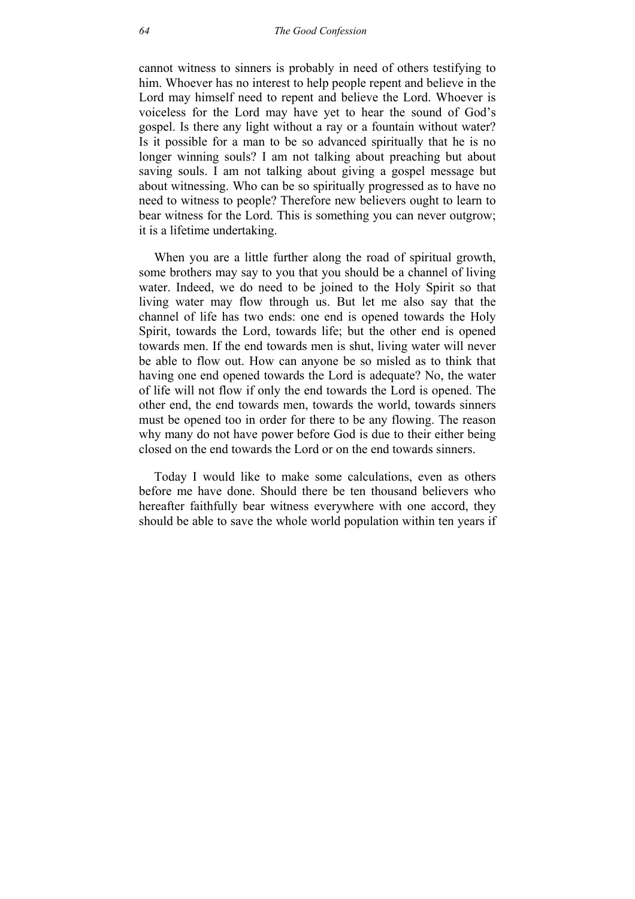cannot witness to sinners is probably in need of others testifying to him. Whoever has no interest to help people repent and believe in the Lord may himself need to repent and believe the Lord. Whoever is voiceless for the Lord may have yet to hear the sound of God's gospel. Is there any light without a ray or a fountain without water? Is it possible for a man to be so advanced spiritually that he is no longer winning souls? I am not talking about preaching but about saving souls. I am not talking about giving a gospel message but about witnessing. Who can be so spiritually progressed as to have no need to witness to people? Therefore new believers ought to learn to bear witness for the Lord. This is something you can never outgrow; it is a lifetime undertaking.

When you are a little further along the road of spiritual growth, some brothers may say to you that you should be a channel of living water. Indeed, we do need to be joined to the Holy Spirit so that living water may flow through us. But let me also say that the channel of life has two ends: one end is opened towards the Holy Spirit, towards the Lord, towards life; but the other end is opened towards men. If the end towards men is shut, living water will never be able to flow out. How can anyone be so misled as to think that having one end opened towards the Lord is adequate? No, the water of life will not flow if only the end towards the Lord is opened. The other end, the end towards men, towards the world, towards sinners must be opened too in order for there to be any flowing. The reason why many do not have power before God is due to their either being closed on the end towards the Lord or on the end towards sinners.

Today I would like to make some calculations, even as others before me have done. Should there be ten thousand believers who hereafter faithfully bear witness everywhere with one accord, they should be able to save the whole world population within ten years if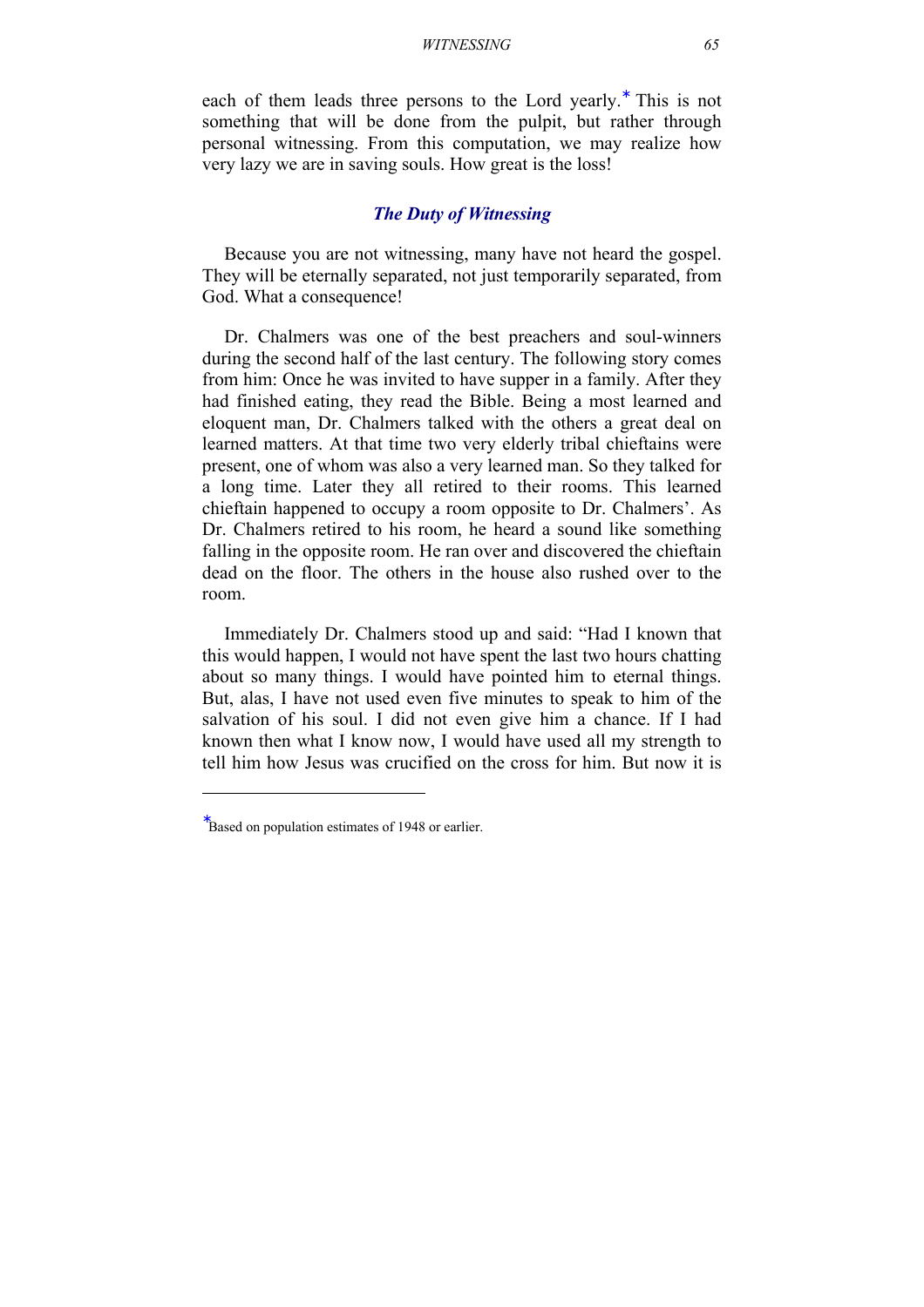each of them leads three persons to the Lord yearly.* This is not something that will be done from the pulpit, but rather through personal witnessing. From this computation, we may realize how very lazy we are in saving souls. How great is the loss!

### *The Duty of Witnessing*

Because you are not witnessing, many have not heard the gospel. They will be eternally separated, not just temporarily separated, from God. What a consequence!

Dr. Chalmers was one of the best preachers and soul-winners during the second half of the last century. The following story comes from him: Once he was invited to have supper in a family. After they had finished eating, they read the Bible. Being a most learned and eloquent man, Dr. Chalmers talked with the others a great deal on learned matters. At that time two very elderly tribal chieftains were present, one of whom was also a very learned man. So they talked for a long time. Later they all retired to their rooms. This learned chieftain happened to occupy a room opposite to Dr. Chalmers'. As Dr. Chalmers retired to his room, he heard a sound like something falling in the opposite room. He ran over and discovered the chieftain dead on the floor. The others in the house also rushed over to the room.

Immediately Dr. Chalmers stood up and said: "Had I known that this would happen, I would not have spent the last two hours chatting about so many things. I would have pointed him to eternal things. But, alas, I have not used even five minutes to speak to him of the salvation of his soul. I did not even give him a chance. If I had known then what I know now, I would have used all my strength to tell him how Jesus was crucified on the cross for him. But now it is

---

*Based on population estimates of 1948 or earlier.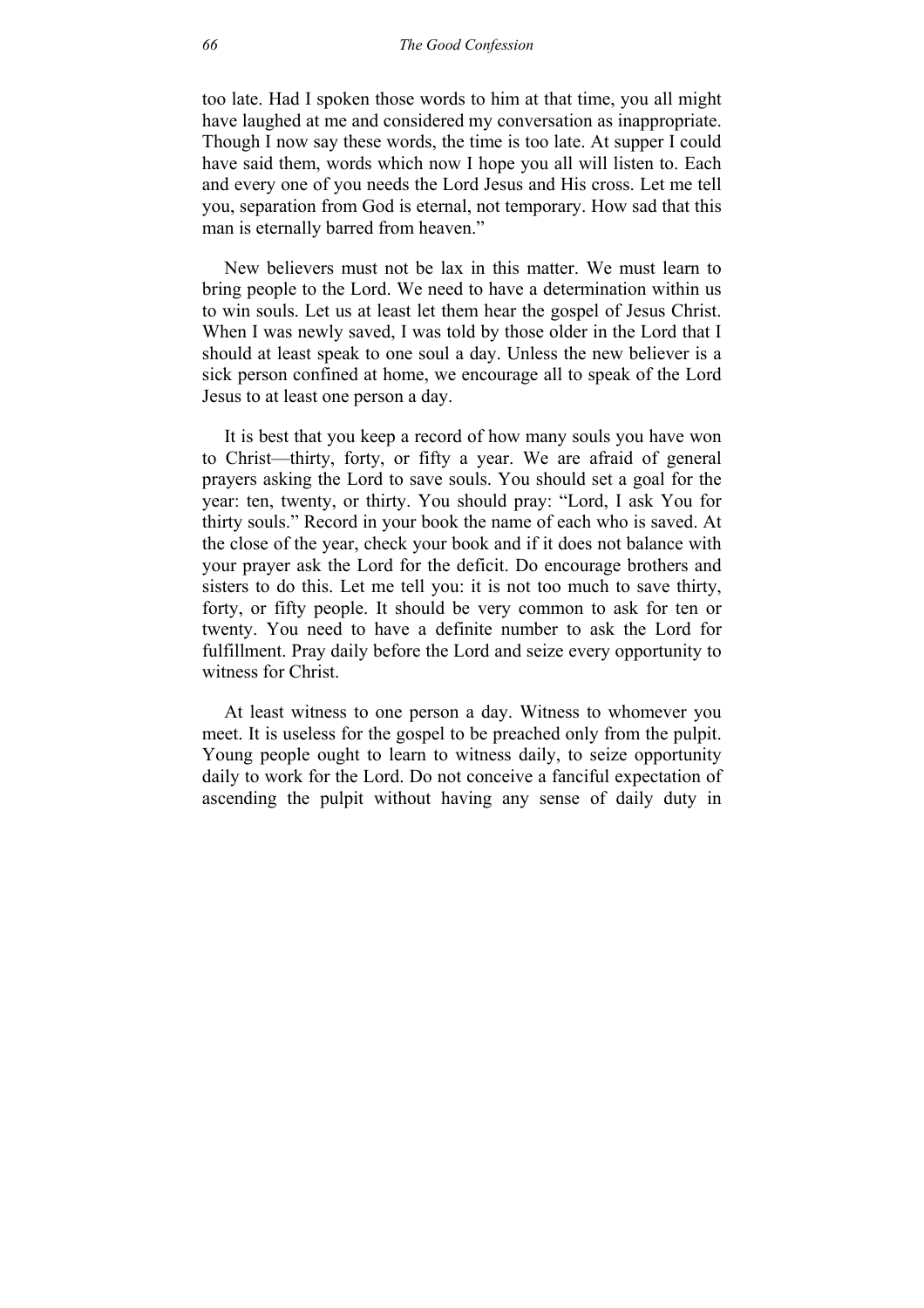too late. Had I spoken those words to him at that time, you all might have laughed at me and considered my conversation as inappropriate. Though I now say these words, the time is too late. At supper I could have said them, words which now I hope you all will listen to. Each and every one of you needs the Lord Jesus and His cross. Let me tell you, separation from God is eternal, not temporary. How sad that this man is eternally barred from heaven."

New believers must not be lax in this matter. We must learn to bring people to the Lord. We need to have a determination within us to win souls. Let us at least let them hear the gospel of Jesus Christ. When I was newly saved, I was told by those older in the Lord that I should at least speak to one soul a day. Unless the new believer is a sick person confined at home, we encourage all to speak of the Lord Jesus to at least one person a day.

It is best that you keep a record of how many souls you have won to Christ—thirty, forty, or fifty a year. We are afraid of general prayers asking the Lord to save souls. You should set a goal for the year: ten, twenty, or thirty. You should pray: "Lord, I ask You for thirty souls." Record in your book the name of each who is saved. At the close of the year, check your book and if it does not balance with your prayer ask the Lord for the deficit. Do encourage brothers and sisters to do this. Let me tell you: it is not too much to save thirty, forty, or fifty people. It should be very common to ask for ten or twenty. You need to have a definite number to ask the Lord for fulfillment. Pray daily before the Lord and seize every opportunity to witness for Christ.

At least witness to one person a day. Witness to whomever you meet. It is useless for the gospel to be preached only from the pulpit. Young people ought to learn to witness daily, to seize opportunity daily to work for the Lord. Do not conceive a fanciful expectation of ascending the pulpit without having any sense of daily duty in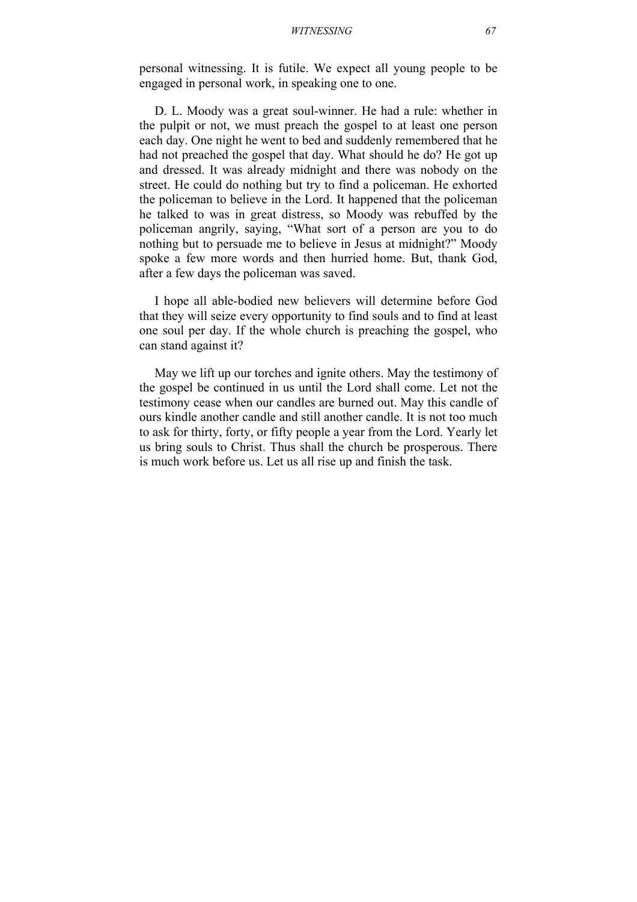personal witnessing. It is futile. We expect all young people to be engaged in personal work, in speaking one to one.

D. L. Moody was a great soul-winner. He had a rule: whether in the pulpit or not, we must preach the gospel to at least one person each day. One night he went to bed and suddenly remembered that he had not preached the gospel that day. What should he do? He got up and dressed. It was already midnight and there was nobody on the street. He could do nothing but try to find a policeman. He exhorted the policeman to believe in the Lord. It happened that the policeman he talked to was in great distress, so Moody was rebuffed by the policeman angrily, saying, "What sort of a person are you to do nothing but to persuade me to believe in Jesus at midnight?" Moody spoke a few more words and then hurried home. But, thank God, after a few days the policeman was saved.

I hope all able-bodied new believers will determine before God that they will seize every opportunity to find souls and to find at least one soul per day. If the whole church is preaching the gospel, who can stand against it?

May we lift up our torches and ignite others. May the testimony of the gospel be continued in us until the Lord shall come. Let not the testimony cease when our candles are burned out. May this candle of ours kindle another candle and still another candle. It is not too much to ask for thirty, forty, or fifty people a year from the Lord. Yearly let us bring souls to Christ. Thus shall the church be prosperous. There is much work before us. Let us all rise up and finish the task.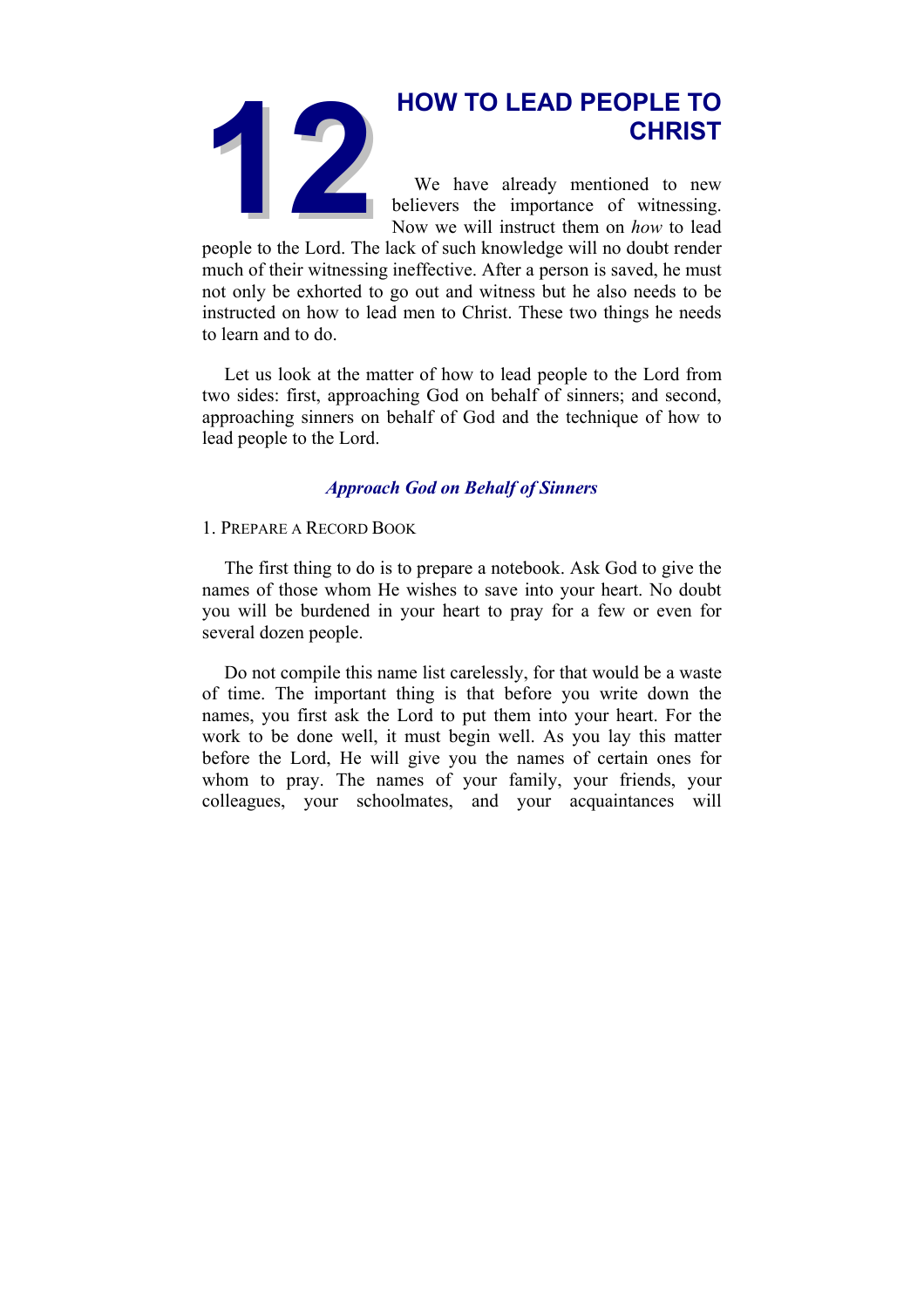# 12 HOW TO LEAD PEOPLE TO CHRIST

We have already mentioned to new believers the importance of witnessing. Now we will instruct them on *how* to lead people to the Lord. The lack of such knowledge will no doubt render much of their witnessing ineffective. After a person is saved, he must not only be exhorted to go out and witness but he also needs to be instructed on how to lead men to Christ. These two things he needs to learn and to do.

Let us look at the matter of how to lead people to the Lord from two sides: first, approaching God on behalf of sinners; and second, approaching sinners on behalf of God and the technique of how to lead people to the Lord.

## *Approach God on Behalf of Sinners*

### 1. Prepare a Record Book

The first thing to do is to prepare a notebook. Ask God to give the names of those whom He wishes to save into your heart. No doubt you will be burdened in your heart to pray for a few or even for several dozen people.

Do not compile this name list carelessly, for that would be a waste of time. The important thing is that before you write down the names, you first ask the Lord to put them into your heart. For the work to be done well, it must begin well. As you lay this matter before the Lord, He will give you the names of certain ones for whom to pray. The names of your family, your friends, your colleagues, your schoolmates, and your acquaintances will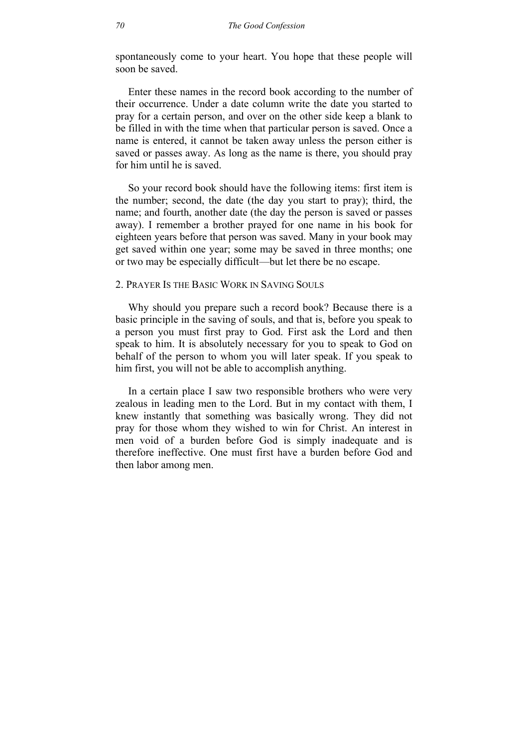spontaneously come to your heart. You hope that these people will soon be saved.

Enter these names in the record book according to the number of their occurrence. Under a date column write the date you started to pray for a certain person, and over on the other side keep a blank to be filled in with the time when that particular person is saved. Once a name is entered, it cannot be taken away unless the person either is saved or passes away. As long as the name is there, you should pray for him until he is saved.

So your record book should have the following items: first item is the number; second, the date (the day you start to pray); third, the name; and fourth, another date (the day the person is saved or passes away). I remember a brother prayed for one name in his book for eighteen years before that person was saved. Many in your book may get saved within one year; some may be saved in three months; one or two may be especially difficult—but let there be no escape.

### 2. Prayer Is the Basic Work in Saving Souls

Why should you prepare such a record book? Because there is a basic principle in the saving of souls, and that is, before you speak to a person you must first pray to God. First ask the Lord and then speak to him. It is absolutely necessary for you to speak to God on behalf of the person to whom you will later speak. If you speak to him first, you will not be able to accomplish anything.

In a certain place I saw two responsible brothers who were very zealous in leading men to the Lord. But in my contact with them, I knew instantly that something was basically wrong. They did not pray for those whom they wished to win for Christ. An interest in men void of a burden before God is simply inadequate and is therefore ineffective. One must first have a burden before God and then labor among men.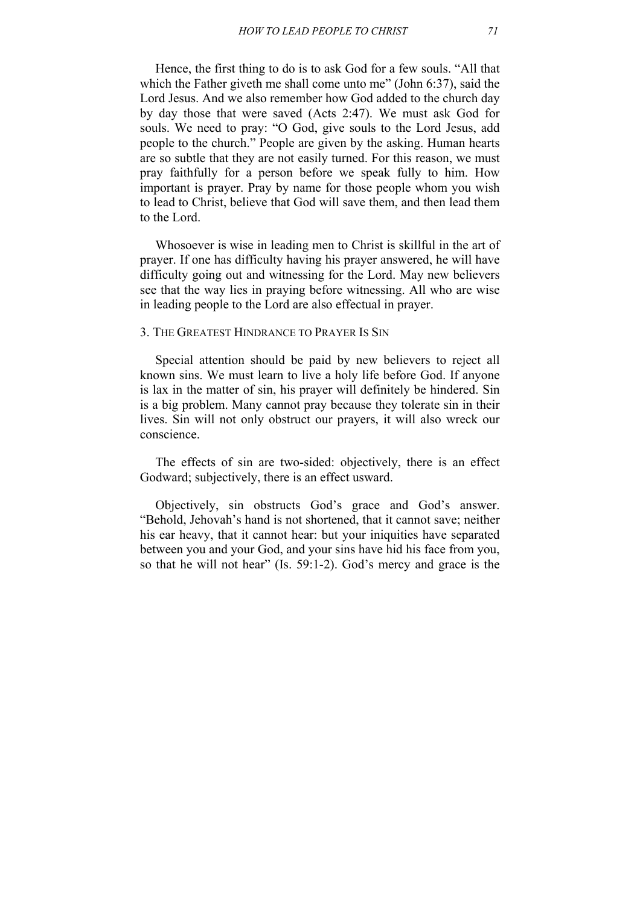Hence, the first thing to do is to ask God for a few souls. "All that which the Father giveth me shall come unto me" (John 6:37), said the Lord Jesus. And we also remember how God added to the church day by day those that were saved (Acts 2:47). We must ask God for souls. We need to pray: "O God, give souls to the Lord Jesus, add people to the church." People are given by the asking. Human hearts are so subtle that they are not easily turned. For this reason, we must pray faithfully for a person before we speak fully to him. How important is prayer. Pray by name for those people whom you wish to lead to Christ, believe that God will save them, and then lead them to the Lord.

Whosoever is wise in leading men to Christ is skillful in the art of prayer. If one has difficulty having his prayer answered, he will have difficulty going out and witnessing for the Lord. May new believers see that the way lies in praying before witnessing. All who are wise in leading people to the Lord are also effectual in prayer.

### 3. The Greatest Hindrance to Prayer Is Sin

Special attention should be paid by new believers to reject all known sins. We must learn to live a holy life before God. If anyone is lax in the matter of sin, his prayer will definitely be hindered. Sin is a big problem. Many cannot pray because they tolerate sin in their lives. Sin will not only obstruct our prayers, it will also wreck our conscience.

The effects of sin are two-sided: objectively, there is an effect Godward; subjectively, there is an effect usward.

Objectively, sin obstructs God's grace and God's answer. "Behold, Jehovah's hand is not shortened, that it cannot save; neither his ear heavy, that it cannot hear: but your iniquities have separated between you and your God, and your sins have hid his face from you, so that he will not hear" (Is. 59:1-2). God's mercy and grace is the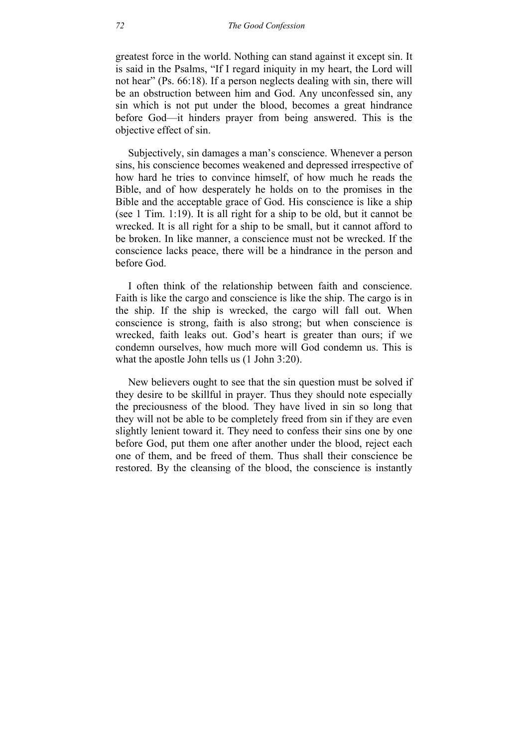greatest force in the world. Nothing can stand against it except sin. It is said in the Psalms, "If I regard iniquity in my heart, the Lord will not hear" (Ps. 66:18). If a person neglects dealing with sin, there will be an obstruction between him and God. Any unconfessed sin, any sin which is not put under the blood, becomes a great hindrance before God—it hinders prayer from being answered. This is the objective effect of sin.

Subjectively, sin damages a man's conscience. Whenever a person sins, his conscience becomes weakened and depressed irrespective of how hard he tries to convince himself, of how much he reads the Bible, and of how desperately he holds on to the promises in the Bible and the acceptable grace of God. His conscience is like a ship (see 1 Tim. 1:19). It is all right for a ship to be old, but it cannot be wrecked. It is all right for a ship to be small, but it cannot afford to be broken. In like manner, a conscience must not be wrecked. If the conscience lacks peace, there will be a hindrance in the person and before God.

I often think of the relationship between faith and conscience. Faith is like the cargo and conscience is like the ship. The cargo is in the ship. If the ship is wrecked, the cargo will fall out. When conscience is strong, faith is also strong; but when conscience is wrecked, faith leaks out. God's heart is greater than ours; if we condemn ourselves, how much more will God condemn us. This is what the apostle John tells us (1 John 3:20).

New believers ought to see that the sin question must be solved if they desire to be skillful in prayer. Thus they should note especially the preciousness of the blood. They have lived in sin so long that they will not be able to be completely freed from sin if they are even slightly lenient toward it. They need to confess their sins one by one before God, put them one after another under the blood, reject each one of them, and be freed of them. Thus shall their conscience be restored. By the cleansing of the blood, the conscience is instantly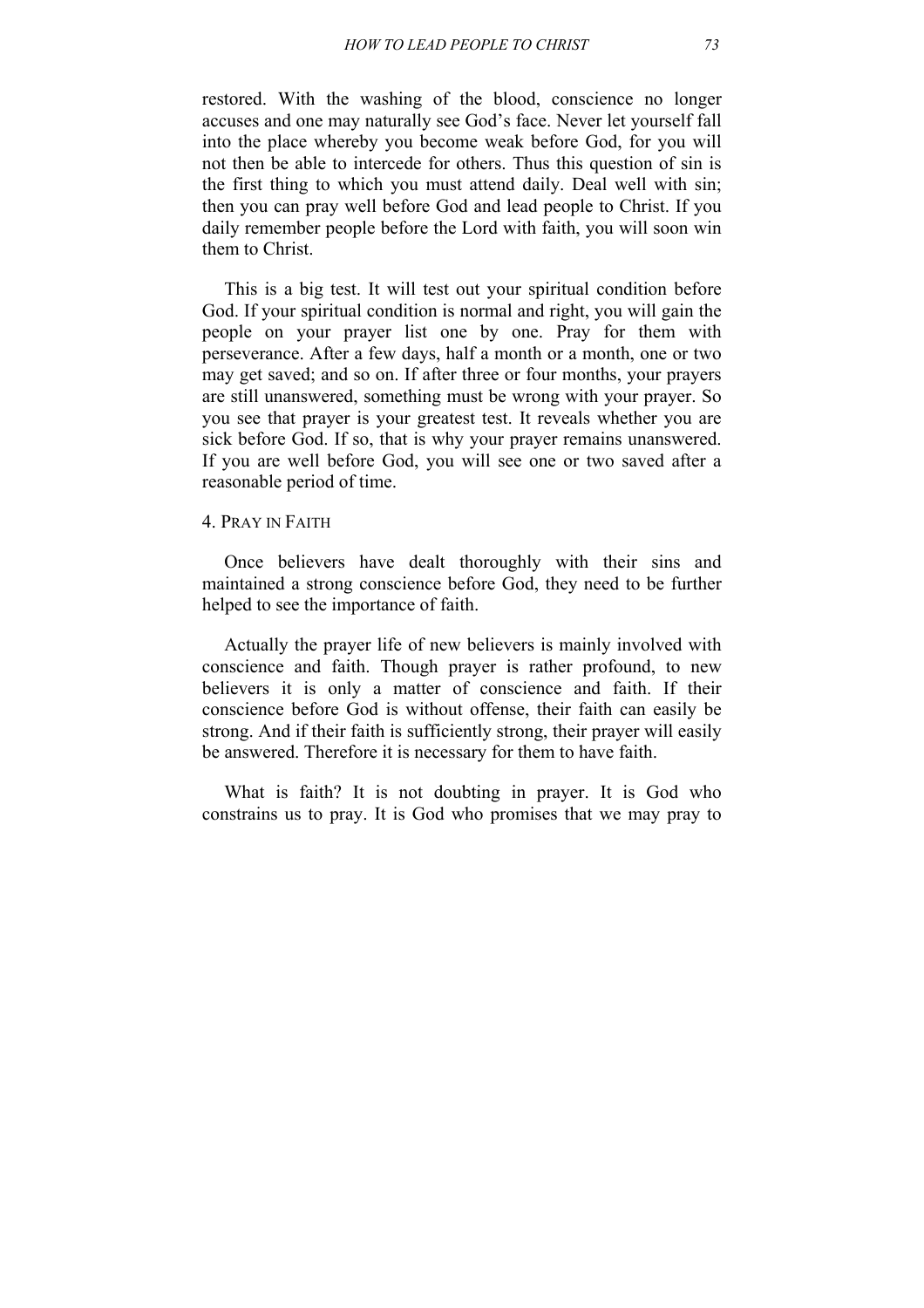restored. With the washing of the blood, conscience no longer accuses and one may naturally see God's face. Never let yourself fall into the place whereby you become weak before God, for you will not then be able to intercede for others. Thus this question of sin is the first thing to which you must attend daily. Deal well with sin; then you can pray well before God and lead people to Christ. If you daily remember people before the Lord with faith, you will soon win them to Christ.

This is a big test. It will test out your spiritual condition before God. If your spiritual condition is normal and right, you will gain the people on your prayer list one by one. Pray for them with perseverance. After a few days, half a month or a month, one or two may get saved; and so on. If after three or four months, your prayers are still unanswered, something must be wrong with your prayer. So you see that prayer is your greatest test. It reveals whether you are sick before God. If so, that is why your prayer remains unanswered. If you are well before God, you will see one or two saved after a reasonable period of time.

### 4. Pray in Faith

Once believers have dealt thoroughly with their sins and maintained a strong conscience before God, they need to be further helped to see the importance of faith.

Actually the prayer life of new believers is mainly involved with conscience and faith. Though prayer is rather profound, to new believers it is only a matter of conscience and faith. If their conscience before God is without offense, their faith can easily be strong. And if their faith is sufficiently strong, their prayer will easily be answered. Therefore it is necessary for them to have faith.

What is faith? It is not doubting in prayer. It is God who constrains us to pray. It is God who promises that we may pray to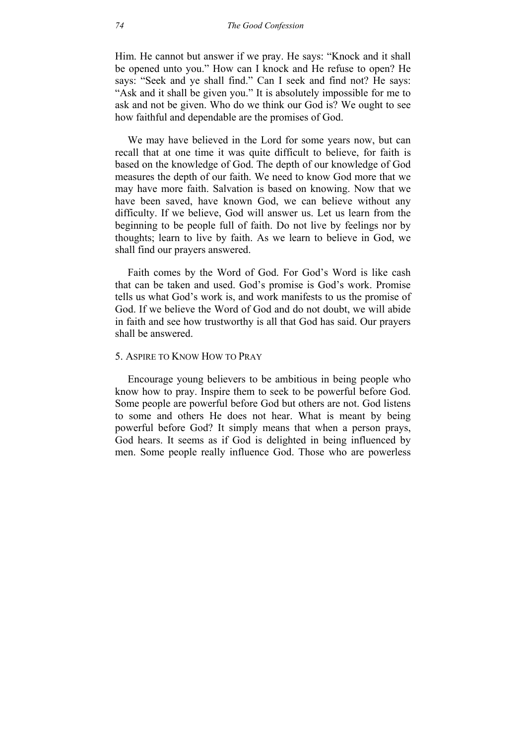Him. He cannot but answer if we pray. He says: "Knock and it shall be opened unto you." How can I knock and He refuse to open? He says: "Seek and ye shall find." Can I seek and find not? He says: "Ask and it shall be given you." It is absolutely impossible for me to ask and not be given. Who do we think our God is? We ought to see how faithful and dependable are the promises of God.

We may have believed in the Lord for some years now, but can recall that at one time it was quite difficult to believe, for faith is based on the knowledge of God. The depth of our knowledge of God measures the depth of our faith. We need to know God more that we may have more faith. Salvation is based on knowing. Now that we have been saved, have known God, we can believe without any difficulty. If we believe, God will answer us. Let us learn from the beginning to be people full of faith. Do not live by feelings nor by thoughts; learn to live by faith. As we learn to believe in God, we shall find our prayers answered.

Faith comes by the Word of God. For God's Word is like cash that can be taken and used. God's promise is God's work. Promise tells us what God's work is, and work manifests to us the promise of God. If we believe the Word of God and do not doubt, we will abide in faith and see how trustworthy is all that God has said. Our prayers shall be answered.

### 5. Aspire to Know How to Pray

Encourage young believers to be ambitious in being people who know how to pray. Inspire them to seek to be powerful before God. Some people are powerful before God but others are not. God listens to some and others He does not hear. What is meant by being powerful before God? It simply means that when a person prays, God hears. It seems as if God is delighted in being influenced by men. Some people really influence God. Those who are powerless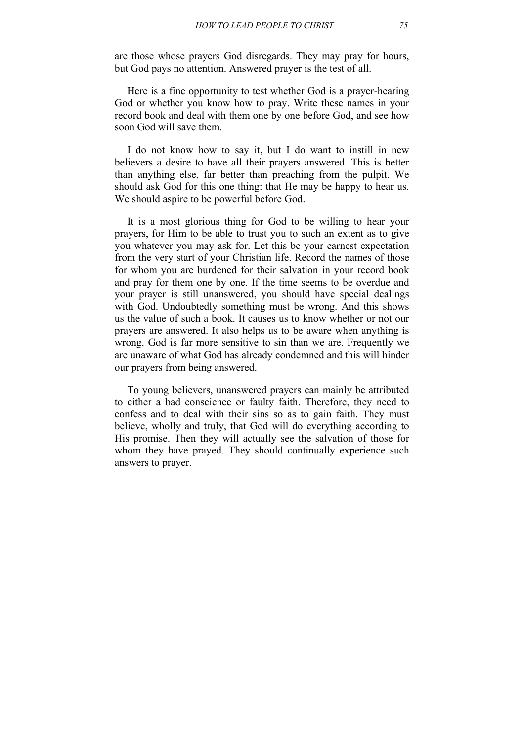are those whose prayers God disregards. They may pray for hours, but God pays no attention. Answered prayer is the test of all.

Here is a fine opportunity to test whether God is a prayer-hearing God or whether you know how to pray. Write these names in your record book and deal with them one by one before God, and see how soon God will save them.

I do not know how to say it, but I do want to instill in new believers a desire to have all their prayers answered. This is better than anything else, far better than preaching from the pulpit. We should ask God for this one thing: that He may be happy to hear us. We should aspire to be powerful before God.

It is a most glorious thing for God to be willing to hear your prayers, for Him to be able to trust you to such an extent as to give you whatever you may ask for. Let this be your earnest expectation from the very start of your Christian life. Record the names of those for whom you are burdened for their salvation in your record book and pray for them one by one. If the time seems to be overdue and your prayer is still unanswered, you should have special dealings with God. Undoubtedly something must be wrong. And this shows us the value of such a book. It causes us to know whether or not our prayers are answered. It also helps us to be aware when anything is wrong. God is far more sensitive to sin than we are. Frequently we are unaware of what God has already condemned and this will hinder our prayers from being answered.

To young believers, unanswered prayers can mainly be attributed to either a bad conscience or faulty faith. Therefore, they need to confess and to deal with their sins so as to gain faith. They must believe, wholly and truly, that God will do everything according to His promise. Then they will actually see the salvation of those for whom they have prayed. They should continually experience such answers to prayer.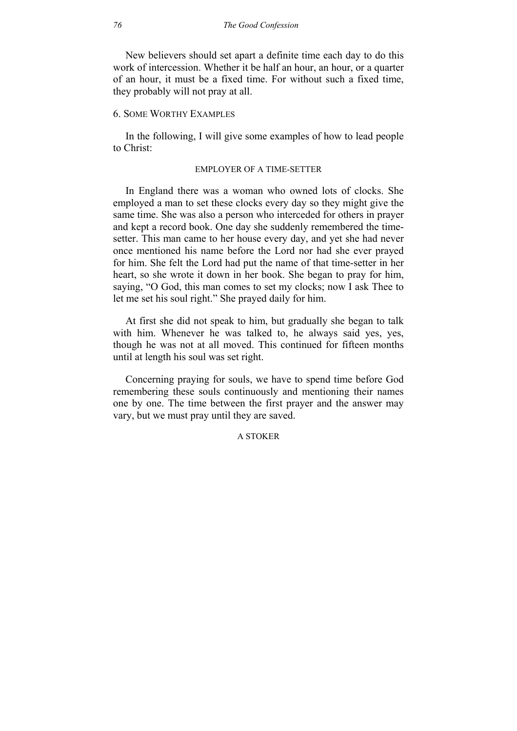New believers should set apart a definite time each day to do this work of intercession. Whether it be half an hour, an hour, or a quarter of an hour, it must be a fixed time. For without such a fixed time, they probably will not pray at all.

## 6. Some Worthy Examples

In the following, I will give some examples of how to lead people to Christ:

### EMPLOYER OF A TIME-SETTER

In England there was a woman who owned lots of clocks. She employed a man to set these clocks every day so they might give the same time. She was also a person who interceded for others in prayer and kept a record book. One day she suddenly remembered the time-setter. This man came to her house every day, and yet she had never once mentioned his name before the Lord nor had she ever prayed for him. She felt the Lord had put the name of that time-setter in her heart, so she wrote it down in her book. She began to pray for him, saying, "O God, this man comes to set my clocks; now I ask Thee to let me set his soul right." She prayed daily for him.

At first she did not speak to him, but gradually she began to talk with him. Whenever he was talked to, he always said yes, yes, though he was not at all moved. This continued for fifteen months until at length his soul was set right.

Concerning praying for souls, we have to spend time before God remembering these souls continuously and mentioning their names one by one. The time between the first prayer and the answer may vary, but we must pray until they are saved.

### A STOKER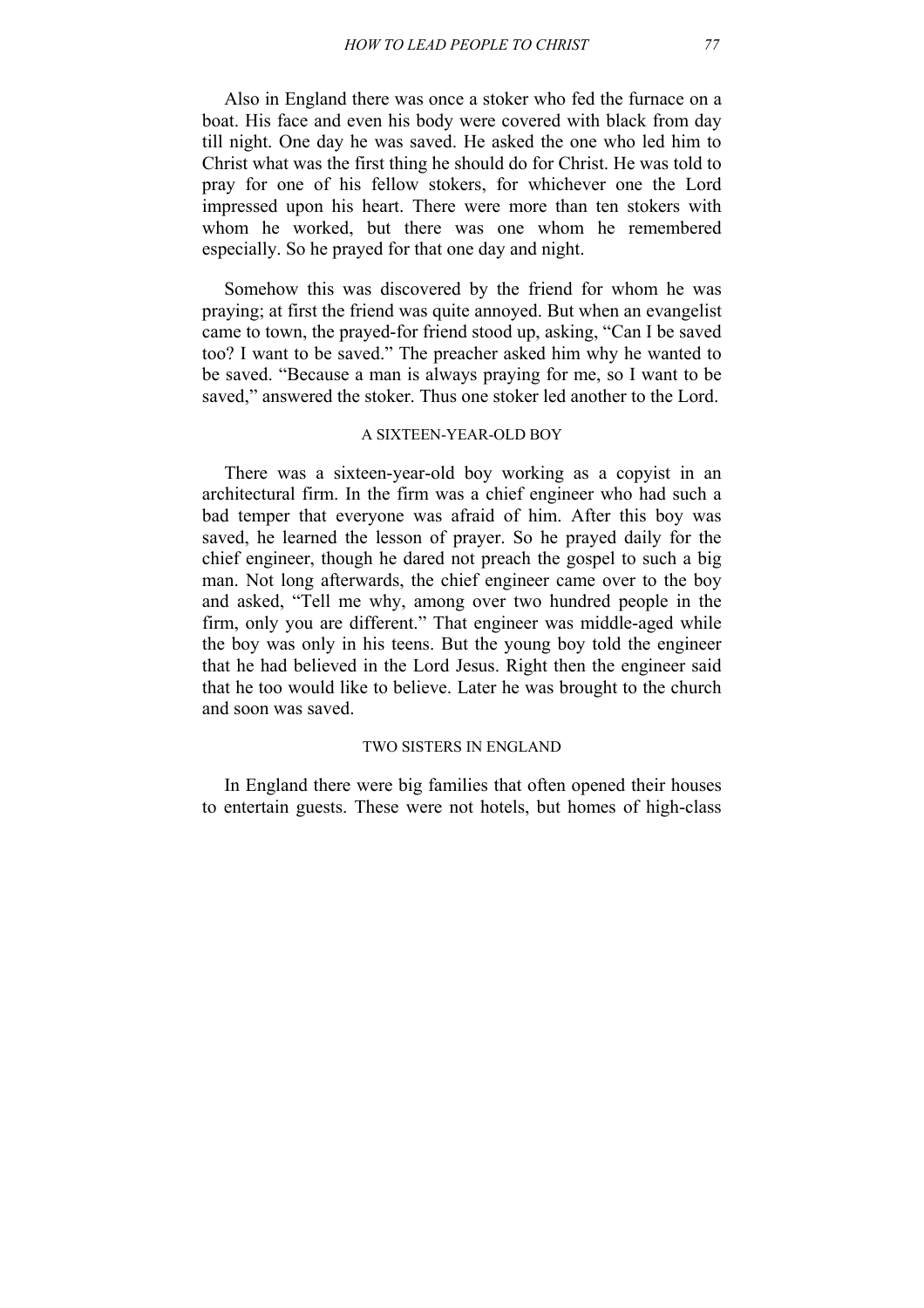Also in England there was once a stoker who fed the furnace on a boat. His face and even his body were covered with black from day till night. One day he was saved. He asked the one who led him to Christ what was the first thing he should do for Christ. He was told to pray for one of his fellow stokers, for whichever one the Lord impressed upon his heart. There were more than ten stokers with whom he worked, but there was one whom he remembered especially. So he prayed for that one day and night.

Somehow this was discovered by the friend for whom he was praying; at first the friend was quite annoyed. But when an evangelist came to town, the prayed-for friend stood up, asking, "Can I be saved too? I want to be saved." The preacher asked him why he wanted to be saved. "Because a man is always praying for me, so I want to be saved," answered the stoker. Thus one stoker led another to the Lord.

### A SIXTEEN-YEAR-OLD BOY

There was a sixteen-year-old boy working as a copyist in an architectural firm. In the firm was a chief engineer who had such a bad temper that everyone was afraid of him. After this boy was saved, he learned the lesson of prayer. So he prayed daily for the chief engineer, though he dared not preach the gospel to such a big man. Not long afterwards, the chief engineer came over to the boy and asked, "Tell me why, among over two hundred people in the firm, only you are different." That engineer was middle-aged while the boy was only in his teens. But the young boy told the engineer that he had believed in the Lord Jesus. Right then the engineer said that he too would like to believe. Later he was brought to the church and soon was saved.

### TWO SISTERS IN ENGLAND

In England there were big families that often opened their houses to entertain guests. These were not hotels, but homes of high-class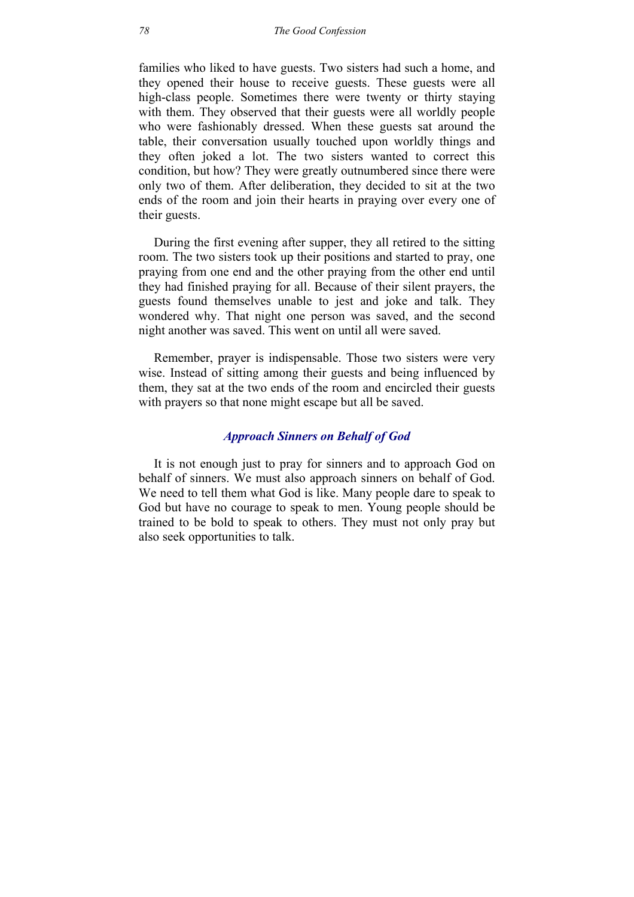families who liked to have guests. Two sisters had such a home, and they opened their house to receive guests. These guests were all high-class people. Sometimes there were twenty or thirty staying with them. They observed that their guests were all worldly people who were fashionably dressed. When these guests sat around the table, their conversation usually touched upon worldly things and they often joked a lot. The two sisters wanted to correct this condition, but how? They were greatly outnumbered since there were only two of them. After deliberation, they decided to sit at the two ends of the room and join their hearts in praying over every one of their guests.

During the first evening after supper, they all retired to the sitting room. The two sisters took up their positions and started to pray, one praying from one end and the other praying from the other end until they had finished praying for all. Because of their silent prayers, the guests found themselves unable to jest and joke and talk. They wondered why. That night one person was saved, and the second night another was saved. This went on until all were saved.

Remember, prayer is indispensable. Those two sisters were very wise. Instead of sitting among their guests and being influenced by them, they sat at the two ends of the room and encircled their guests with prayers so that none might escape but all be saved.

### *Approach Sinners on Behalf of God*

It is not enough just to pray for sinners and to approach God on behalf of sinners. We must also approach sinners on behalf of God. We need to tell them what God is like. Many people dare to speak to God but have no courage to speak to men. Young people should be trained to be bold to speak to others. They must not only pray but also seek opportunities to talk.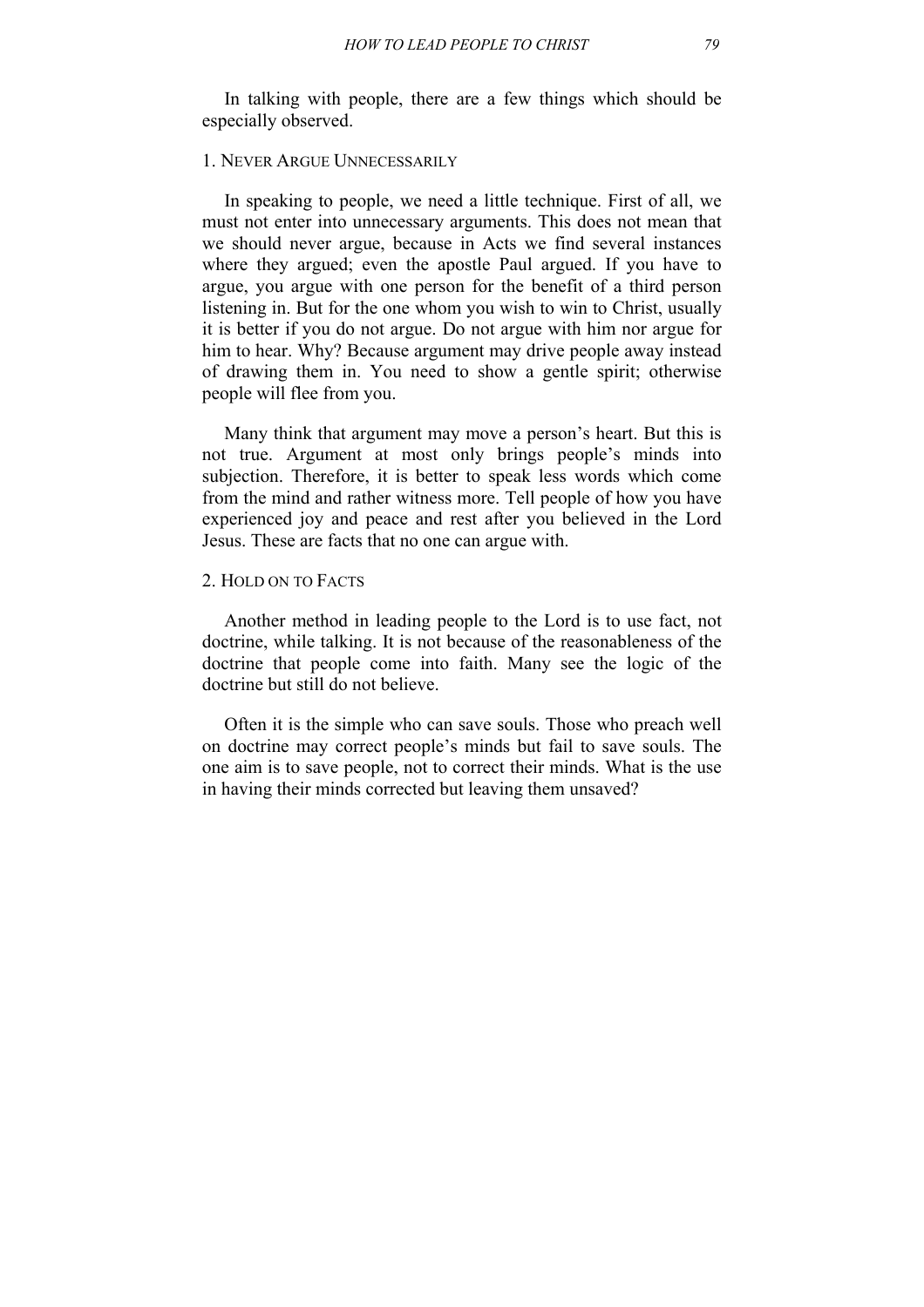In talking with people, there are a few things which should be especially observed.

### 1. Never Argue Unnecessarily

In speaking to people, we need a little technique. First of all, we must not enter into unnecessary arguments. This does not mean that we should never argue, because in Acts we find several instances where they argued; even the apostle Paul argued. If you have to argue, you argue with one person for the benefit of a third person listening in. But for the one whom you wish to win to Christ, usually it is better if you do not argue. Do not argue with him nor argue for him to hear. Why? Because argument may drive people away instead of drawing them in. You need to show a gentle spirit; otherwise people will flee from you.

Many think that argument may move a person’s heart. But this is not true. Argument at most only brings people’s minds into subjection. Therefore, it is better to speak less words which come from the mind and rather witness more. Tell people of how you have experienced joy and peace and rest after you believed in the Lord Jesus. These are facts that no one can argue with.

### 2. Hold on to Facts

Another method in leading people to the Lord is to use fact, not doctrine, while talking. It is not because of the reasonableness of the doctrine that people come into faith. Many see the logic of the doctrine but still do not believe.

Often it is the simple who can save souls. Those who preach well on doctrine may correct people’s minds but fail to save souls. The one aim is to save people, not to correct their minds. What is the use in having their minds corrected but leaving them unsaved?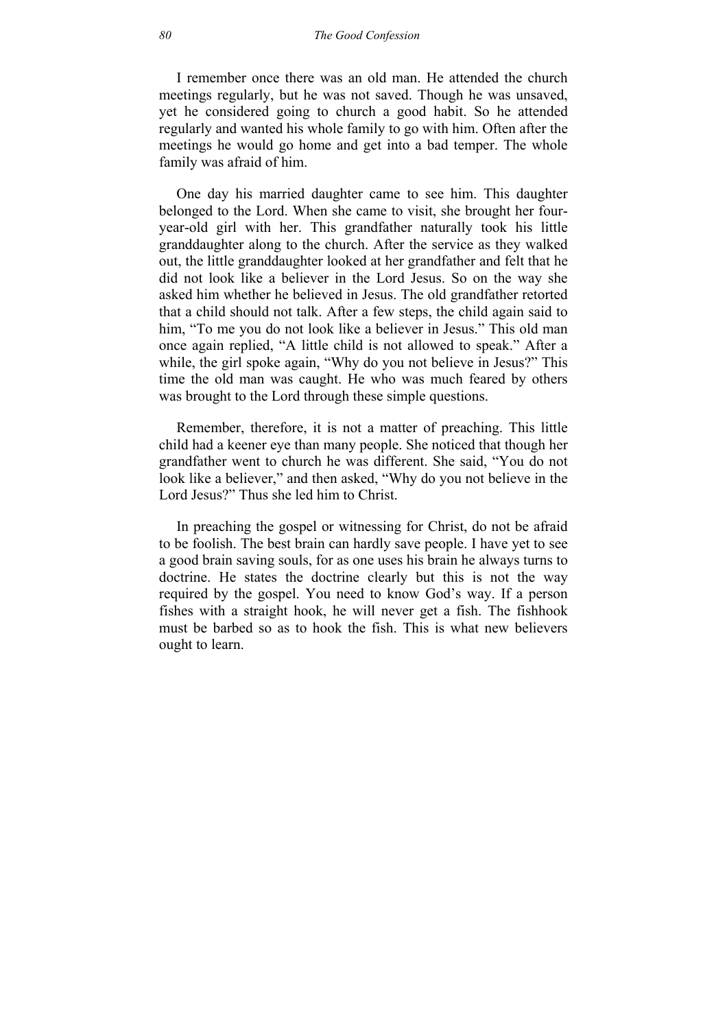I remember once there was an old man. He attended the church meetings regularly, but he was not saved. Though he was unsaved, yet he considered going to church a good habit. So he attended regularly and wanted his whole family to go with him. Often after the meetings he would go home and get into a bad temper. The whole family was afraid of him.

One day his married daughter came to see him. This daughter belonged to the Lord. When she came to visit, she brought her four-year-old girl with her. This grandfather naturally took his little granddaughter along to the church. After the service as they walked out, the little granddaughter looked at her grandfather and felt that he did not look like a believer in the Lord Jesus. So on the way she asked him whether he believed in Jesus. The old grandfather retorted that a child should not talk. After a few steps, the child again said to him, "To me you do not look like a believer in Jesus." This old man once again replied, "A little child is not allowed to speak." After a while, the girl spoke again, "Why do you not believe in Jesus?" This time the old man was caught. He who was much feared by others was brought to the Lord through these simple questions.

Remember, therefore, it is not a matter of preaching. This little child had a keener eye than many people. She noticed that though her grandfather went to church he was different. She said, "You do not look like a believer," and then asked, "Why do you not believe in the Lord Jesus?" Thus she led him to Christ.

In preaching the gospel or witnessing for Christ, do not be afraid to be foolish. The best brain can hardly save people. I have yet to see a good brain saving souls, for as one uses his brain he always turns to doctrine. He states the doctrine clearly but this is not the way required by the gospel. You need to know God's way. If a person fishes with a straight hook, he will never get a fish. The fishhook must be barbed so as to hook the fish. This is what new believers ought to learn.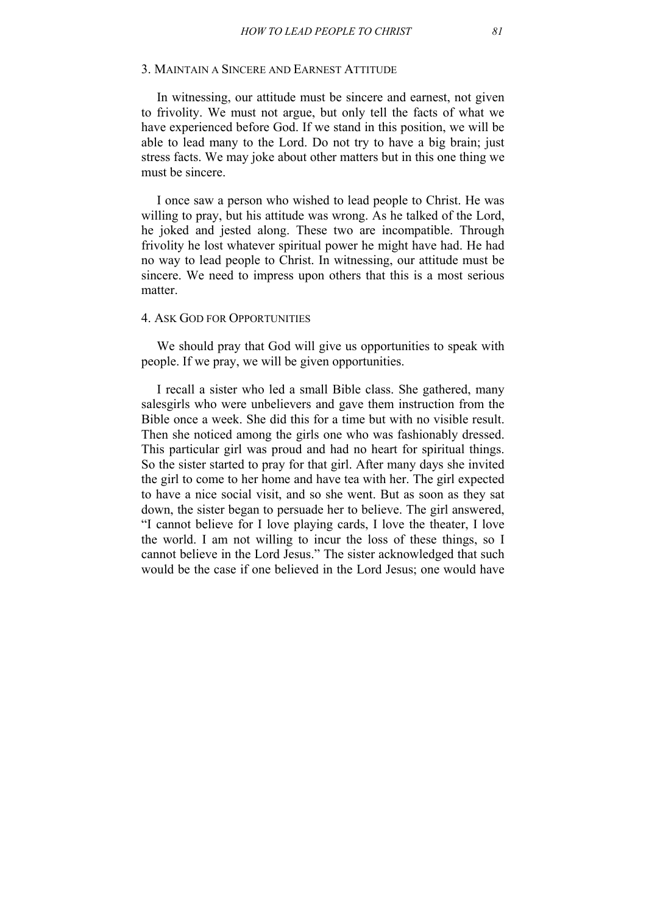### 3. Maintain a Sincere and Earnest Attitude

In witnessing, our attitude must be sincere and earnest, not given to frivolity. We must not argue, but only tell the facts of what we have experienced before God. If we stand in this position, we will be able to lead many to the Lord. Do not try to have a big brain; just stress facts. We may joke about other matters but in this one thing we must be sincere.

I once saw a person who wished to lead people to Christ. He was willing to pray, but his attitude was wrong. As he talked of the Lord, he joked and jested along. These two are incompatible. Through frivolity he lost whatever spiritual power he might have had. He had no way to lead people to Christ. In witnessing, our attitude must be sincere. We need to impress upon others that this is a most serious matter.

### 4. Ask God for Opportunities

We should pray that God will give us opportunities to speak with people. If we pray, we will be given opportunities.

I recall a sister who led a small Bible class. She gathered, many salesgirls who were unbelievers and gave them instruction from the Bible once a week. She did this for a time but with no visible result. Then she noticed among the girls one who was fashionably dressed. This particular girl was proud and had no heart for spiritual things. So the sister started to pray for that girl. After many days she invited the girl to come to her home and have tea with her. The girl expected to have a nice social visit, and so she went. But as soon as they sat down, the sister began to persuade her to believe. The girl answered, "I cannot believe for I love playing cards, I love the theater, I love the world. I am not willing to incur the loss of these things, so I cannot believe in the Lord Jesus." The sister acknowledged that such would be the case if one believed in the Lord Jesus; one would have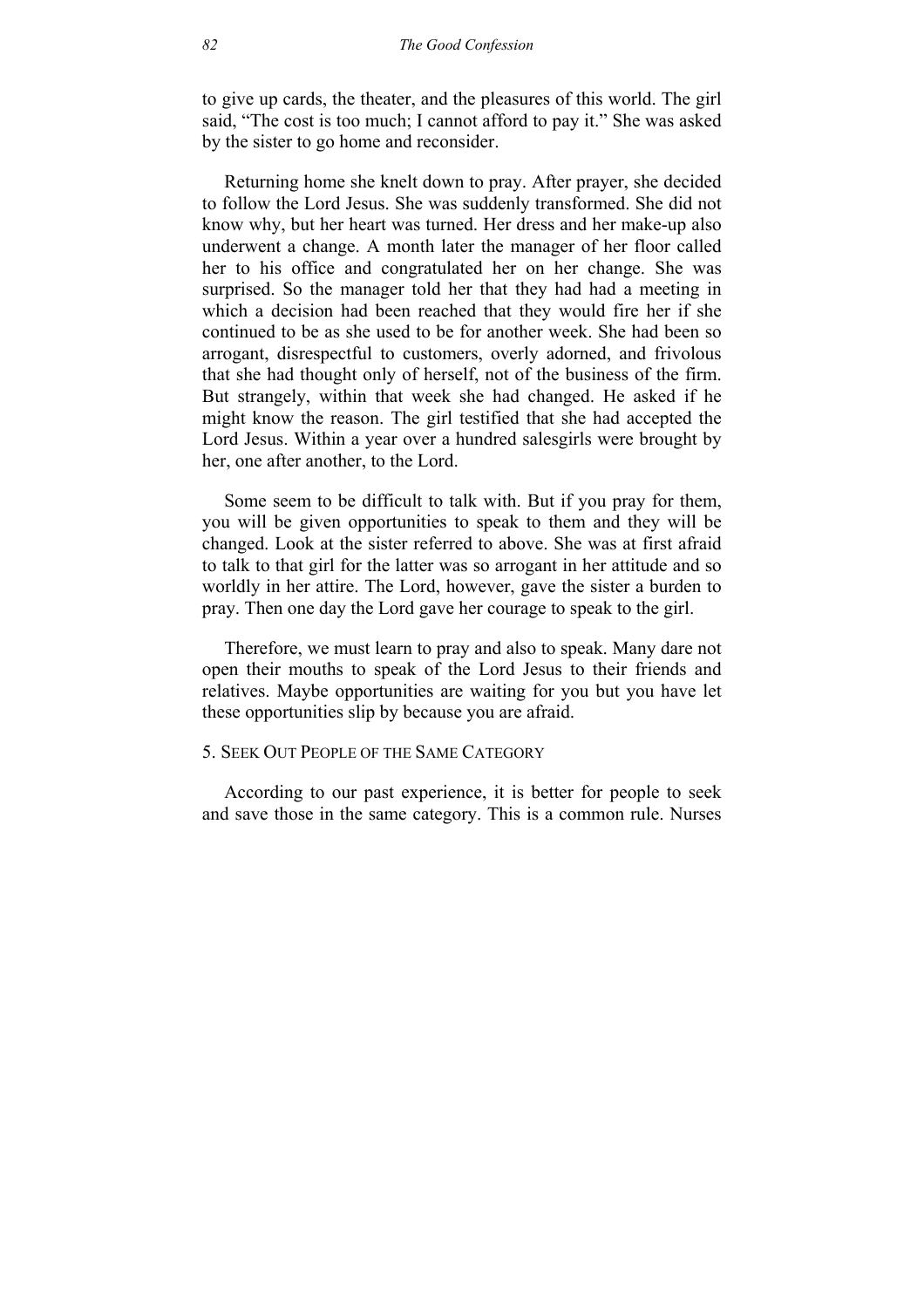to give up cards, the theater, and the pleasures of this world. The girl said, "The cost is too much; I cannot afford to pay it." She was asked by the sister to go home and reconsider.

Returning home she knelt down to pray. After prayer, she decided to follow the Lord Jesus. She was suddenly transformed. She did not know why, but her heart was turned. Her dress and her make-up also underwent a change. A month later the manager of her floor called her to his office and congratulated her on her change. She was surprised. So the manager told her that they had had a meeting in which a decision had been reached that they would fire her if she continued to be as she used to be for another week. She had been so arrogant, disrespectful to customers, overly adorned, and frivolous that she had thought only of herself, not of the business of the firm. But strangely, within that week she had changed. He asked if he might know the reason. The girl testified that she had accepted the Lord Jesus. Within a year over a hundred salesgirls were brought by her, one after another, to the Lord.

Some seem to be difficult to talk with. But if you pray for them, you will be given opportunities to speak to them and they will be changed. Look at the sister referred to above. She was at first afraid to talk to that girl for the latter was so arrogant in her attitude and so worldly in her attire. The Lord, however, gave the sister a burden to pray. Then one day the Lord gave her courage to speak to the girl.

Therefore, we must learn to pray and also to speak. Many dare not open their mouths to speak of the Lord Jesus to their friends and relatives. Maybe opportunities are waiting for you but you have let these opportunities slip by because you are afraid.

### 5. Seek Out People of the Same Category

According to our past experience, it is better for people to seek and save those in the same category. This is a common rule. Nurses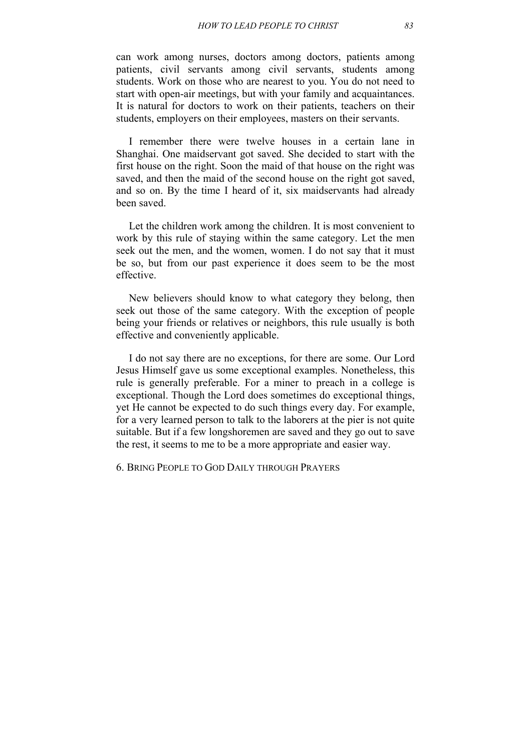can work among nurses, doctors among doctors, patients among patients, civil servants among civil servants, students among students. Work on those who are nearest to you. You do not need to start with open-air meetings, but with your family and acquaintances. It is natural for doctors to work on their patients, teachers on their students, employers on their employees, masters on their servants.

I remember there were twelve houses in a certain lane in Shanghai. One maidservant got saved. She decided to start with the first house on the right. Soon the maid of that house on the right was saved, and then the maid of the second house on the right got saved, and so on. By the time I heard of it, six maidservants had already been saved.

Let the children work among the children. It is most convenient to work by this rule of staying within the same category. Let the men seek out the men, and the women, women. I do not say that it must be so, but from our past experience it does seem to be the most effective.

New believers should know to what category they belong, then seek out those of the same category. With the exception of people being your friends or relatives or neighbors, this rule usually is both effective and conveniently applicable.

I do not say there are no exceptions, for there are some. Our Lord Jesus Himself gave us some exceptional examples. Nonetheless, this rule is generally preferable. For a miner to preach in a college is exceptional. Though the Lord does sometimes do exceptional things, yet He cannot be expected to do such things every day. For example, for a very learned person to talk to the laborers at the pier is not quite suitable. But if a few longshoremen are saved and they go out to save the rest, it seems to me to be a more appropriate and easier way.

### 6. Bring People to God Daily through Prayers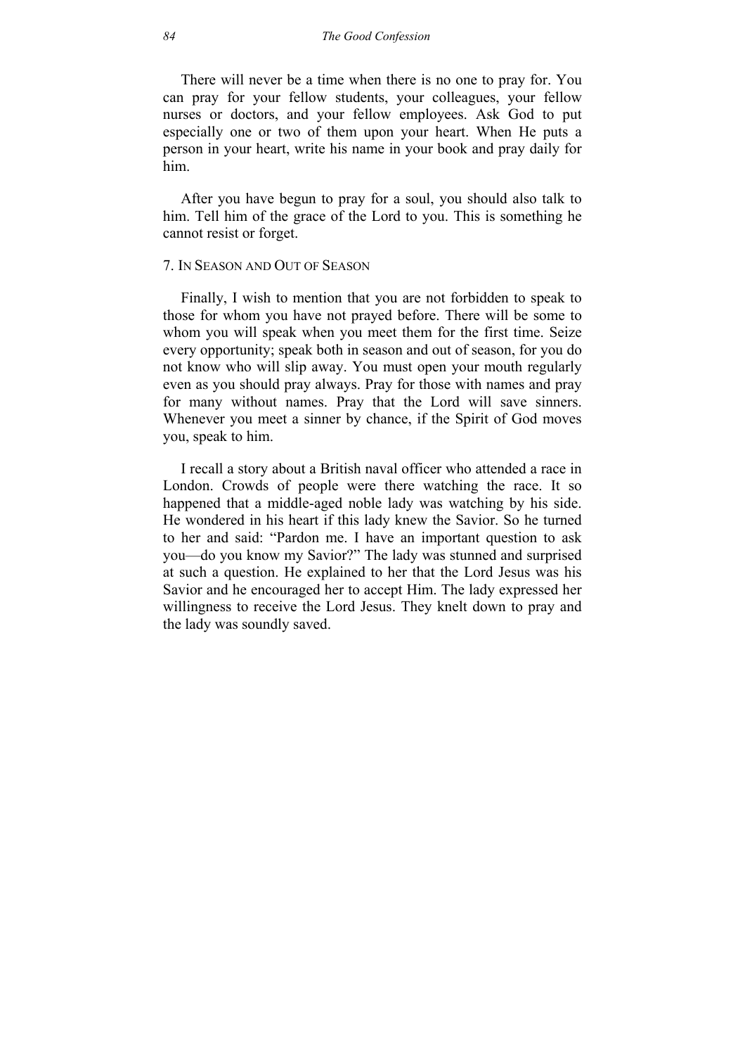There will never be a time when there is no one to pray for. You can pray for your fellow students, your colleagues, your fellow nurses or doctors, and your fellow employees. Ask God to put especially one or two of them upon your heart. When He puts a person in your heart, write his name in your book and pray daily for him.

After you have begun to pray for a soul, you should also talk to him. Tell him of the grace of the Lord to you. This is something he cannot resist or forget.

### 7. In Season and Out of Season

Finally, I wish to mention that you are not forbidden to speak to those for whom you have not prayed before. There will be some to whom you will speak when you meet them for the first time. Seize every opportunity; speak both in season and out of season, for you do not know who will slip away. You must open your mouth regularly even as you should pray always. Pray for those with names and pray for many without names. Pray that the Lord will save sinners. Whenever you meet a sinner by chance, if the Spirit of God moves you, speak to him.

I recall a story about a British naval officer who attended a race in London. Crowds of people were there watching the race. It so happened that a middle-aged noble lady was watching by his side. He wondered in his heart if this lady knew the Savior. So he turned to her and said: "Pardon me. I have an important question to ask you—do you know my Savior?" The lady was stunned and surprised at such a question. He explained to her that the Lord Jesus was his Savior and he encouraged her to accept Him. The lady expressed her willingness to receive the Lord Jesus. They knelt down to pray and the lady was soundly saved.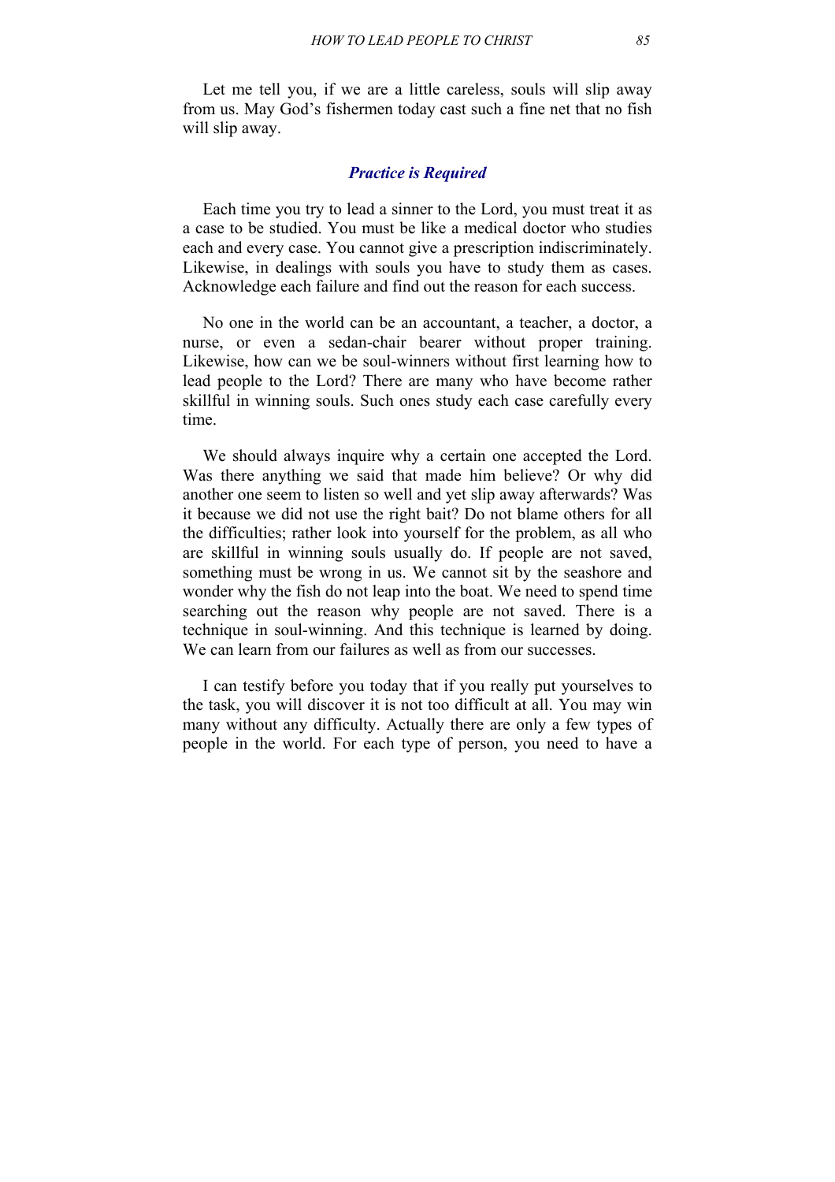Let me tell you, if we are a little careless, souls will slip away from us. May God's fishermen today cast such a fine net that no fish will slip away.

### *Practice is Required*

Each time you try to lead a sinner to the Lord, you must treat it as a case to be studied. You must be like a medical doctor who studies each and every case. You cannot give a prescription indiscriminately. Likewise, in dealings with souls you have to study them as cases. Acknowledge each failure and find out the reason for each success.

No one in the world can be an accountant, a teacher, a doctor, a nurse, or even a sedan-chair bearer without proper training. Likewise, how can we be soul-winners without first learning how to lead people to the Lord? There are many who have become rather skillful in winning souls. Such ones study each case carefully every time.

We should always inquire why a certain one accepted the Lord. Was there anything we said that made him believe? Or why did another one seem to listen so well and yet slip away afterwards? Was it because we did not use the right bait? Do not blame others for all the difficulties; rather look into yourself for the problem, as all who are skillful in winning souls usually do. If people are not saved, something must be wrong in us. We cannot sit by the seashore and wonder why the fish do not leap into the boat. We need to spend time searching out the reason why people are not saved. There is a technique in soul-winning. And this technique is learned by doing. We can learn from our failures as well as from our successes.

I can testify before you today that if you really put yourselves to the task, you will discover it is not too difficult at all. You may win many without any difficulty. Actually there are only a few types of people in the world. For each type of person, you need to have a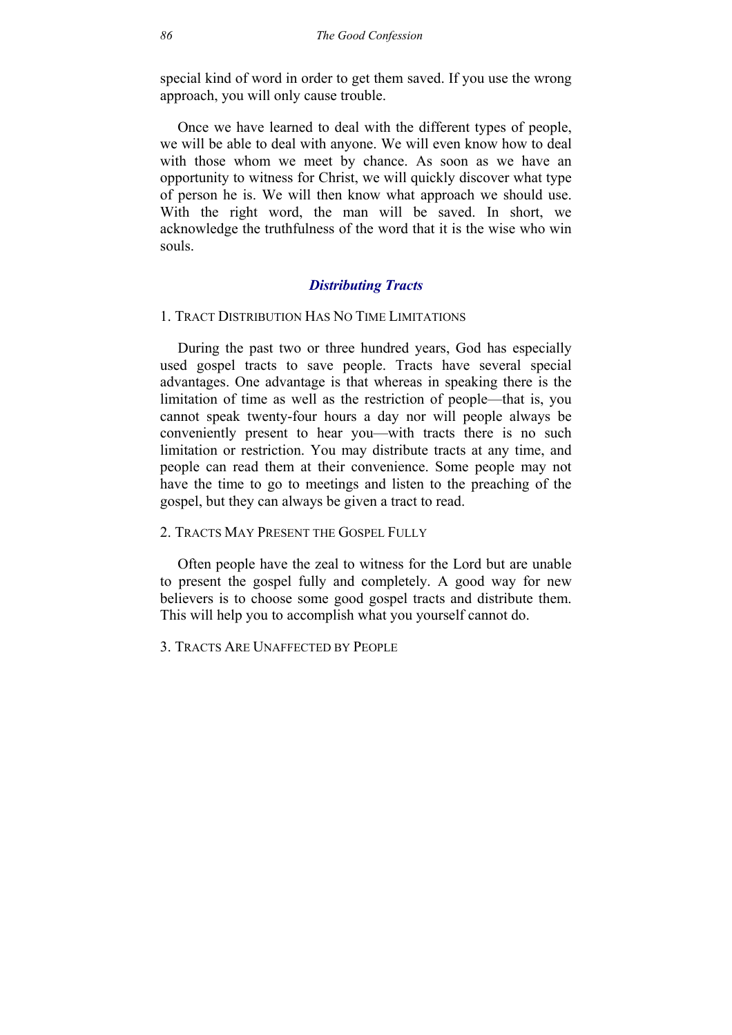special kind of word in order to get them saved. If you use the wrong approach, you will only cause trouble.

Once we have learned to deal with the different types of people, we will be able to deal with anyone. We will even know how to deal with those whom we meet by chance. As soon as we have an opportunity to witness for Christ, we will quickly discover what type of person he is. We will then know what approach we should use. With the right word, the man will be saved. In short, we acknowledge the truthfulness of the word that it is the wise who win souls.

## *Distributing Tracts*

### 1. Tract Distribution Has No Time Limitations

During the past two or three hundred years, God has especially used gospel tracts to save people. Tracts have several special advantages. One advantage is that whereas in speaking there is the limitation of time as well as the restriction of people—that is, you cannot speak twenty-four hours a day nor will people always be conveniently present to hear you—with tracts there is no such limitation or restriction. You may distribute tracts at any time, and people can read them at their convenience. Some people may not have the time to go to meetings and listen to the preaching of the gospel, but they can always be given a tract to read.

### 2. Tracts May Present the Gospel Fully

Often people have the zeal to witness for the Lord but are unable to present the gospel fully and completely. A good way for new believers is to choose some good gospel tracts and distribute them. This will help you to accomplish what you yourself cannot do.

### 3. Tracts Are Unaffected by People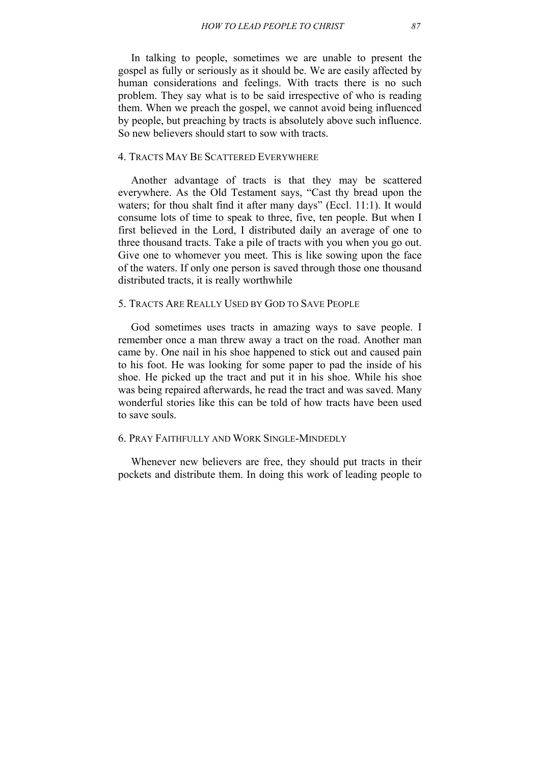In talking to people, sometimes we are unable to present the gospel as fully or seriously as it should be. We are easily affected by human considerations and feelings. With tracts there is no such problem. They say what is to be said irrespective of who is reading them. When we preach the gospel, we cannot avoid being influenced by people, but preaching by tracts is absolutely above such influence. So new believers should start to sow with tracts.

### 4. Tracts May Be Scattered Everywhere

Another advantage of tracts is that they may be scattered everywhere. As the Old Testament says, "Cast thy bread upon the waters; for thou shalt find it after many days" (Eccl. 11:1). It would consume lots of time to speak to three, five, ten people. But when I first believed in the Lord, I distributed daily an average of one to three thousand tracts. Take a pile of tracts with you when you go out. Give one to whomever you meet. This is like sowing upon the face of the waters. If only one person is saved through those one thousand distributed tracts, it is really worthwhile

### 5. Tracts Are Really Used by God to Save People

God sometimes uses tracts in amazing ways to save people. I remember once a man threw away a tract on the road. Another man came by. One nail in his shoe happened to stick out and caused pain to his foot. He was looking for some paper to pad the inside of his shoe. He picked up the tract and put it in his shoe. While his shoe was being repaired afterwards, he read the tract and was saved. Many wonderful stories like this can be told of how tracts have been used to save souls.

### 6. Pray Faithfully and Work Single-Mindedly

Whenever new believers are free, they should put tracts in their pockets and distribute them. In doing this work of leading people to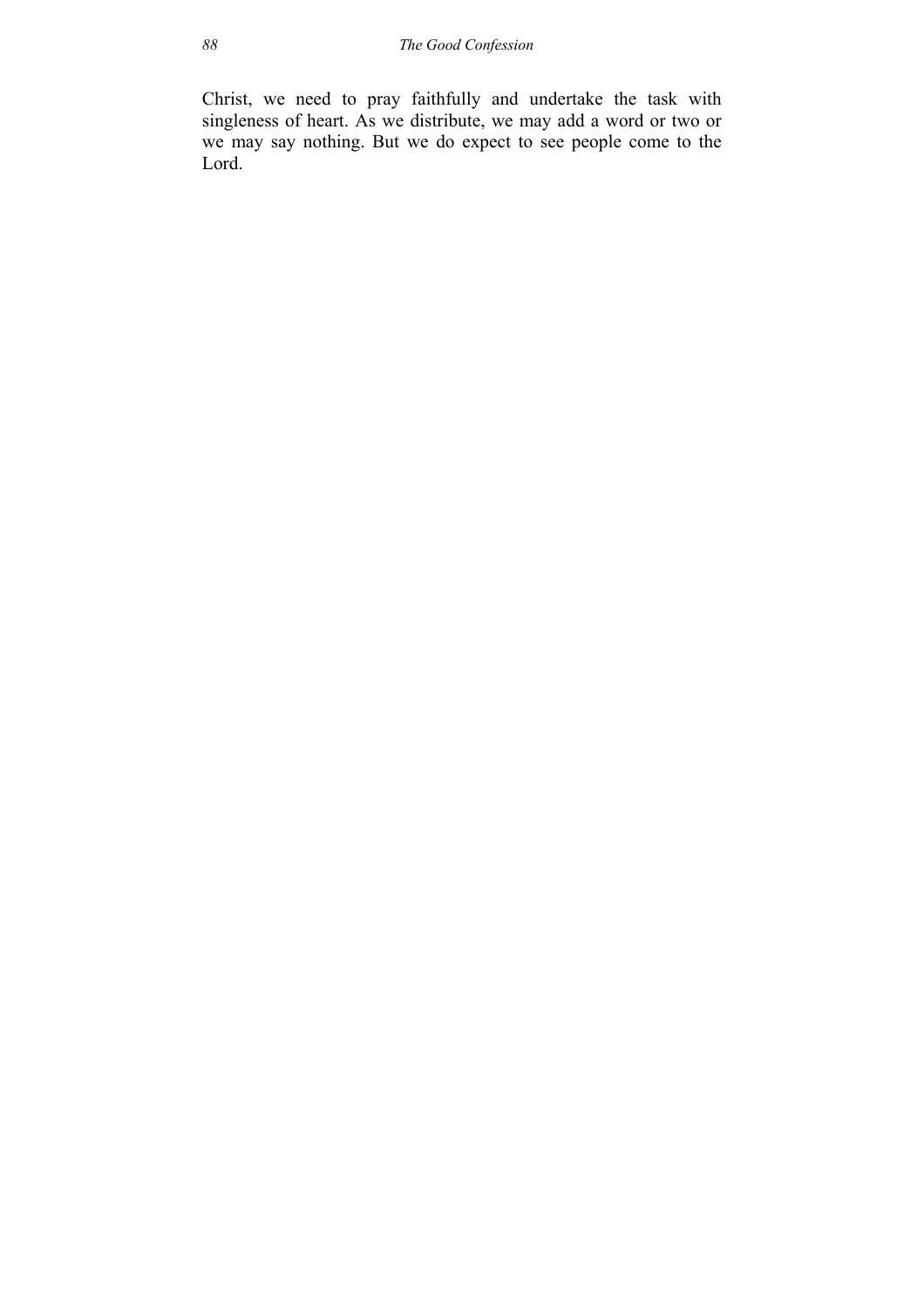Christ, we need to pray faithfully and undertake the task with singleness of heart. As we distribute, we may add a word or two or we may say nothing. But we do expect to see people come to the Lord.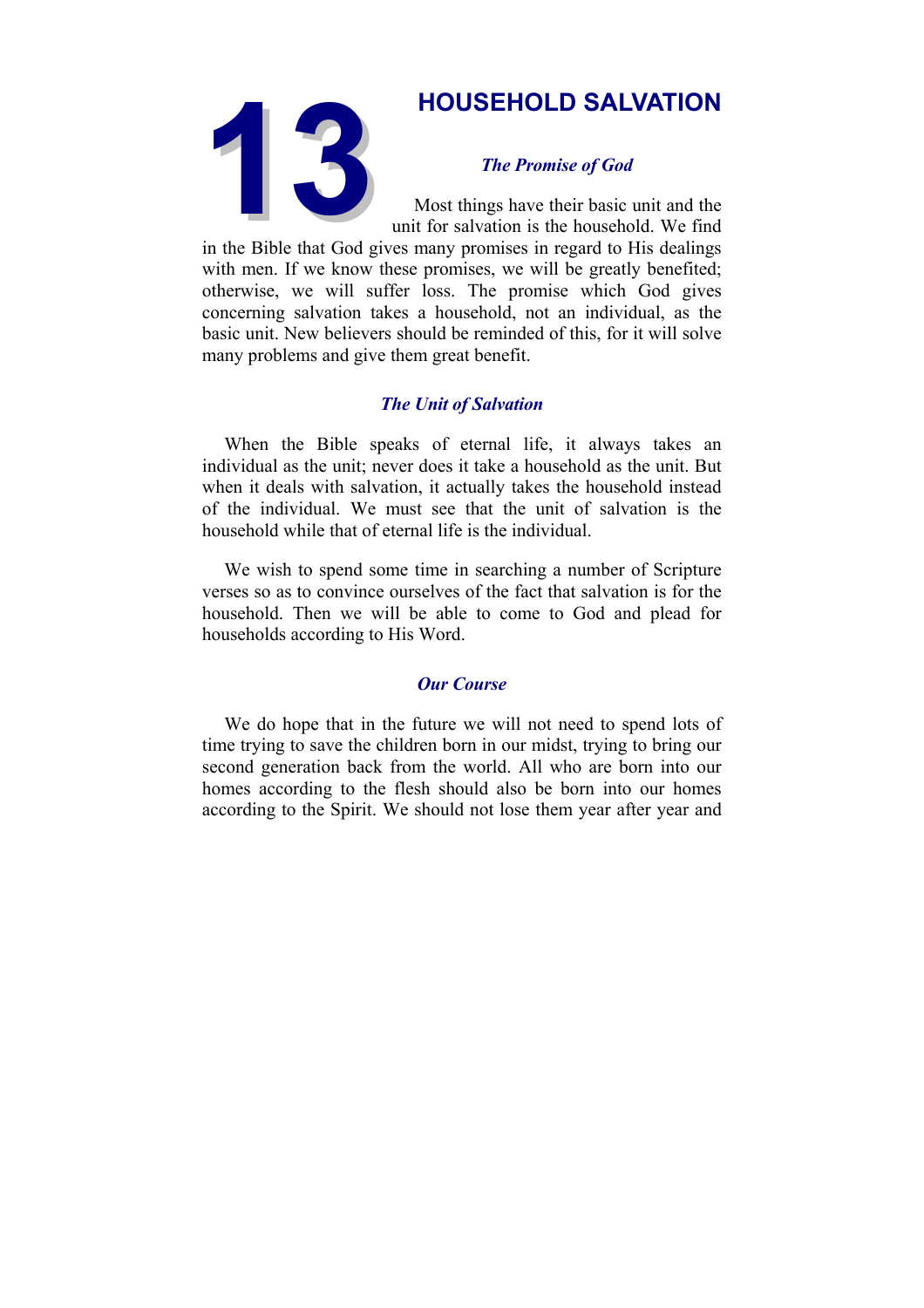# 13 HOUSEHOLD SALVATION

### *The Promise of God*

Most things have their basic unit and the unit for salvation is the household. We find in the Bible that God gives many promises in regard to His dealings with men. If we know these promises, we will be greatly benefited; otherwise, we will suffer loss. The promise which God gives concerning salvation takes a household, not an individual, as the basic unit. New believers should be reminded of this, for it will solve many problems and give them great benefit.

### *The Unit of Salvation*

When the Bible speaks of eternal life, it always takes an individual as the unit; never does it take a household as the unit. But when it deals with salvation, it actually takes the household instead of the individual. We must see that the unit of salvation is the household while that of eternal life is the individual.

We wish to spend some time in searching a number of Scripture verses so as to convince ourselves of the fact that salvation is for the household. Then we will be able to come to God and plead for households according to His Word.

### *Our Course*

We do hope that in the future we will not need to spend lots of time trying to save the children born in our midst, trying to bring our second generation back from the world. All who are born into our homes according to the flesh should also be born into our homes according to the Spirit. We should not lose them year after year and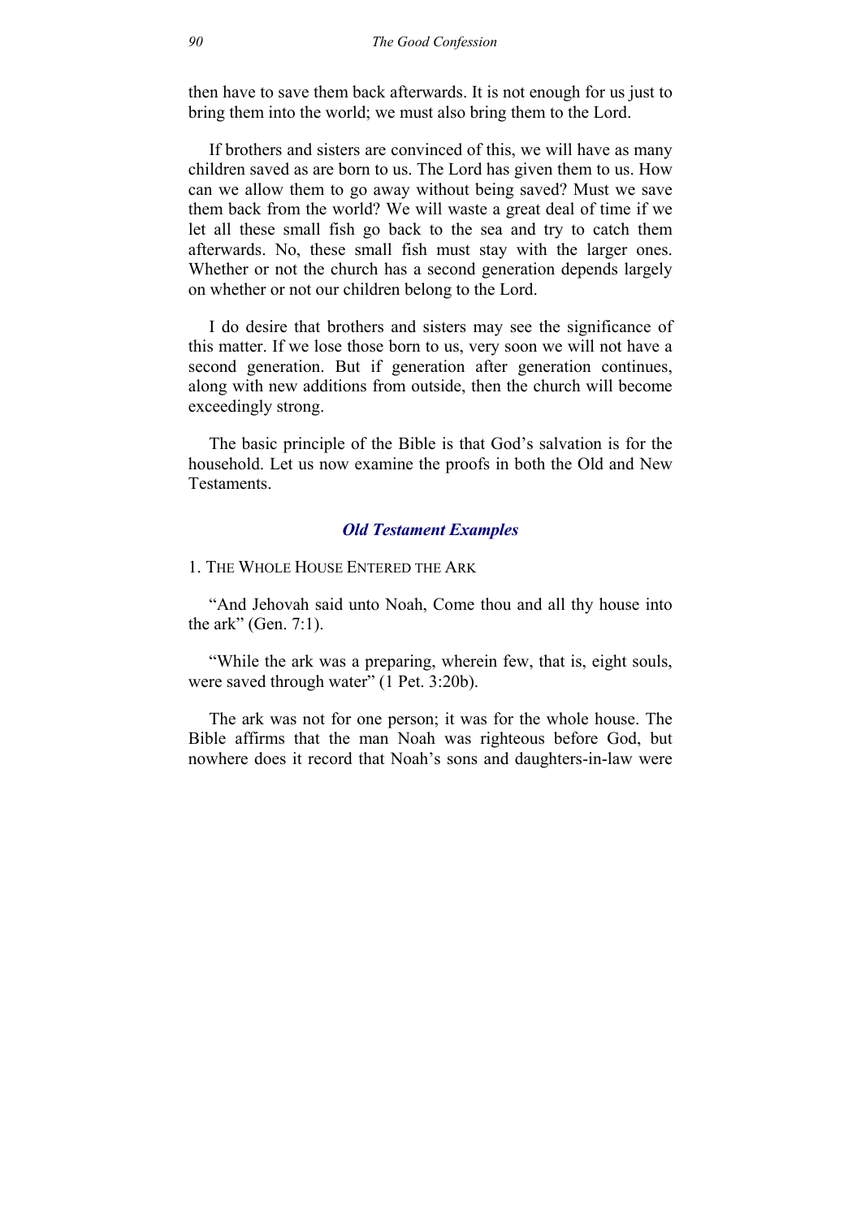then have to save them back afterwards. It is not enough for us just to bring them into the world; we must also bring them to the Lord.

If brothers and sisters are convinced of this, we will have as many children saved as are born to us. The Lord has given them to us. How can we allow them to go away without being saved? Must we save them back from the world? We will waste a great deal of time if we let all these small fish go back to the sea and try to catch them afterwards. No, these small fish must stay with the larger ones. Whether or not the church has a second generation depends largely on whether or not our children belong to the Lord.

I do desire that brothers and sisters may see the significance of this matter. If we lose those born to us, very soon we will not have a second generation. But if generation after generation continues, along with new additions from outside, then the church will become exceedingly strong.

The basic principle of the Bible is that God's salvation is for the household. Let us now examine the proofs in both the Old and New Testaments.

### *Old Testament Examples*

1. The Whole House Entered the Ark

"And Jehovah said unto Noah, Come thou and all thy house into the ark" (Gen. 7:1).

"While the ark was a preparing, wherein few, that is, eight souls, were saved through water" (1 Pet. 3:20b).

The ark was not for one person; it was for the whole house. The Bible affirms that the man Noah was righteous before God, but nowhere does it record that Noah's sons and daughters-in-law were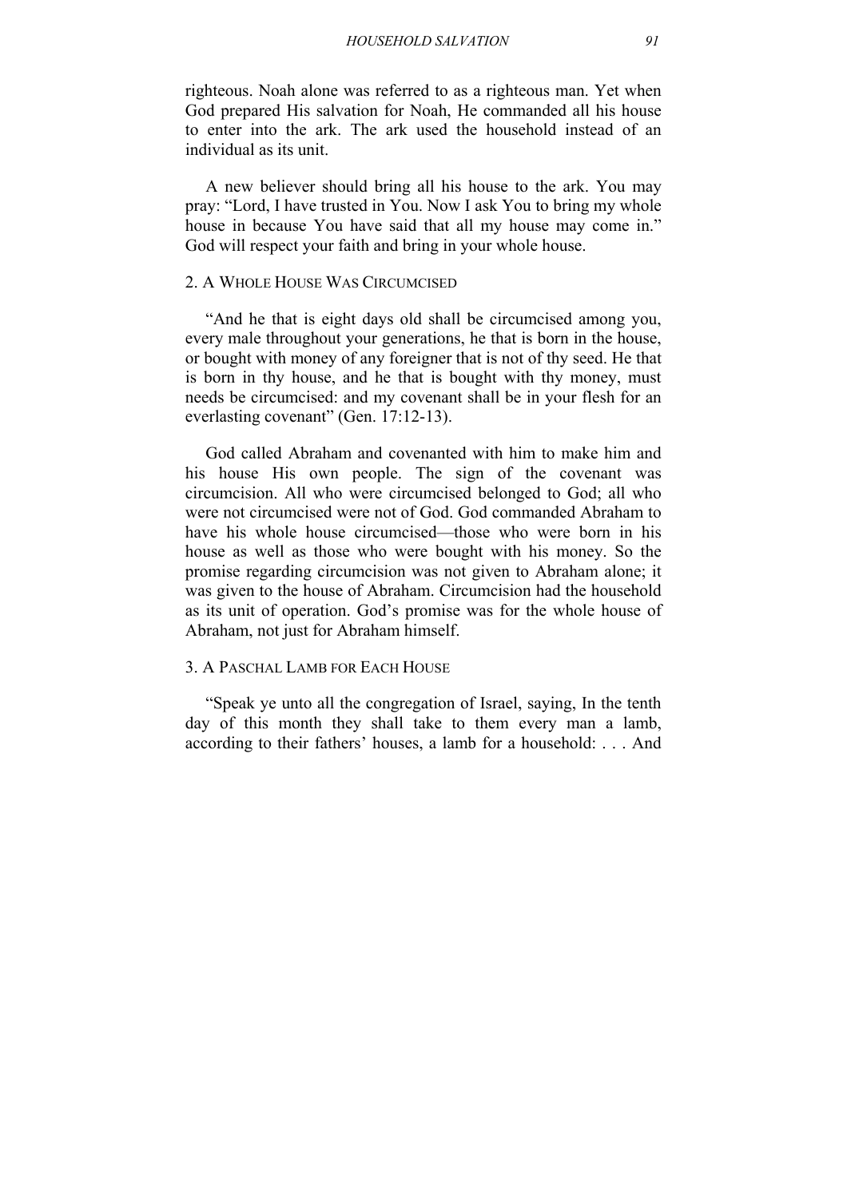righteous. Noah alone was referred to as a righteous man. Yet when God prepared His salvation for Noah, He commanded all his house to enter into the ark. The ark used the household instead of an individual as its unit.

A new believer should bring all his house to the ark. You may pray: "Lord, I have trusted in You. Now I ask You to bring my whole house in because You have said that all my house may come in." God will respect your faith and bring in your whole house.

### 2. A Whole House Was Circumcised

"And he that is eight days old shall be circumcised among you, every male throughout your generations, he that is born in the house, or bought with money of any foreigner that is not of thy seed. He that is born in thy house, and he that is bought with thy money, must needs be circumcised: and my covenant shall be in your flesh for an everlasting covenant" (Gen. 17:12-13).

God called Abraham and covenanted with him to make him and his house His own people. The sign of the covenant was circumcision. All who were circumcised belonged to God; all who were not circumcised were not of God. God commanded Abraham to have his whole house circumcised—those who were born in his house as well as those who were bought with his money. So the promise regarding circumcision was not given to Abraham alone; it was given to the house of Abraham. Circumcision had the household as its unit of operation. God's promise was for the whole house of Abraham, not just for Abraham himself.

### 3. A Paschal Lamb for Each House

"Speak ye unto all the congregation of Israel, saying, In the tenth day of this month they shall take to them every man a lamb, according to their fathers' houses, a lamb for a household: . . . And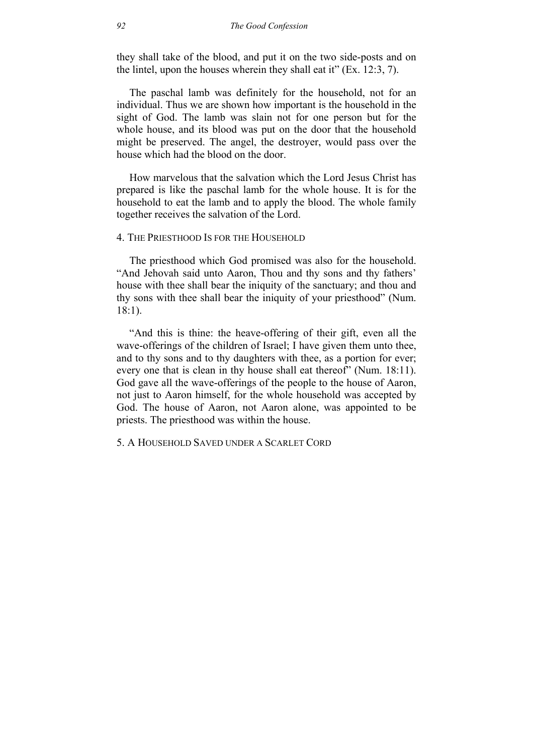they shall take of the blood, and put it on the two side-posts and on the lintel, upon the houses wherein they shall eat it" (Ex. 12:3, 7).

The paschal lamb was definitely for the household, not for an individual. Thus we are shown how important is the household in the sight of God. The lamb was slain not for one person but for the whole house, and its blood was put on the door that the household might be preserved. The angel, the destroyer, would pass over the house which had the blood on the door.

How marvelous that the salvation which the Lord Jesus Christ has prepared is like the paschal lamb for the whole house. It is for the household to eat the lamb and to apply the blood. The whole family together receives the salvation of the Lord.

### 4. The Priesthood Is for the Household

The priesthood which God promised was also for the household. "And Jehovah said unto Aaron, Thou and thy sons and thy fathers' house with thee shall bear the iniquity of the sanctuary; and thou and thy sons with thee shall bear the iniquity of your priesthood" (Num. 18:1).

"And this is thine: the heave-offering of their gift, even all the wave-offerings of the children of Israel; I have given them unto thee, and to thy sons and to thy daughters with thee, as a portion for ever; every one that is clean in thy house shall eat thereof" (Num. 18:11). God gave all the wave-offerings of the people to the house of Aaron, not just to Aaron himself, for the whole household was accepted by God. The house of Aaron, not Aaron alone, was appointed to be priests. The priesthood was within the house.

### 5. A Household Saved under a Scarlet Cord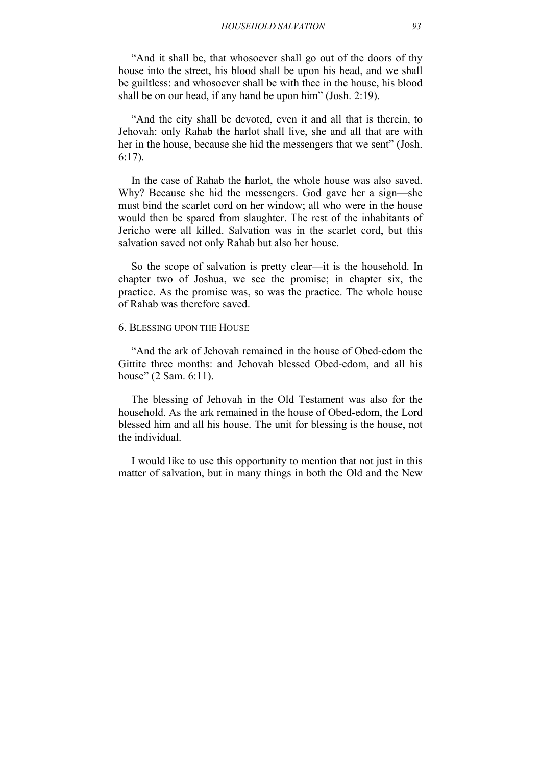"And it shall be, that whosoever shall go out of the doors of thy house into the street, his blood shall be upon his head, and we shall be guiltless: and whosoever shall be with thee in the house, his blood shall be on our head, if any hand be upon him" (Josh. 2:19).

"And the city shall be devoted, even it and all that is therein, to Jehovah: only Rahab the harlot shall live, she and all that are with her in the house, because she hid the messengers that we sent" (Josh. 6:17).

In the case of Rahab the harlot, the whole house was also saved. Why? Because she hid the messengers. God gave her a sign—she must bind the scarlet cord on her window; all who were in the house would then be spared from slaughter. The rest of the inhabitants of Jericho were all killed. Salvation was in the scarlet cord, but this salvation saved not only Rahab but also her house.

So the scope of salvation is pretty clear—it is the household. In chapter two of Joshua, we see the promise; in chapter six, the practice. As the promise was, so was the practice. The whole house of Rahab was therefore saved.

### 6. Blessing upon the House

"And the ark of Jehovah remained in the house of Obed-edom the Gittite three months: and Jehovah blessed Obed-edom, and all his house" (2 Sam. 6:11).

The blessing of Jehovah in the Old Testament was also for the household. As the ark remained in the house of Obed-edom, the Lord blessed him and all his house. The unit for blessing is the house, not the individual.

I would like to use this opportunity to mention that not just in this matter of salvation, but in many things in both the Old and the New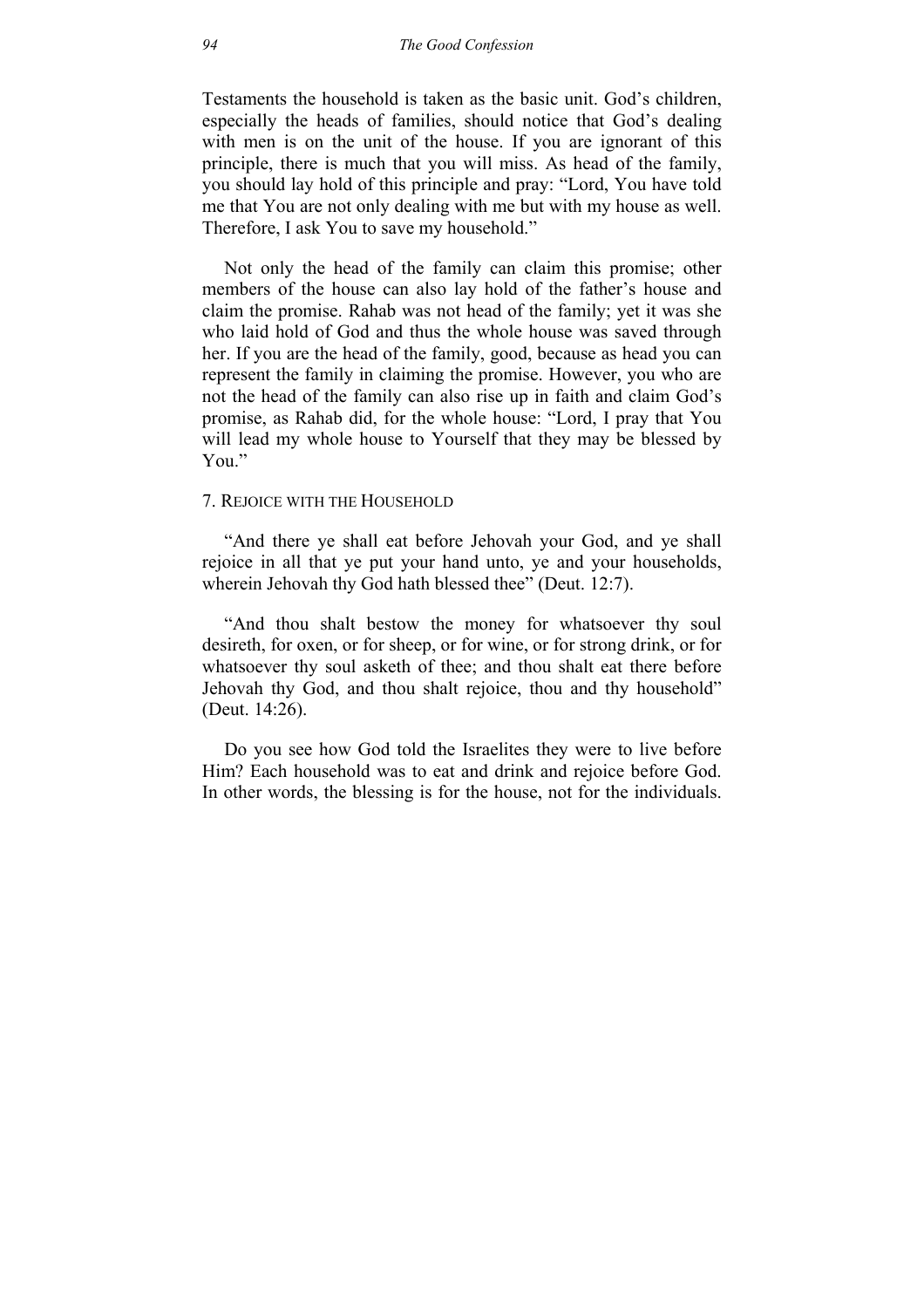Testaments the household is taken as the basic unit. God's children, especially the heads of families, should notice that God's dealing with men is on the unit of the house. If you are ignorant of this principle, there is much that you will miss. As head of the family, you should lay hold of this principle and pray: "Lord, You have told me that You are not only dealing with me but with my house as well. Therefore, I ask You to save my household."

Not only the head of the family can claim this promise; other members of the house can also lay hold of the father's house and claim the promise. Rahab was not head of the family; yet it was she who laid hold of God and thus the whole house was saved through her. If you are the head of the family, good, because as head you can represent the family in claiming the promise. However, you who are not the head of the family can also rise up in faith and claim God's promise, as Rahab did, for the whole house: "Lord, I pray that You will lead my whole house to Yourself that they may be blessed by You."

### 7. Rejoice with the Household

"And there ye shall eat before Jehovah your God, and ye shall rejoice in all that ye put your hand unto, ye and your households, wherein Jehovah thy God hath blessed thee" (Deut. 12:7).

"And thou shalt bestow the money for whatsoever thy soul desireth, for oxen, or for sheep, or for wine, or for strong drink, or for whatsoever thy soul asketh of thee; and thou shalt eat there before Jehovah thy God, and thou shalt rejoice, thou and thy household" (Deut. 14:26).

Do you see how God told the Israelites they were to live before Him? Each household was to eat and drink and rejoice before God. In other words, the blessing is for the house, not for the individuals.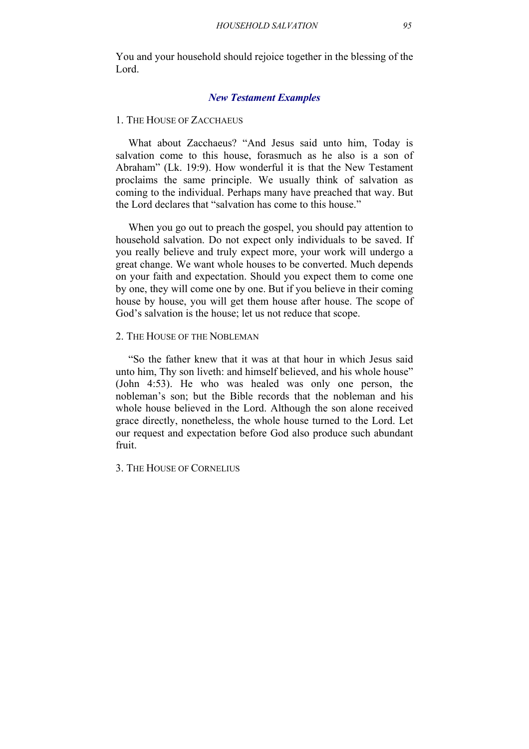You and your household should rejoice together in the blessing of the Lord.

## *New Testament Examples*

### 1. The House of Zacchaeus

What about Zacchaeus? "And Jesus said unto him, Today is salvation come to this house, forasmuch as he also is a son of Abraham" (Lk. 19:9). How wonderful it is that the New Testament proclaims the same principle. We usually think of salvation as coming to the individual. Perhaps many have preached that way. But the Lord declares that "salvation has come to this house."

When you go out to preach the gospel, you should pay attention to household salvation. Do not expect only individuals to be saved. If you really believe and truly expect more, your work will undergo a great change. We want whole houses to be converted. Much depends on your faith and expectation. Should you expect them to come one by one, they will come one by one. But if you believe in their coming house by house, you will get them house after house. The scope of God's salvation is the house; let us not reduce that scope.

### 2. The House of the Nobleman

"So the father knew that it was at that hour in which Jesus said unto him, Thy son liveth: and himself believed, and his whole house" (John 4:53). He who was healed was only one person, the nobleman's son; but the Bible records that the nobleman and his whole house believed in the Lord. Although the son alone received grace directly, nonetheless, the whole house turned to the Lord. Let our request and expectation before God also produce such abundant fruit.

### 3. The House of Cornelius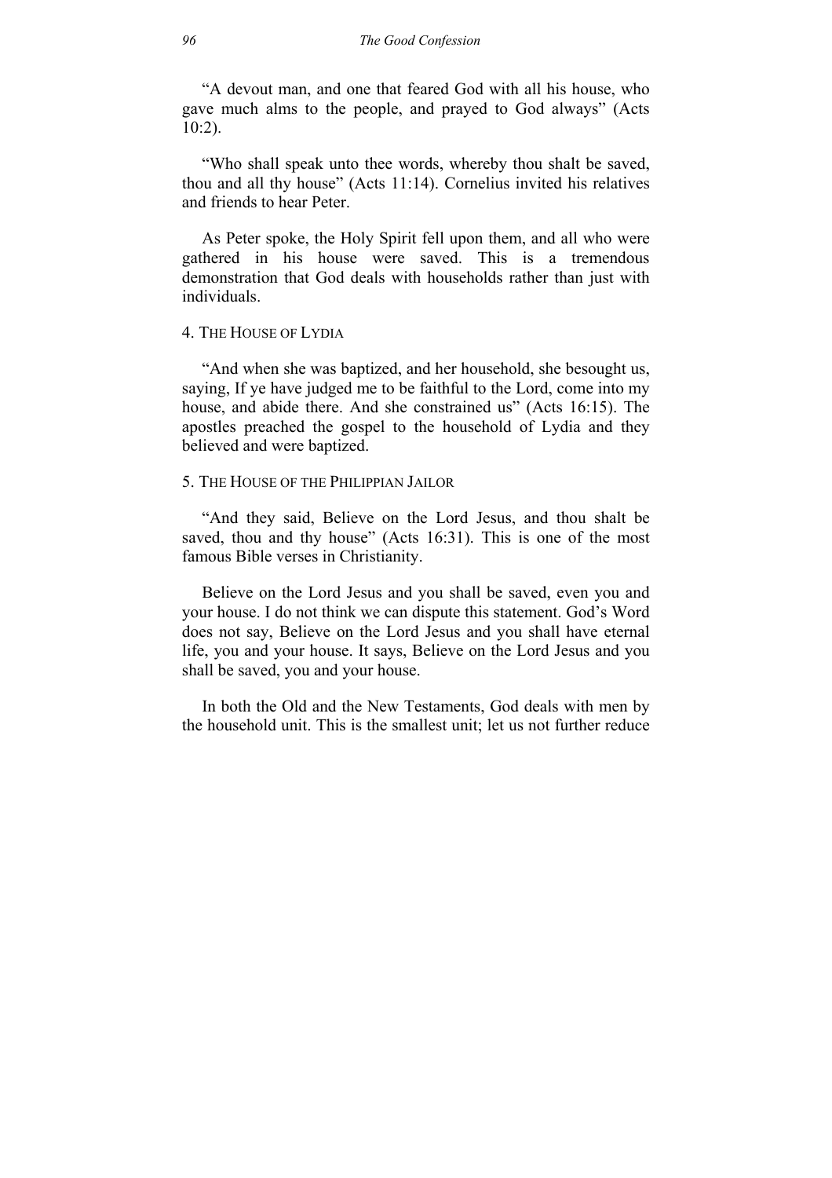"A devout man, and one that feared God with all his house, who gave much alms to the people, and prayed to God always" (Acts 10:2).

"Who shall speak unto thee words, whereby thou shalt be saved, thou and all thy house" (Acts 11:14). Cornelius invited his relatives and friends to hear Peter.

As Peter spoke, the Holy Spirit fell upon them, and all who were gathered in his house were saved. This is a tremendous demonstration that God deals with households rather than just with individuals.

### 4. The House of Lydia

"And when she was baptized, and her household, she besought us, saying, If ye have judged me to be faithful to the Lord, come into my house, and abide there. And she constrained us" (Acts 16:15). The apostles preached the gospel to the household of Lydia and they believed and were baptized.

### 5. The House of the Philippian Jailor

"And they said, Believe on the Lord Jesus, and thou shalt be saved, thou and thy house" (Acts 16:31). This is one of the most famous Bible verses in Christianity.

Believe on the Lord Jesus and you shall be saved, even you and your house. I do not think we can dispute this statement. God's Word does not say, Believe on the Lord Jesus and you shall have eternal life, you and your house. It says, Believe on the Lord Jesus and you shall be saved, you and your house.

In both the Old and the New Testaments, God deals with men by the household unit. This is the smallest unit; let us not further reduce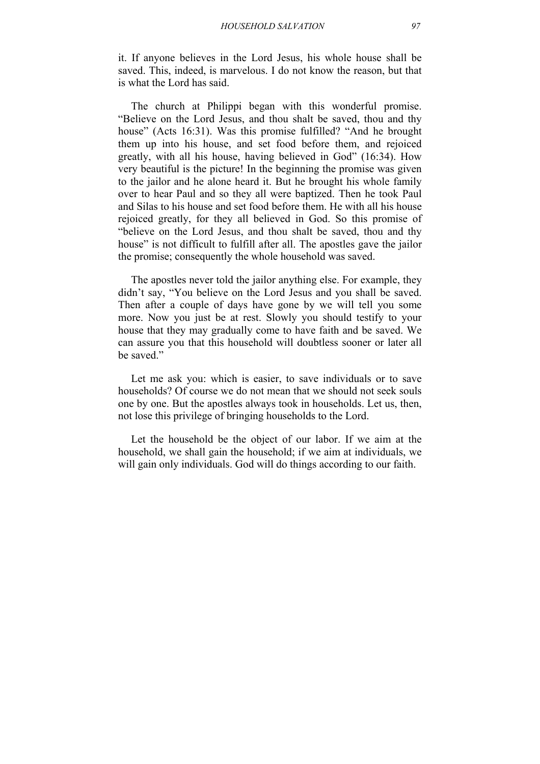it. If anyone believes in the Lord Jesus, his whole house shall be saved. This, indeed, is marvelous. I do not know the reason, but that is what the Lord has said.

The church at Philippi began with this wonderful promise. "Believe on the Lord Jesus, and thou shalt be saved, thou and thy house" (Acts 16:31). Was this promise fulfilled? "And he brought them up into his house, and set food before them, and rejoiced greatly, with all his house, having believed in God" (16:34). How very beautiful is the picture! In the beginning the promise was given to the jailor and he alone heard it. But he brought his whole family over to hear Paul and so they all were baptized. Then he took Paul and Silas to his house and set food before them. He with all his house rejoiced greatly, for they all believed in God. So this promise of "believe on the Lord Jesus, and thou shalt be saved, thou and thy house" is not difficult to fulfill after all. The apostles gave the jailor the promise; consequently the whole household was saved.

The apostles never told the jailor anything else. For example, they didn't say, "You believe on the Lord Jesus and you shall be saved. Then after a couple of days have gone by we will tell you some more. Now you just be at rest. Slowly you should testify to your house that they may gradually come to have faith and be saved. We can assure you that this household will doubtless sooner or later all be saved."

Let me ask you: which is easier, to save individuals or to save households? Of course we do not mean that we should not seek souls one by one. But the apostles always took in households. Let us, then, not lose this privilege of bringing households to the Lord.

Let the household be the object of our labor. If we aim at the household, we shall gain the household; if we aim at individuals, we will gain only individuals. God will do things according to our faith.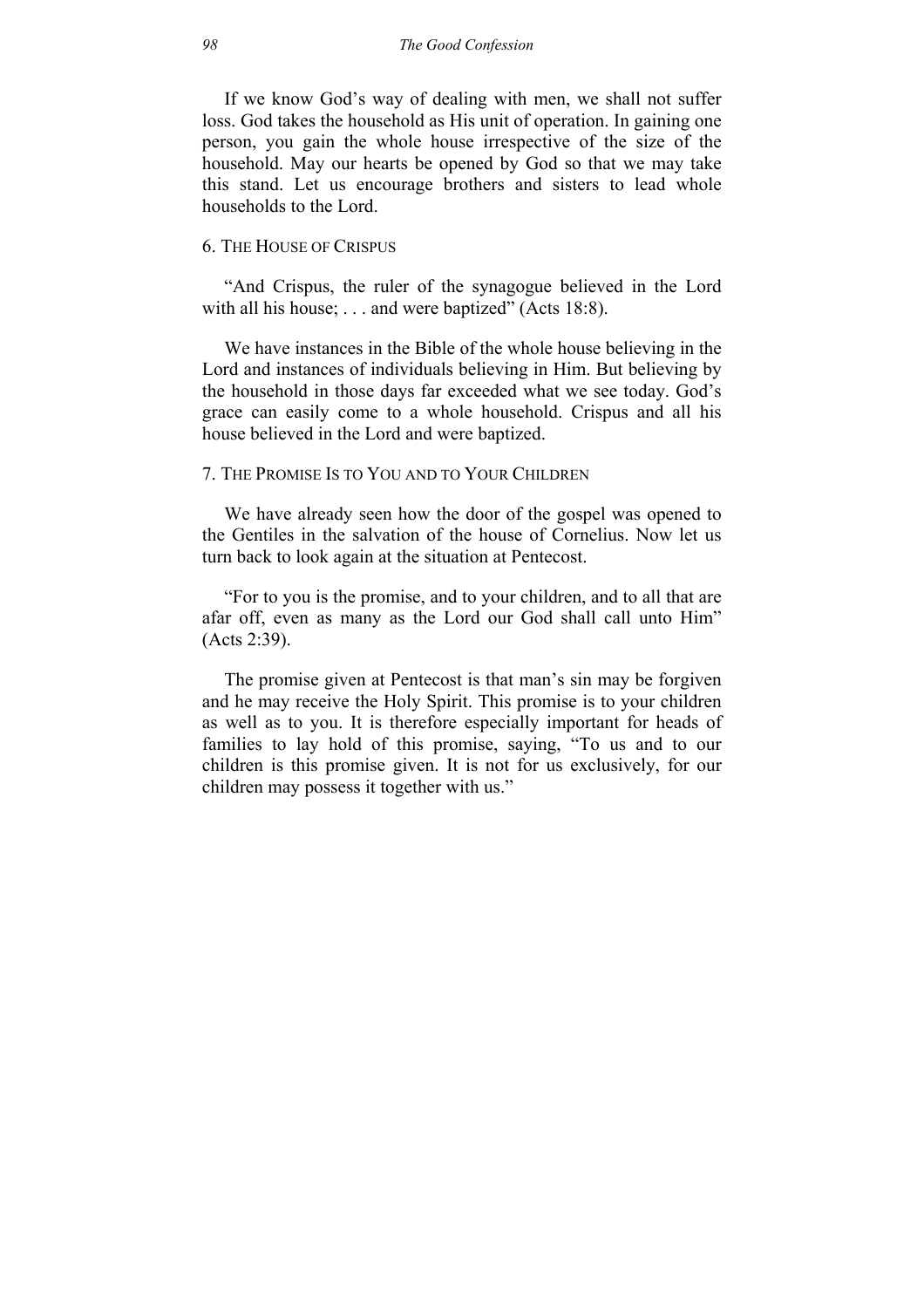If we know God's way of dealing with men, we shall not suffer loss. God takes the household as His unit of operation. In gaining one person, you gain the whole house irrespective of the size of the household. May our hearts be opened by God so that we may take this stand. Let us encourage brothers and sisters to lead whole households to the Lord.

### 6. The House of Crispus

"And Crispus, the ruler of the synagogue believed in the Lord with all his house; . . . and were baptized" (Acts 18:8).

We have instances in the Bible of the whole house believing in the Lord and instances of individuals believing in Him. But believing by the household in those days far exceeded what we see today. God's grace can easily come to a whole household. Crispus and all his house believed in the Lord and were baptized.

### 7. The Promise Is to You and to Your Children

We have already seen how the door of the gospel was opened to the Gentiles in the salvation of the house of Cornelius. Now let us turn back to look again at the situation at Pentecost.

"For to you is the promise, and to your children, and to all that are afar off, even as many as the Lord our God shall call unto Him" (Acts 2:39).

The promise given at Pentecost is that man's sin may be forgiven and he may receive the Holy Spirit. This promise is to your children as well as to you. It is therefore especially important for heads of families to lay hold of this promise, saying, "To us and to our children is this promise given. It is not for us exclusively, for our children may possess it together with us."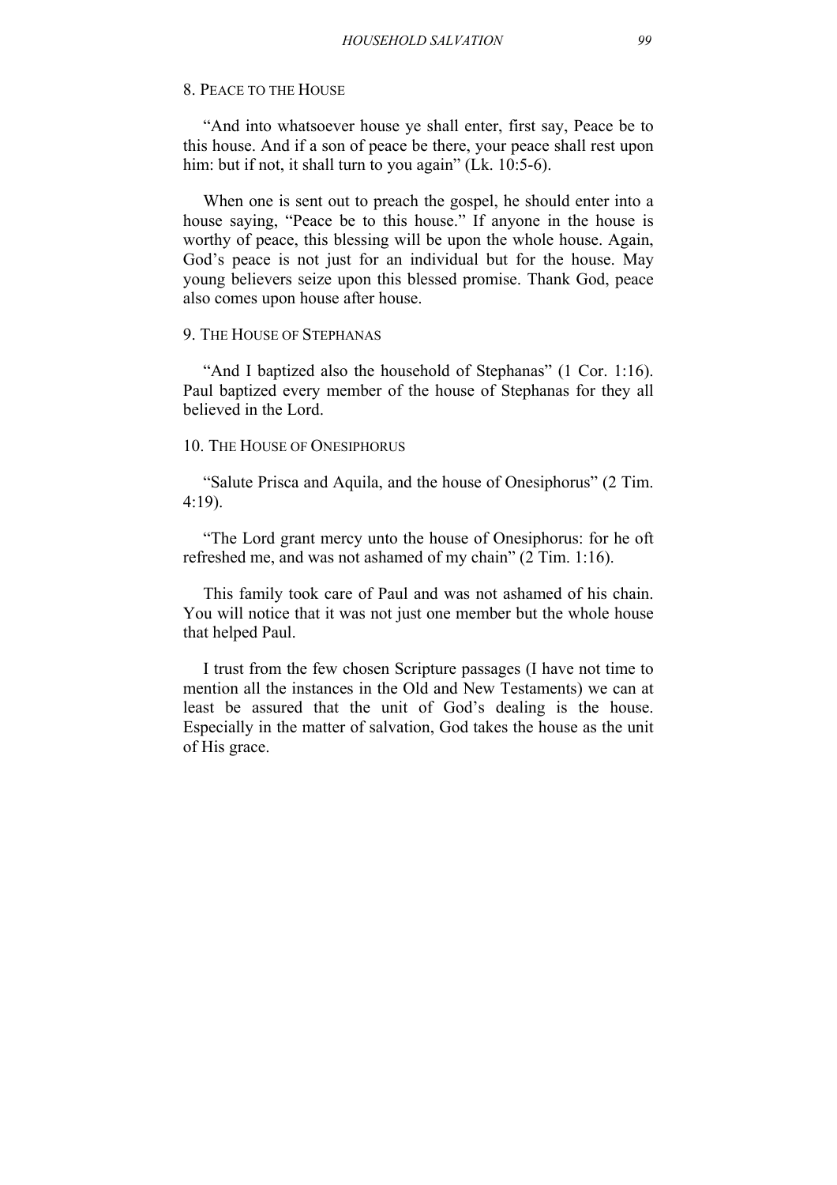### 8. Peace to the House

"And into whatsoever house ye shall enter, first say, Peace be to this house. And if a son of peace be there, your peace shall rest upon him: but if not, it shall turn to you again" (Lk. 10:5-6).

When one is sent out to preach the gospel, he should enter into a house saying, "Peace be to this house." If anyone in the house is worthy of peace, this blessing will be upon the whole house. Again, God's peace is not just for an individual but for the house. May young believers seize upon this blessed promise. Thank God, peace also comes upon house after house.

### 9. The House of Stephanas

"And I baptized also the household of Stephanas" (1 Cor. 1:16). Paul baptized every member of the house of Stephanas for they all believed in the Lord.

### 10. The House of Onesiphorus

"Salute Prisca and Aquila, and the house of Onesiphorus" (2 Tim. 4:19).

"The Lord grant mercy unto the house of Onesiphorus: for he oft refreshed me, and was not ashamed of my chain" (2 Tim. 1:16).

This family took care of Paul and was not ashamed of his chain. You will notice that it was not just one member but the whole house that helped Paul.

I trust from the few chosen Scripture passages (I have not time to mention all the instances in the Old and New Testaments) we can at least be assured that the unit of God's dealing is the house. Especially in the matter of salvation, God takes the house as the unit of His grace.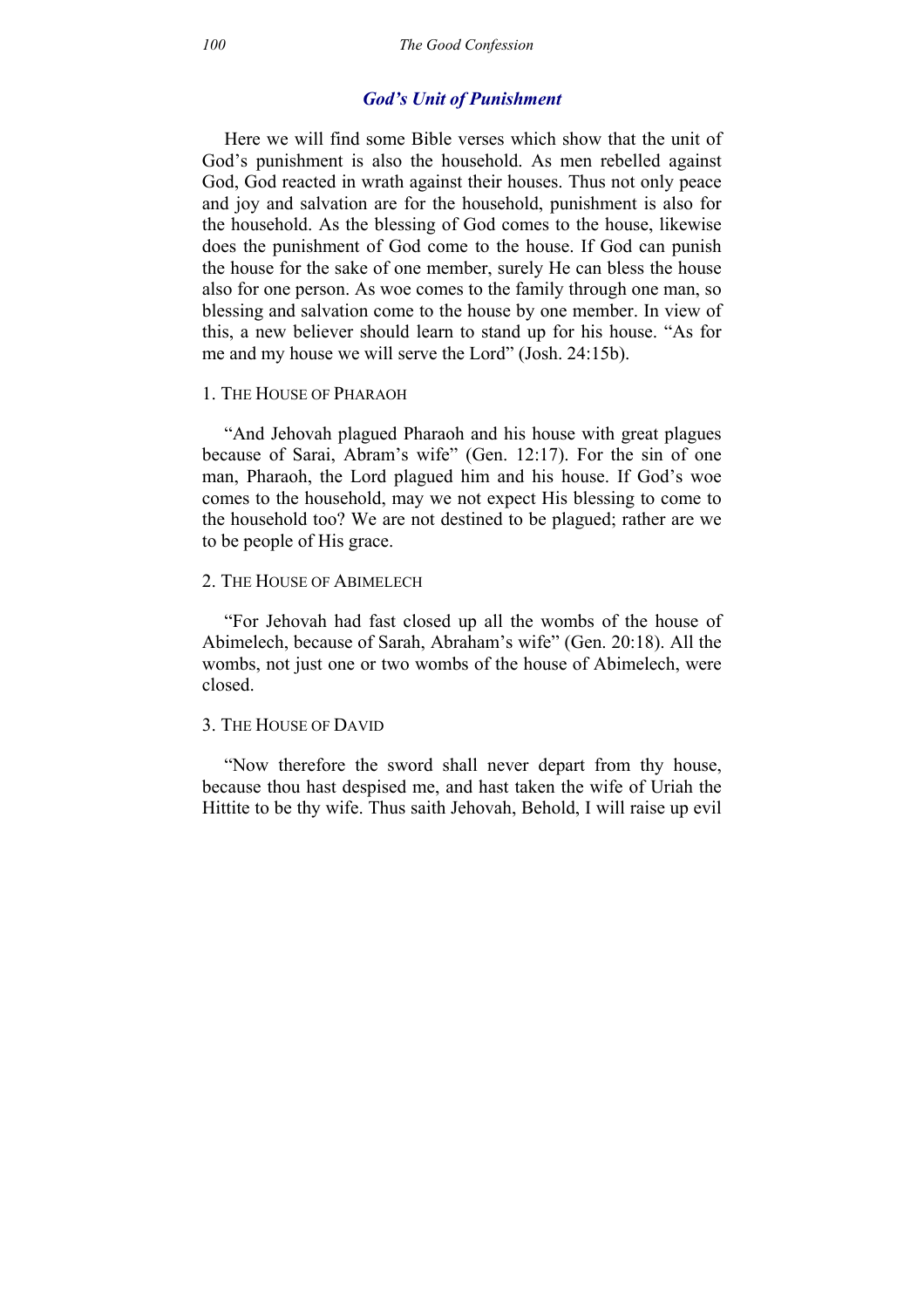## *God's Unit of Punishment*

Here we will find some Bible verses which show that the unit of God's punishment is also the household. As men rebelled against God, God reacted in wrath against their houses. Thus not only peace and joy and salvation are for the household, punishment is also for the household. As the blessing of God comes to the house, likewise does the punishment of God come to the house. If God can punish the house for the sake of one member, surely He can bless the house also for one person. As woe comes to the family through one man, so blessing and salvation come to the house by one member. In view of this, a new believer should learn to stand up for his house. "As for me and my house we will serve the Lord" (Josh. 24:15b).

### 1. The House of Pharaoh

"And Jehovah plagued Pharaoh and his house with great plagues because of Sarai, Abram's wife" (Gen. 12:17). For the sin of one man, Pharaoh, the Lord plagued him and his house. If God's woe comes to the household, may we not expect His blessing to come to the household too? We are not destined to be plagued; rather are we to be people of His grace.

### 2. The House of Abimelech

"For Jehovah had fast closed up all the wombs of the house of Abimelech, because of Sarah, Abraham's wife" (Gen. 20:18). All the wombs, not just one or two wombs of the house of Abimelech, were closed.

### 3. The House of David

"Now therefore the sword shall never depart from thy house, because thou hast despised me, and hast taken the wife of Uriah the Hittite to be thy wife. Thus saith Jehovah, Behold, I will raise up evil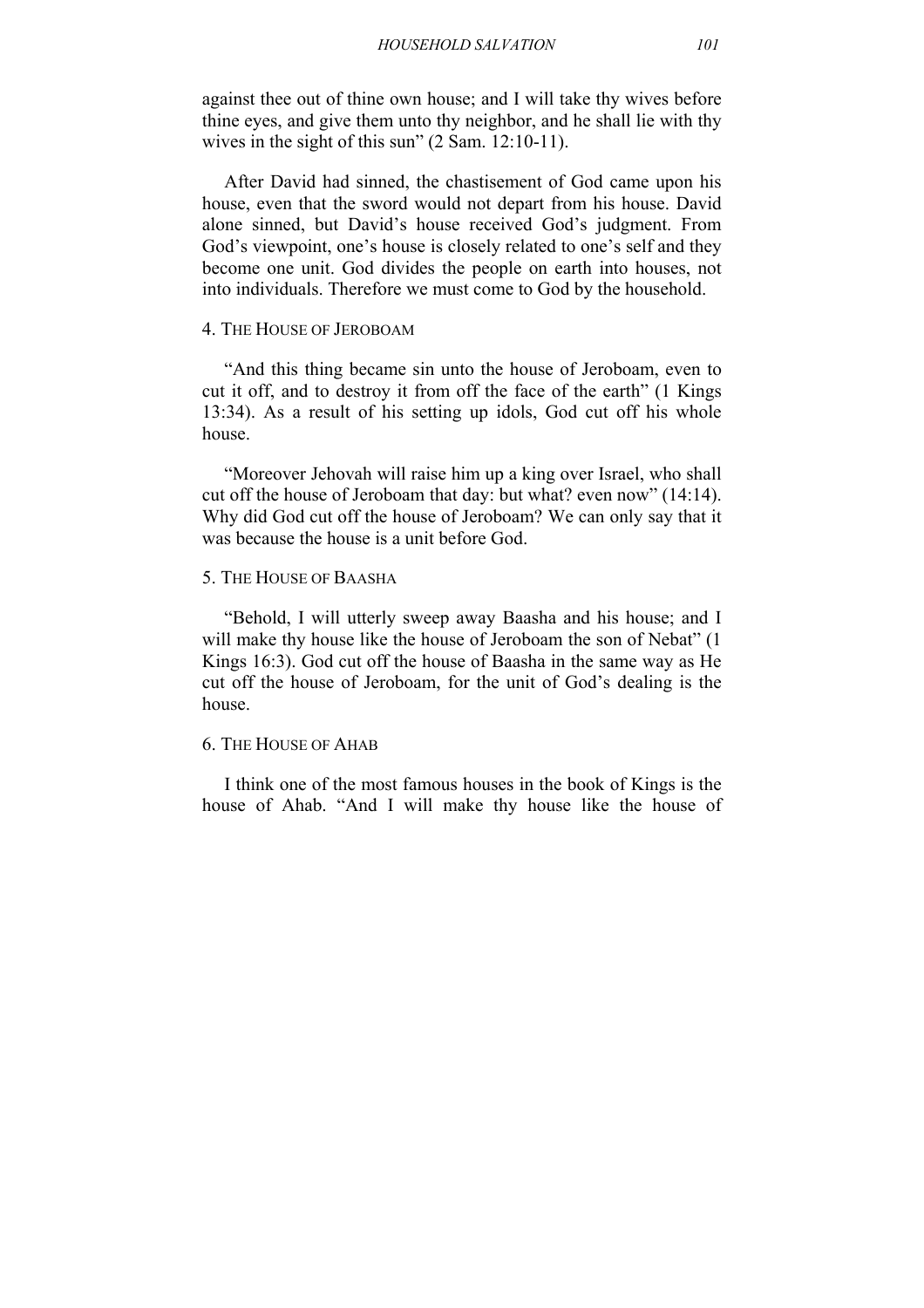against thee out of thine own house; and I will take thy wives before thine eyes, and give them unto thy neighbor, and he shall lie with thy wives in the sight of this sun" (2 Sam. 12:10-11).

After David had sinned, the chastisement of God came upon his house, even that the sword would not depart from his house. David alone sinned, but David's house received God's judgment. From God's viewpoint, one's house is closely related to one's self and they become one unit. God divides the people on earth into houses, not into individuals. Therefore we must come to God by the household.

### 4. The House of Jeroboam

"And this thing became sin unto the house of Jeroboam, even to cut it off, and to destroy it from off the face of the earth" (1 Kings 13:34). As a result of his setting up idols, God cut off his whole house.

"Moreover Jehovah will raise him up a king over Israel, who shall cut off the house of Jeroboam that day: but what? even now" (14:14). Why did God cut off the house of Jeroboam? We can only say that it was because the house is a unit before God.

### 5. The House of Baasha

"Behold, I will utterly sweep away Baasha and his house; and I will make thy house like the house of Jeroboam the son of Nebat" (1 Kings 16:3). God cut off the house of Baasha in the same way as He cut off the house of Jeroboam, for the unit of God's dealing is the house.

### 6. The House of Ahab

I think one of the most famous houses in the book of Kings is the house of Ahab. "And I will make thy house like the house of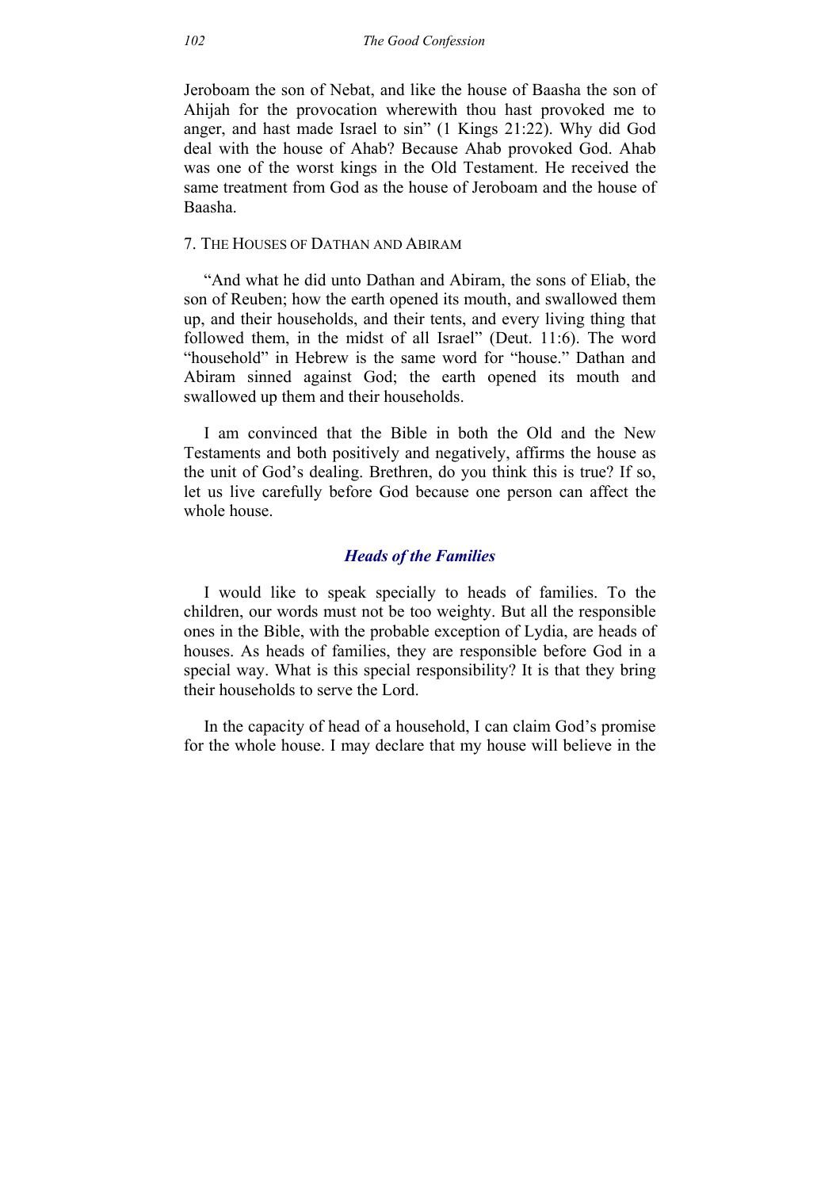Jeroboam the son of Nebat, and like the house of Baasha the son of Ahijah for the provocation wherewith thou hast provoked me to anger, and hast made Israel to sin" (1 Kings 21:22). Why did God deal with the house of Ahab? Because Ahab provoked God. Ahab was one of the worst kings in the Old Testament. He received the same treatment from God as the house of Jeroboam and the house of Baasha.

### 7. The Houses of Dathan and Abiram

"And what he did unto Dathan and Abiram, the sons of Eliab, the son of Reuben; how the earth opened its mouth, and swallowed them up, and their households, and their tents, and every living thing that followed them, in the midst of all Israel" (Deut. 11:6). The word "household" in Hebrew is the same word for "house." Dathan and Abiram sinned against God; the earth opened its mouth and swallowed up them and their households.

I am convinced that the Bible in both the Old and the New Testaments and both positively and negatively, affirms the house as the unit of God's dealing. Brethren, do you think this is true? If so, let us live carefully before God because one person can affect the whole house.

## *Heads of the Families*

I would like to speak specially to heads of families. To the children, our words must not be too weighty. But all the responsible ones in the Bible, with the probable exception of Lydia, are heads of houses. As heads of families, they are responsible before God in a special way. What is this special responsibility? It is that they bring their households to serve the Lord.

In the capacity of head of a household, I can claim God's promise for the whole house. I may declare that my house will believe in the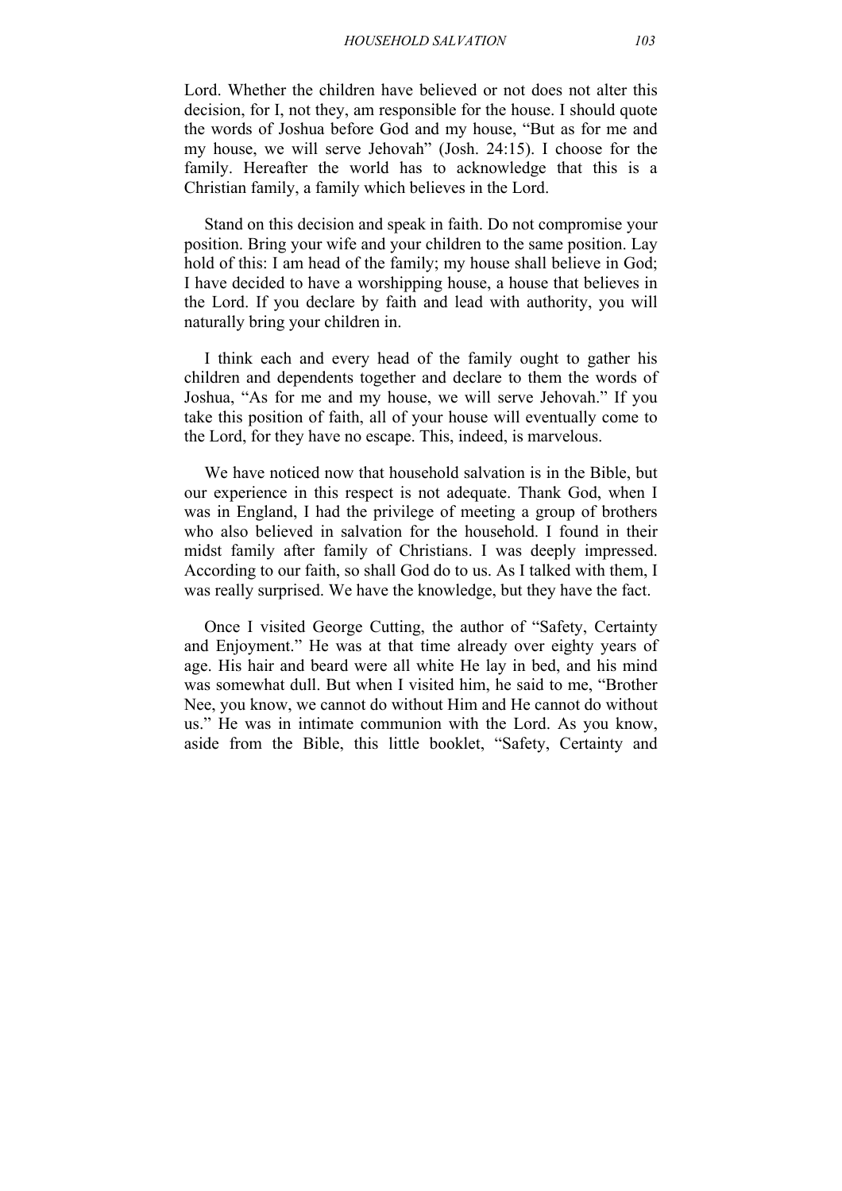Lord. Whether the children have believed or not does not alter this decision, for I, not they, am responsible for the house. I should quote the words of Joshua before God and my house, “But as for me and my house, we will serve Jehovah” (Josh. 24:15). I choose for the family. Hereafter the world has to acknowledge that this is a Christian family, a family which believes in the Lord.

Stand on this decision and speak in faith. Do not compromise your position. Bring your wife and your children to the same position. Lay hold of this: I am head of the family; my house shall believe in God; I have decided to have a worshipping house, a house that believes in the Lord. If you declare by faith and lead with authority, you will naturally bring your children in.

I think each and every head of the family ought to gather his children and dependents together and declare to them the words of Joshua, “As for me and my house, we will serve Jehovah.” If you take this position of faith, all of your house will eventually come to the Lord, for they have no escape. This, indeed, is marvelous.

We have noticed now that household salvation is in the Bible, but our experience in this respect is not adequate. Thank God, when I was in England, I had the privilege of meeting a group of brothers who also believed in salvation for the household. I found in their midst family after family of Christians. I was deeply impressed. According to our faith, so shall God do to us. As I talked with them, I was really surprised. We have the knowledge, but they have the fact.

Once I visited George Cutting, the author of “Safety, Certainty and Enjoyment.” He was at that time already over eighty years of age. His hair and beard were all white He lay in bed, and his mind was somewhat dull. But when I visited him, he said to me, “Brother Nee, you know, we cannot do without Him and He cannot do without us.” He was in intimate communion with the Lord. As you know, aside from the Bible, this little booklet, “Safety, Certainty and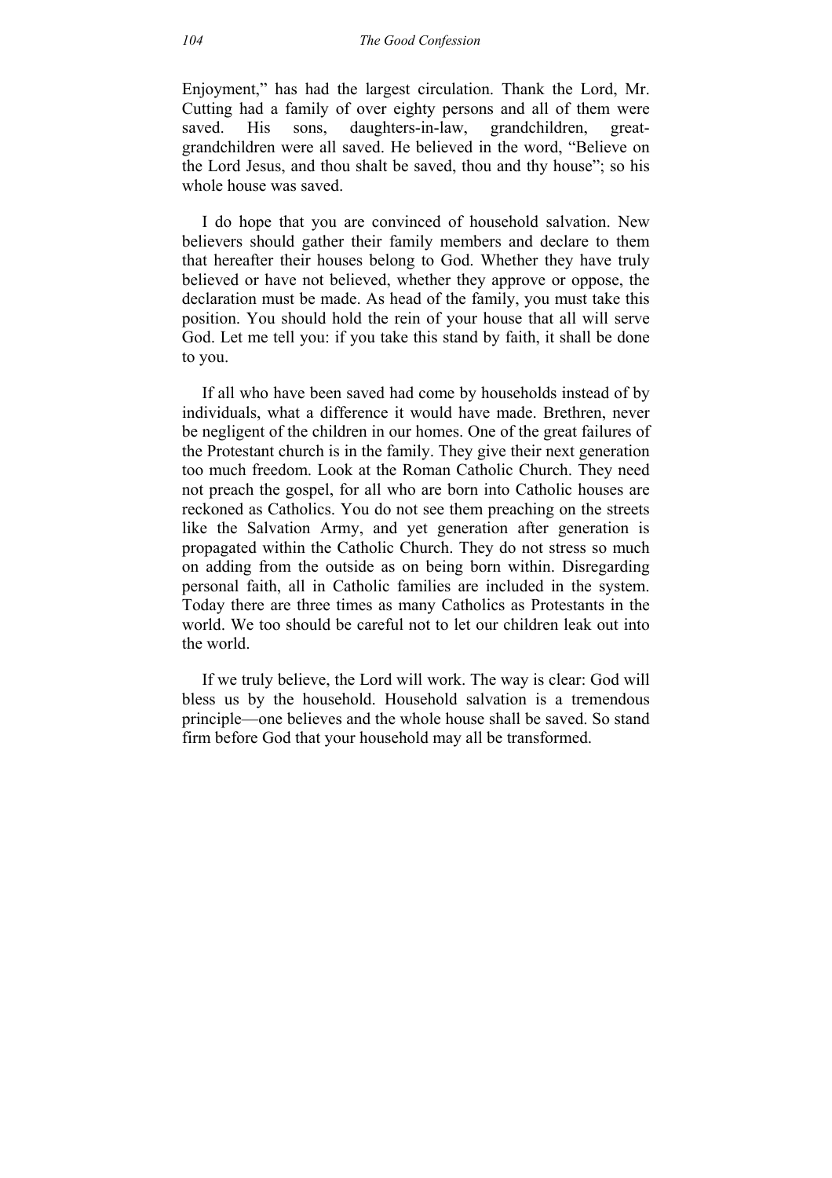Enjoyment," has had the largest circulation. Thank the Lord, Mr. Cutting had a family of over eighty persons and all of them were saved. His sons, daughters-in-law, grandchildren, great-grandchildren were all saved. He believed in the word, "Believe on the Lord Jesus, and thou shalt be saved, thou and thy house"; so his whole house was saved.

I do hope that you are convinced of household salvation. New believers should gather their family members and declare to them that hereafter their houses belong to God. Whether they have truly believed or have not believed, whether they approve or oppose, the declaration must be made. As head of the family, you must take this position. You should hold the rein of your house that all will serve God. Let me tell you: if you take this stand by faith, it shall be done to you.

If all who have been saved had come by households instead of by individuals, what a difference it would have made. Brethren, never be negligent of the children in our homes. One of the great failures of the Protestant church is in the family. They give their next generation too much freedom. Look at the Roman Catholic Church. They need not preach the gospel, for all who are born into Catholic houses are reckoned as Catholics. You do not see them preaching on the streets like the Salvation Army, and yet generation after generation is propagated within the Catholic Church. They do not stress so much on adding from the outside as on being born within. Disregarding personal faith, all in Catholic families are included in the system. Today there are three times as many Catholics as Protestants in the world. We too should be careful not to let our children leak out into the world.

If we truly believe, the Lord will work. The way is clear: God will bless us by the household. Household salvation is a tremendous principle—one believes and the whole house shall be saved. So stand firm before God that your household may all be transformed.